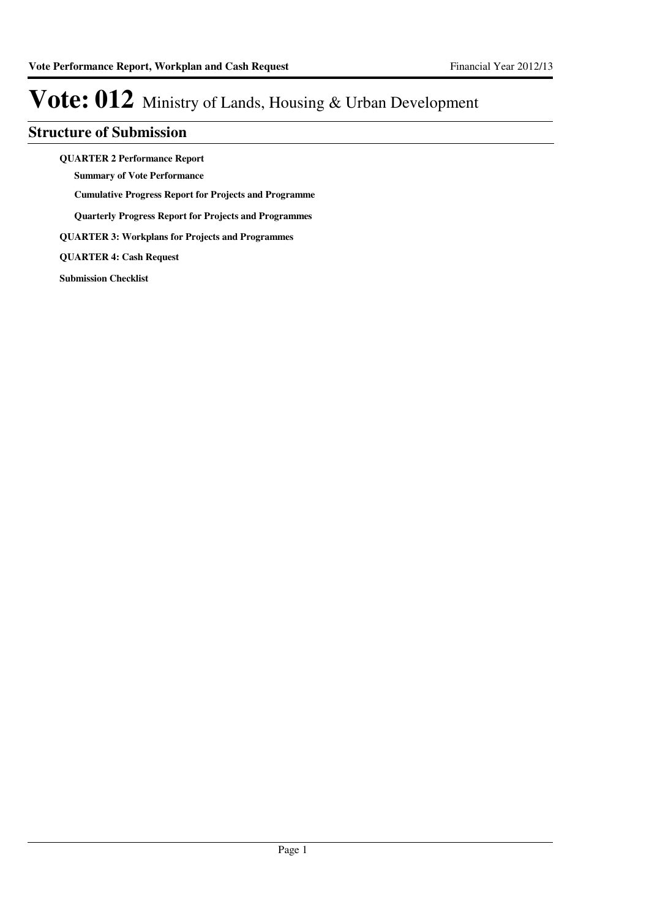# Vote: 012 Ministry of Lands, Housing & Urban Development

## Structure of Submission

**QUARTER 2 Performance Report**

- **Summary of Vote Performance**
- **Cumulative Progress Report for Projects and Programme**
- **Quarterly Progress Report for Projects and Programmes**

**QUARTER 3: Workplans for Projects and Programmes**

**QUARTER 4: Cash Request**

**Submission Checklist**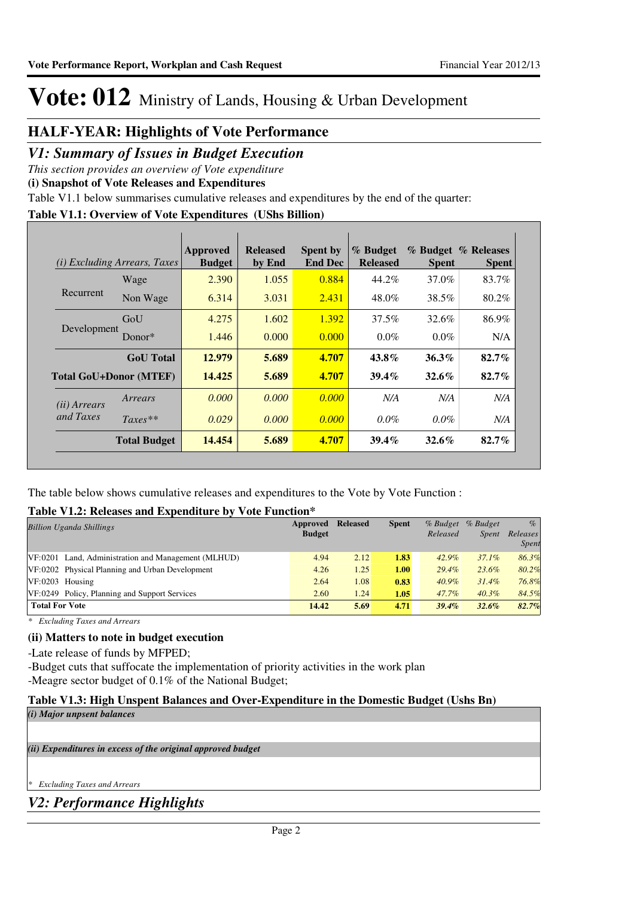# Vote: 012 Ministry of Lands, Housing & Urban Development

## HALF-YEAR: Highlights of Vote Performance

## *V1: Summary of Issues in Budget Execution*

*This section provides an overview of Vote expenditure*

**(i) Snapshot of Vote Releases and Expenditures**

Table V1.1 below summarises cumulative releases and expenditures by the end of the quarter:

**Table V1.1: Overview of Vote Expenditures (UShs Billion)**

| *(i) Excluding Arrears, Taxes* | | Approved Budget | Released by End | Spent by End Dec | % Budget Released | % Budget Spent | % Releases Spent |
|---|---|---|---|---|---|---|---|
| Recurrent | Wage | 2.390 | 1.055 | 0.884 | 44.2% | 37.0% | 83.7% |
| | Non Wage | 6.314 | 3.031 | 2.431 | 48.0% | 38.5% | 80.2% |
| Development | GoU | 4.275 | 1.602 | 1.392 | 37.5% | 32.6% | 86.9% |
| | Donor* | 1.446 | 0.000 | 0.000 | 0.0% | 0.0% | N/A |
| | **GoU Total** | **12.979** | **5.689** | **4.707** | **43.8%** | **36.3%** | **82.7%** |
| **Total GoU+Donor (MTEF)** | | **14.425** | **5.689** | **4.707** | **39.4%** | **32.6%** | **82.7%** |
| *(ii) Arrears and Taxes* | *Arrears* | *0.000* | *0.000* | *0.000* | *N/A* | *N/A* | *N/A* |
| | *Taxes*** | *0.029* | *0.000* | *0.000* | *0.0%* | *0.0%* | *N/A* |
| | **Total Budget** | **14.454** | **5.689** | **4.707** | **39.4%** | **32.6%** | **82.7%** |

The table below shows cumulative releases and expenditures to the Vote by Vote Function :

**Table V1.2: Releases and Expenditure by Vote Function***

| *Billion Uganda Shillings* | Approved Budget | Released | Spent | *% Budget Released* | *% Budget Spent* | *% Releases Spent* |
|---|---|---|---|---|---|---|
| VF:0201 Land, Administration and Management (MLHUD) | 4.94 | 2.12 | **1.83** | *42.9%* | *37.1%* | *86.3%* |
| VF:0202 Physical Planning and Urban Development | 4.26 | 1.25 | **1.00** | *29.4%* | *23.6%* | *80.2%* |
| VF:0203 Housing | 2.64 | 1.08 | **0.83** | *40.9%* | *31.4%* | *76.8%* |
| VF:0249 Policy, Planning and Support Services | 2.60 | 1.24 | **1.05** | *47.7%* | *40.3%* | *84.5%* |
| **Total For Vote** | **14.42** | **5.69** | **4.71** | ***39.4%*** | ***32.6%*** | ***82.7%*** |

*\* Excluding Taxes and Arrears*

**(ii) Matters to note in budget execution**

-Late release of funds by MFPED;

-Budget cuts that suffocate the implementation of priority activities in the work plan

-Meagre sector budget of 0.1% of the National Budget;

**Table V1.3: High Unspent Balances and Over-Expenditure in the Domestic Budget (Ushs Bn)**

***(i) Major unpsent balances***

***(ii) Expenditures in excess of the original approved budget***

*\* Excluding Taxes and Arrears*

## *V2: Performance Highlights*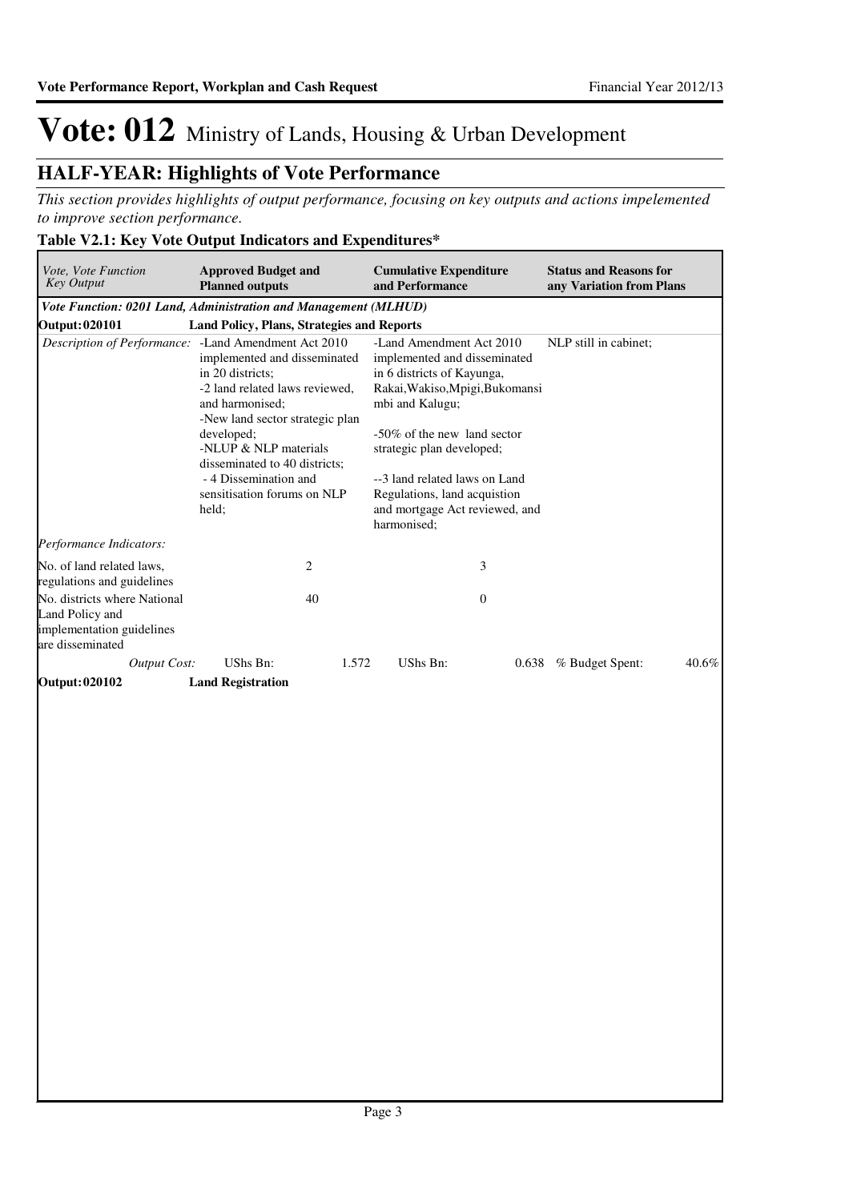# Vote: 012 Ministry of Lands, Housing & Urban Development

## HALF-YEAR: Highlights of Vote Performance

*This section provides highlights of output performance, focusing on key outputs and actions impelemented to improve section performance.*

**Table V2.1: Key Vote Output Indicators and Expenditures\***

| *Vote, Vote Function Key Output* | **Approved Budget and Planned outputs** | **Cumulative Expenditure and Performance** | **Status and Reasons for any Variation from Plans** |
|---|---|---|---|
| ***Vote Function: 0201 Land, Administration and Management (MLHUD)*** | | | |
| **Output: 020101** | **Land Policy, Plans, Strategies and Reports** | | |
| *Description of Performance:* | -Land Amendment Act 2010 implemented and disseminated in 20 districts;<br>-2 land related laws reviewed, and harmonised;<br>-New land sector strategic plan developed;<br>-NLUP & NLP materials disseminated to 40 districts;<br>- 4 Dissemination and sensitisation forums on NLP held; | -Land Amendment Act 2010 implemented and disseminated in 6 districts of Kayunga, Rakai,Wakiso,Mpigi,Bukomansimbi and Kalugu;<br><br>-50% of the new land sector strategic plan developed;<br><br>--3 land related laws on Land Regulations, land acquistion and mortgage Act reviewed, and harmonised; | NLP still in cabinet; |
| *Performance Indicators:* | | | |
| No. of land related laws, regulations and guidelines | 2 | 3 | |
| No. districts where National Land Policy and implementation guidelines are disseminated | 40 | 0 | |
| *Output Cost:* | UShs Bn: 1.572 | UShs Bn: 0.638 | % Budget Spent: 40.6% |
| **Output: 020102** | **Land Registration** | | |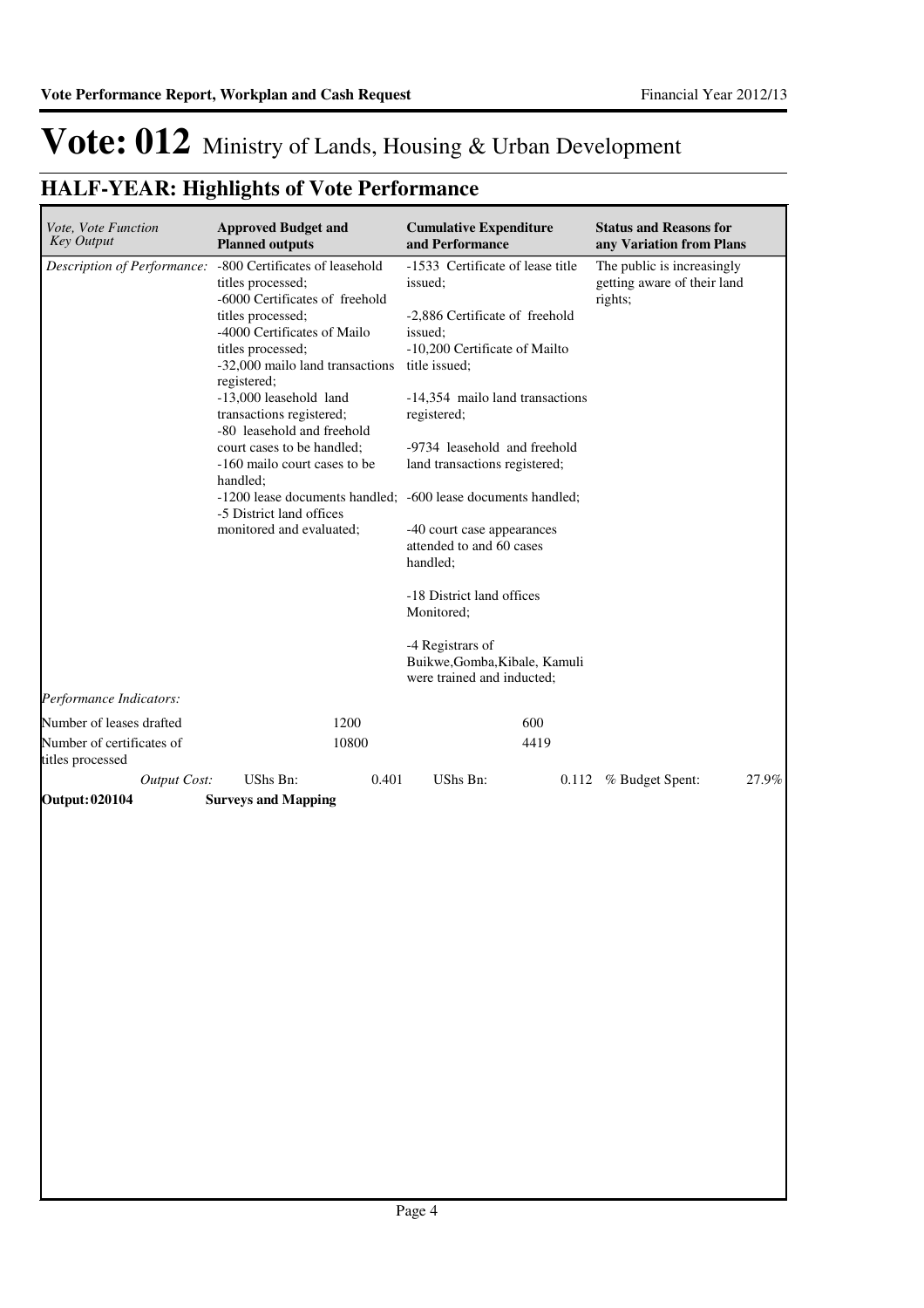# Vote: 012 Ministry of Lands, Housing & Urban Development

## HALF-YEAR: Highlights of Vote Performance

| *Vote, Vote Function Key Output* | **Approved Budget and Planned outputs** | **Cumulative Expenditure and Performance** | **Status and Reasons for any Variation from Plans** |
|---|---|---|---|
| *Description of Performance:* | -800 Certificates of leasehold titles processed;<br>-6000 Certificates of freehold titles processed;<br>-4000 Certificates of Mailo titles processed;<br>-32,000 mailo land transactions registered;<br>-13,000 leasehold land transactions registered;<br>-80 leasehold and freehold court cases to be handled;<br>-160 mailo court cases to be handled;<br>-1200 lease documents handled;<br>-5 District land offices monitored and evaluated; | -1533 Certificate of lease title issued;<br><br>-2,886 Certificate of freehold issued;<br>-10,200 Certificate of Mailto title issued;<br><br>-14,354 mailo land transactions registered;<br><br>-9734 leasehold and freehold land transactions registered;<br><br>-600 lease documents handled;<br><br>-40 court case appearances attended to and 60 cases handled;<br><br>-18 District land offices Monitored;<br><br>-4 Registrars of Buikwe,Gomba,Kibale, Kamuli were trained and inducted; | The public is increasingly getting aware of their land rights; |
| *Performance Indicators:* | | | |
| Number of leases drafted | 1200 | 600 | |
| Number of certificates of titles processed | 10800 | 4419 | |
| *Output Cost:* | UShs Bn: 0.401 | UShs Bn: 0.112 | % Budget Spent: 27.9% |
| **Output: 020104** | **Surveys and Mapping** | | |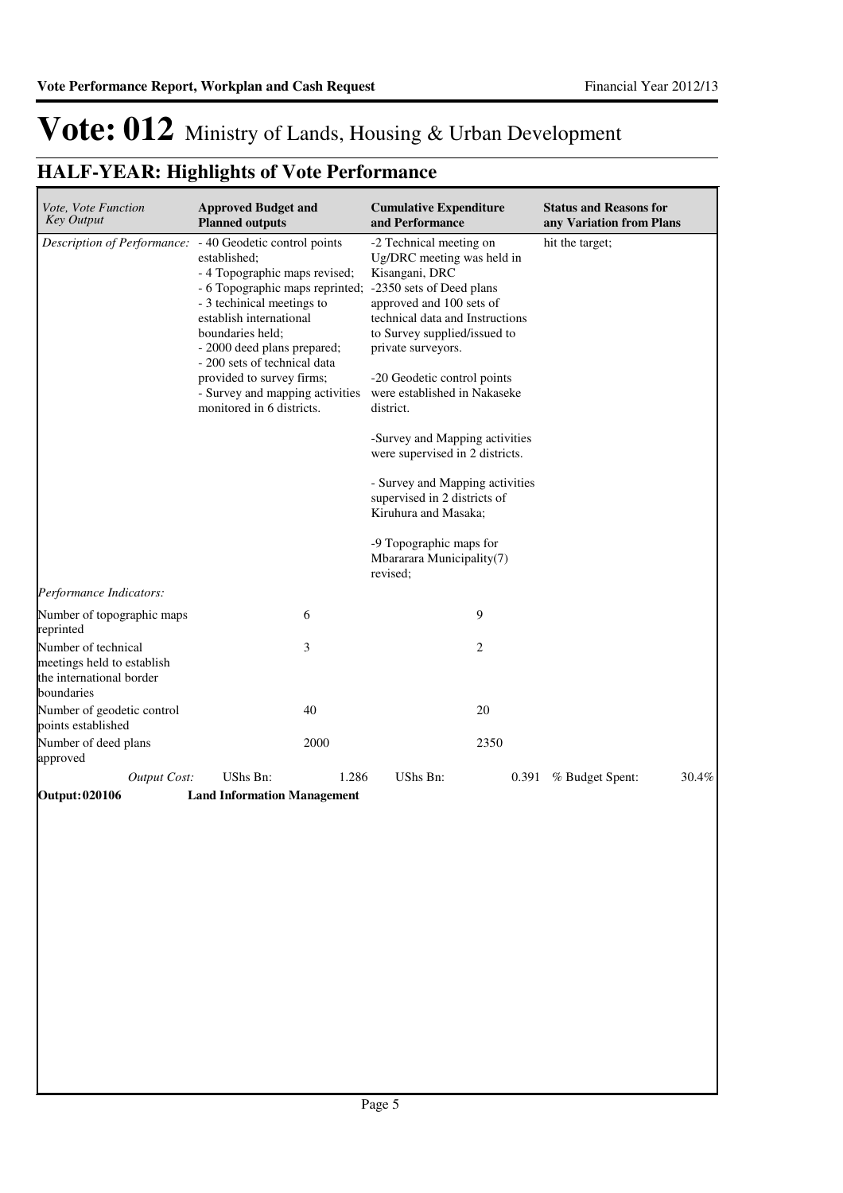# Vote: 012 Ministry of Lands, Housing & Urban Development

## HALF-YEAR: Highlights of Vote Performance

| *Vote, Vote Function Key Output* | **Approved Budget and Planned outputs** | **Cumulative Expenditure and Performance** | **Status and Reasons for any Variation from Plans** |
|---|---|---|---|
| *Description of Performance:* | - 40 Geodetic control points established;<br>- 4 Topographic maps revised;<br>- 6 Topographic maps reprinted;<br>- 3 techinical meetings to establish international boundaries held;<br>- 2000 deed plans prepared;<br>- 200 sets of technical data provided to survey firms;<br>- Survey and mapping activities monitored in 6 districts. | -2 Technical meeting on Ug/DRC meeting was held in Kisangani, DRC<br>-2350 sets of Deed plans approved and 100 sets of technical data and Instructions to Survey supplied/issued to private surveyors.<br><br>-20 Geodetic control points were established in Nakaseke district.<br><br>-Survey and Mapping activities were supervised in 2 districts.<br><br>- Survey and Mapping activities supervised in 2 districts of Kiruhura and Masaka;<br><br>-9 Topographic maps for Mbararara Municipality(7) revised; | hit the target; |
| *Performance Indicators:* | | | |
| Number of topographic maps reprinted | 6 | 9 | |
| Number of technical meetings held to establish the international border boundaries | 3 | 2 | |
| Number of geodetic control points established | 40 | 20 | |
| Number of deed plans approved | 2000 | 2350 | |
| *Output Cost:* | UShs Bn: 1.286 | UShs Bn: 0.391 | % Budget Spent: 30.4% |
| **Output: 020106** | **Land Information Management** | | |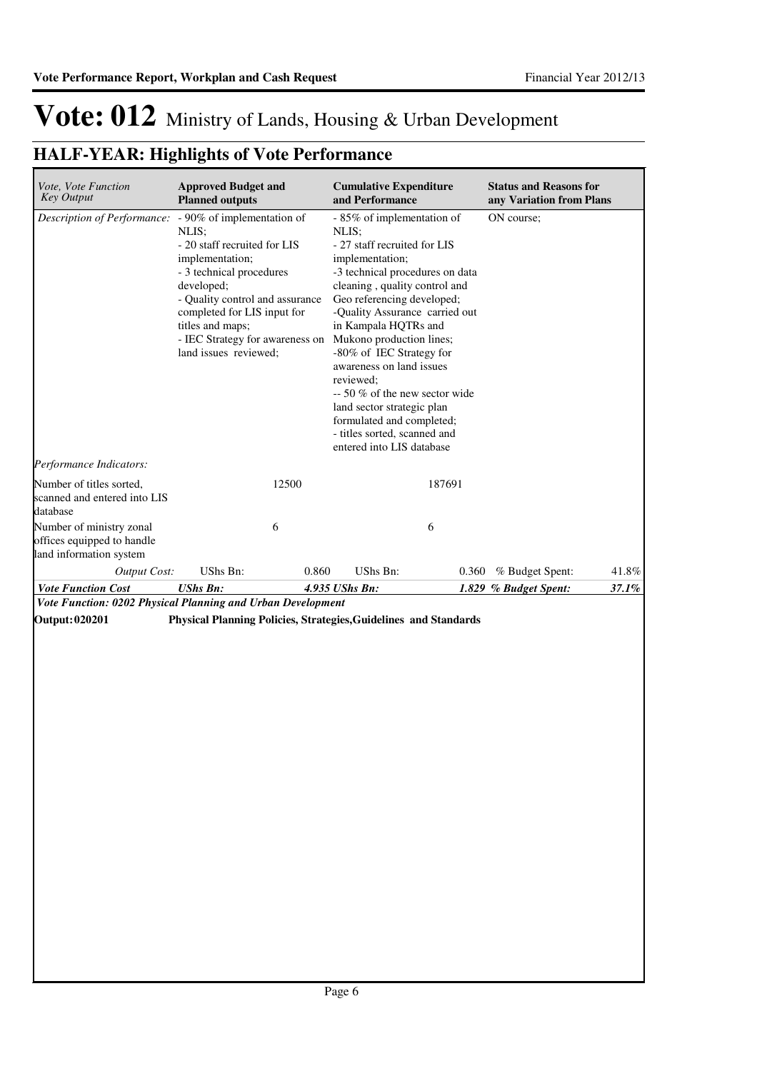# Vote: 012 Ministry of Lands, Housing & Urban Development

## HALF-YEAR: Highlights of Vote Performance

| *Vote, Vote Function Key Output* | **Approved Budget and Planned outputs** | | **Cumulative Expenditure and Performance** | | **Status and Reasons for any Variation from Plans** | |
|---|---|---|---|---|---|---|
| *Description of Performance:* | - 90% of implementation of NLIS;<br>- 20 staff recruited for LIS implementation;<br>- 3 technical procedures developed;<br>- Quality control and assurance completed for LIS input for titles and maps;<br>- IEC Strategy for awareness on land issues reviewed; | | - 85% of implementation of NLIS;<br>- 27 staff recruited for LIS implementation;<br>-3 technical procedures on data cleaning , quality control and Geo referencing developed;<br>-Quality Assurance carried out in Kampala HQTRs and Mukono production lines;<br>-80% of IEC Strategy for awareness on land issues reviewed;<br>-- 50 % of the new sector wide land sector strategic plan formulated and completed;<br>- titles sorted, scanned and entered into LIS database | | ON course; | |
| *Performance Indicators:* | | | | | | |
| Number of titles sorted, scanned and entered into LIS database | | 12500 | | 187691 | | |
| Number of ministry zonal offices equipped to handle land information system | | 6 | | 6 | | |
| *Output Cost:* | UShs Bn: | 0.860 | UShs Bn: | 0.360 | % Budget Spent: | 41.8% |
| ***Vote Function Cost*** | ***UShs Bn:*** | ***4.935*** | ***UShs Bn:*** | ***1.829*** | ***% Budget Spent:*** | ***37.1%*** |

***Vote Function: 0202 Physical Planning and Urban Development***

**Output: 020201 Physical Planning Policies, Strategies,Guidelines and Standards**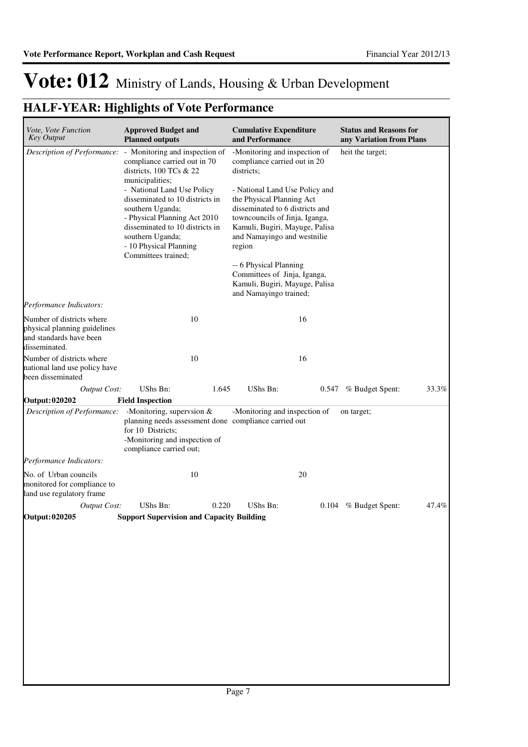# Vote: 012 Ministry of Lands, Housing & Urban Development

## HALF-YEAR: Highlights of Vote Performance

| *Vote, Vote Function Key Output* | **Approved Budget and Planned outputs** | | **Cumulative Expenditure and Performance** | | **Status and Reasons for any Variation from Plans** | |
|---|---|---|---|---|---|---|
| *Description of Performance:* | - Monitoring and inspection of compliance carried out in 70 districts, 100 TCs & 22 municipalities;<br>- National Land Use Policy disseminated to 10 districts in southern Uganda;<br>- Physical Planning Act 2010 disseminated to 10 districts in southern Uganda;<br>- 10 Physical Planning Committees trained; | | -Monitoring and inspection of compliance carried out in 20 districts;<br><br>- National Land Use Policy and the Physical Planning Act disseminated to 6 districts and towncouncils of Jinja, Iganga, Kamuli, Bugiri, Mayuge, Palisa and Namayingo and westnilie region<br><br>-- 6 Physical Planning Committees of Jinja, Iganga, Kamuli, Bugiri, Mayuge, Palisa and Namayingo trained; | | heit the target; | |
| *Performance Indicators:* | | | | | | |
| Number of districts where physical planning guidelines and standards have been disseminated. | | 10 | | 16 | | |
| Number of districts where national land use policy have been disseminated | | 10 | | 16 | | |
| *Output Cost:* | UShs Bn: | 1.645 | UShs Bn: | 0.547 | % Budget Spent: | 33.3% |
| **Output: 020202** | **Field Inspection** | | | | | |
| *Description of Performance:* | -Monitoring, supervsion & planning needs assessment done for 10 Districts;<br>-Monitoring and inspection of compliance carried out; | | -Monitoring and inspection of compliance carried out | | on target; | |
| *Performance Indicators:* | | | | | | |
| No. of Urban councils monitored for compliance to land use regulatory frame | | 10 | | 20 | | |
| *Output Cost:* | UShs Bn: | 0.220 | UShs Bn: | 0.104 | % Budget Spent: | 47.4% |
| **Output: 020205** | **Support Supervision and Capacity Building** | | | | | |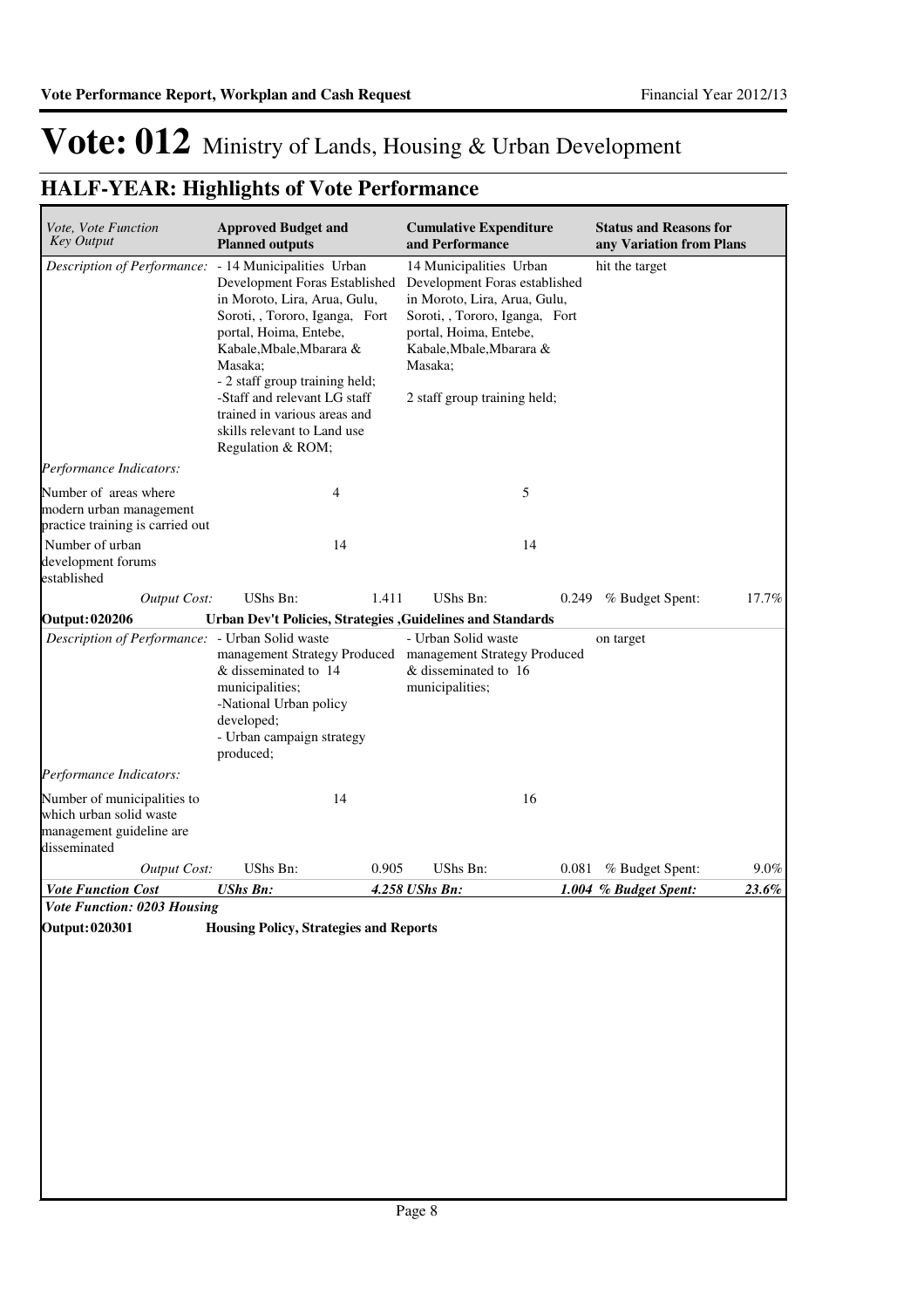# Vote: 012 Ministry of Lands, Housing & Urban Development

## HALF-YEAR: Highlights of Vote Performance

| *Vote, Vote Function Key Output* | **Approved Budget and Planned outputs** | | **Cumulative Expenditure and Performance** | | **Status and Reasons for any Variation from Plans** | |
|---|---|---|---|---|---|---|
| *Description of Performance:* | - 14 Municipalities Urban Development Foras Established in Moroto, Lira, Arua, Gulu, Soroti, , Tororo, Iganga, Fort portal, Hoima, Entebe, Kabale,Mbale,Mbarara & Masaka;<br>- 2 staff group training held;<br>-Staff and relevant LG staff trained in various areas and skills relevant to Land use Regulation & ROM; | | 14 Municipalities Urban Development Foras established in Moroto, Lira, Arua, Gulu, Soroti, , Tororo, Iganga, Fort portal, Hoima, Entebe, Kabale,Mbale,Mbarara & Masaka;<br><br>2 staff group training held; | | hit the target | |
| *Performance Indicators:* | | | | | | |
| Number of areas where modern urban management practice training is carried out | 4 | | 5 | | | |
| Number of urban development forums established | 14 | | 14 | | | |
| *Output Cost:* | UShs Bn: | 1.411 | UShs Bn: | 0.249 | % Budget Spent: | 17.7% |
| **Output: 020206** | **Urban Dev't Policies, Strategies ,Guidelines and Standards** | | | | | |
| *Description of Performance:* | - Urban Solid waste management Strategy Produced & disseminated to 14 municipalities;<br>-National Urban policy developed;<br>- Urban campaign strategy produced; | | - Urban Solid waste management Strategy Produced & disseminated to 16 municipalities; | | on target | |
| *Performance Indicators:* | | | | | | |
| Number of municipalities to which urban solid waste management guideline are disseminated | 14 | | 16 | | | |
| *Output Cost:* | UShs Bn: | 0.905 | UShs Bn: | 0.081 | % Budget Spent: | 9.0% |
| ***Vote Function Cost*** | ***UShs Bn:*** | ***4.258*** | ***UShs Bn:*** | ***1.004*** | ***% Budget Spent:*** | ***23.6%*** |
| ***Vote Function: 0203 Housing*** | | | | | | |
| **Output: 020301** | **Housing Policy, Strategies and Reports** | | | | | |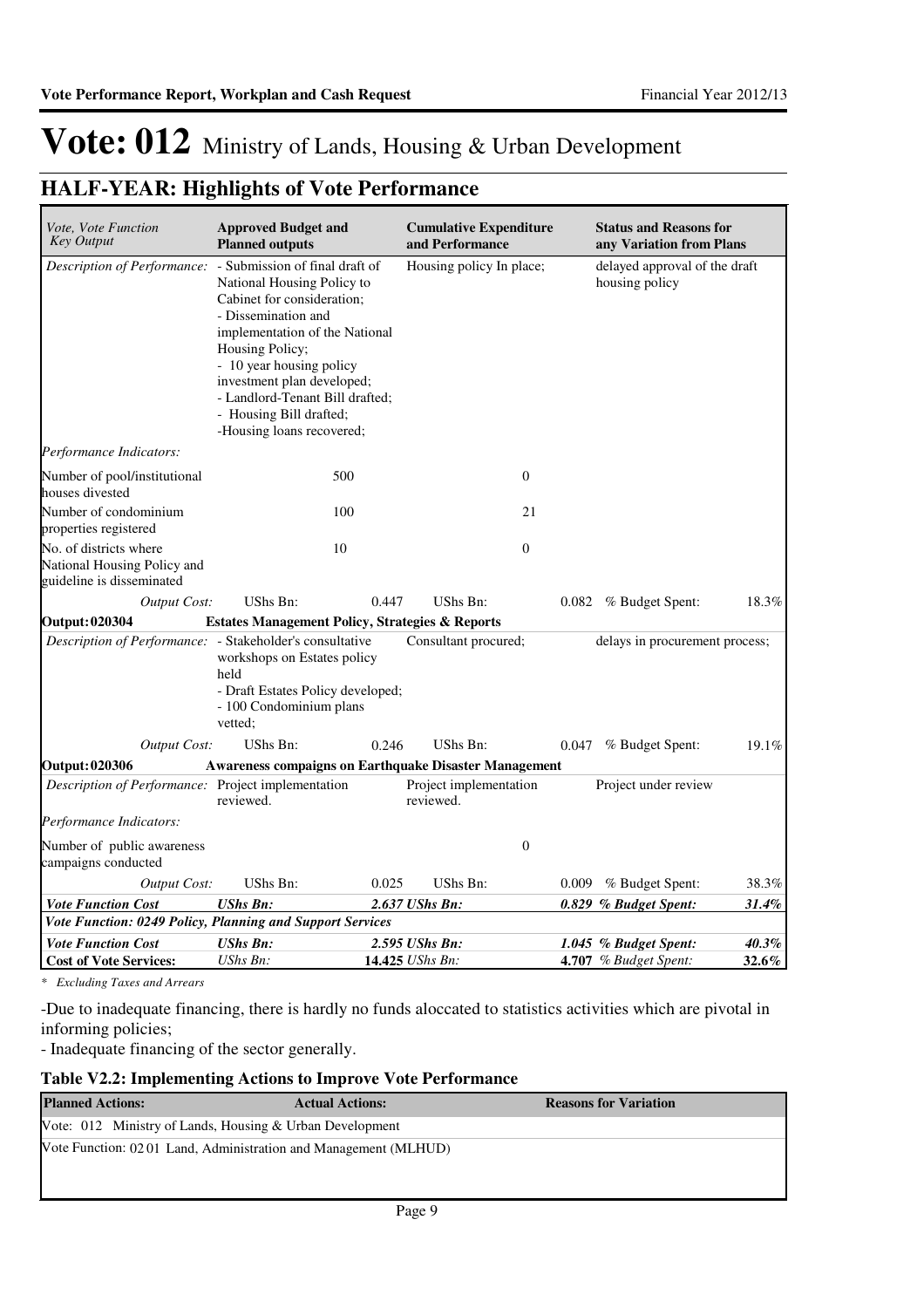# Vote: 012 Ministry of Lands, Housing & Urban Development

## HALF-YEAR: Highlights of Vote Performance

| *Vote, Vote Function Key Output* | **Approved Budget and Planned outputs** | | **Cumulative Expenditure and Performance** | | **Status and Reasons for any Variation from Plans** | |
|---|---|---|---|---|---|---|
| *Description of Performance:* | - Submission of final draft of National Housing Policy to Cabinet for consideration;<br>- Dissemination and implementation of the National Housing Policy;<br>- 10 year housing policy investment plan developed;<br>- Landlord-Tenant Bill drafted;<br>- Housing Bill drafted;<br>-Housing loans recovered; | | Housing policy In place; | | delayed approval of the draft housing policy | |
| *Performance Indicators:* | | | | | | |
| Number of pool/institutional houses divested | | 500 | | 0 | | |
| Number of condominium properties registered | | 100 | | 21 | | |
| No. of districts where National Housing Policy and guideline is disseminated | | 10 | | 0 | | |
| *Output Cost:* | UShs Bn: | 0.447 | UShs Bn: | 0.082 | % Budget Spent: | 18.3% |
| **Output: 020304** | **Estates Management Policy, Strategies & Reports** | | | | | |
| *Description of Performance:* | - Stakeholder's consultative workshops on Estates policy held<br>- Draft Estates Policy developed;<br>- 100 Condominium plans vetted; | | Consultant procured; | | delays in procurement process; | |
| *Output Cost:* | UShs Bn: | 0.246 | UShs Bn: | 0.047 | % Budget Spent: | 19.1% |
| **Output: 020306** | **Awareness compaigns on Earthquake Disaster Management** | | | | | |
| *Description of Performance:* | Project implementation reviewed. | | Project implementation reviewed. | | Project under review | |
| *Performance Indicators:* | | | | | | |
| Number of public awareness campaigns conducted | | | | 0 | | |
| *Output Cost:* | UShs Bn: | 0.025 | UShs Bn: | 0.009 | % Budget Spent: | 38.3% |
| ***Vote Function Cost*** | ***UShs Bn:*** | ***2.637*** | ***UShs Bn:*** | ***0.829*** | ***% Budget Spent:*** | ***31.4%*** |
| ***Vote Function: 0249 Policy, Planning and Support Services*** | | | | | | |
| ***Vote Function Cost*** | ***UShs Bn:*** | ***2.595*** | ***UShs Bn:*** | ***1.045*** | ***% Budget Spent:*** | ***40.3%*** |
| **Cost of Vote Services:** | *UShs Bn:* | **14.425** | *UShs Bn:* | **4.707** | *% Budget Spent:* | **32.6%** |

*\* Excluding Taxes and Arrears*

-Due to inadequate financing, there is hardly no funds aloccated to statistics activities which are pivotal in informing policies;
- Inadequate financing of the sector generally.

### Table V2.2: Implementing Actions to Improve Vote Performance

| **Planned Actions:** | **Actual Actions:** | **Reasons for Variation** |
|---|---|---|
| Vote: 012 Ministry of Lands, Housing & Urban Development | | |
| Vote Function: 02 01 Land, Administration and Management (MLHUD) | | |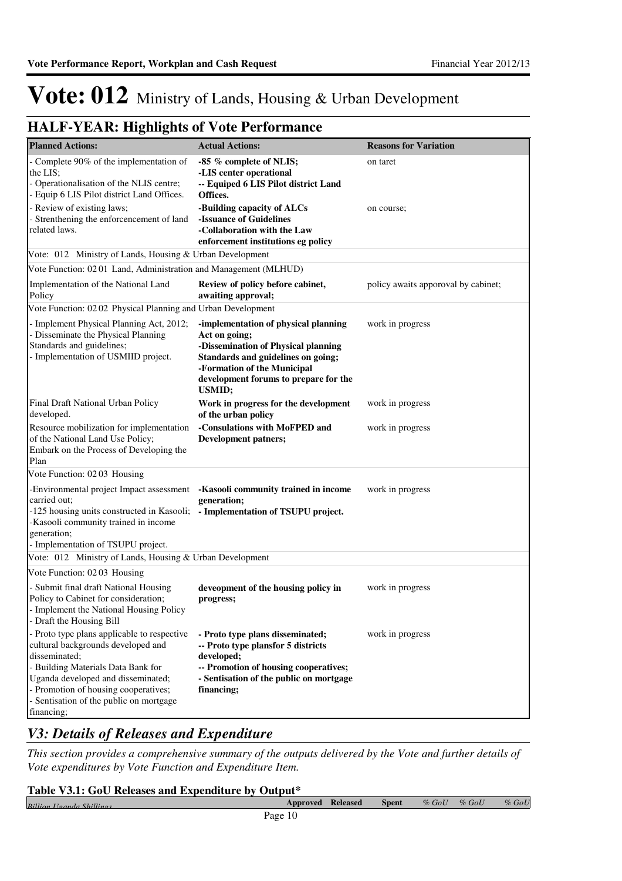# Vote: 012 Ministry of Lands, Housing & Urban Development

## HALF-YEAR: Highlights of Vote Performance

| Planned Actions: | Actual Actions: | Reasons for Variation |
|---|---|---|
| - Complete 90% of the implementation of the LIS;<br>- Operationalisation of the NLIS centre;<br>- Equip 6 LIS Pilot district Land Offices. | **-85 % complete of NLIS;**<br>**-LIS center operational**<br>**-- Equiped 6 LIS Pilot district Land Offices.** | on taret |
| - Review of existing laws;<br>- Strenthening the enforcement of land related laws. | **-Building capacity of ALCs**<br>**-Issuance of Guidelines**<br>**-Collaboration with the Law enforcement institutions eg policy** | on course; |
| Vote: 012 Ministry of Lands, Housing & Urban Development | | |
| Vote Function: 02 01 Land, Administration and Management (MLHUD) | | |
| Implementation of the National Land Policy | **Review of policy before cabinet, awaiting approval;** | policy awaits apporoval by cabinet; |
| Vote Function: 02 02 Physical Planning and Urban Development | | |
| - Implement Physical Planning Act, 2012;<br>- Disseminate the Physical Planning Standards and guidelines;<br>- Implementation of USMIID project. | **-implementation of physical planning Act on going;**<br>**-Dissemination of Physical planning Standards and guidelines on going;**<br>**-Formation of the Municipal development forums to prepare for the USMID;** | work in progress |
| Final Draft National Urban Policy developed. | **Work in progress for the development of the urban policy** | work in progress |
| Resource mobilization for implementation of the National Land Use Policy;<br>Embark on the Process of Developing the Plan | **-Consulations with MoFPED and Development patners;** | work in progress |
| Vote Function: 02 03 Housing | | |
| -Environmental project Impact assessment carried out;<br>-125 housing units constructed in Kasooli;<br>-Kasooli community trained in income generation;<br>- Implementation of TSUPU project. | **-Kasooli community trained in income generation;**<br>**- Implementation of TSUPU project.** | work in progress |
| Vote: 012 Ministry of Lands, Housing & Urban Development | | |
| Vote Function: 02 03 Housing | | |
| - Submit final draft National Housing Policy to Cabinet for consideration;<br>- Implement the National Housing Policy<br>- Draft the Housing Bill | **deveopment of the housing policy in progress;** | work in progress |
| - Proto type plans applicable to respective cultural backgrounds developed and disseminated;<br>- Building Materials Data Bank for Uganda developed and disseminated;<br>- Promotion of housing cooperatives;<br>- Sentisation of the public on mortgage financing; | **- Proto type plans disseminated;**<br>**-- Proto type plansfor 5 districts developed;**<br>**-- Promotion of housing cooperatives;**<br>**- Sentisation of the public on mortgage financing;** | work in progress |

## *V3: Details of Releases and Expenditure*

*This section provides a comprehensive summary of the outputs delivered by the Vote and further details of Vote expenditures by Vote Function and Expenditure Item.*

**Table V3.1: GoU Releases and Expenditure by Output\***

| *Billion Uganda Shillings* | Approved | Released | Spent | *% GoU* | *% GoU* | *% GoU* |
|---|---|---|---|---|---|---|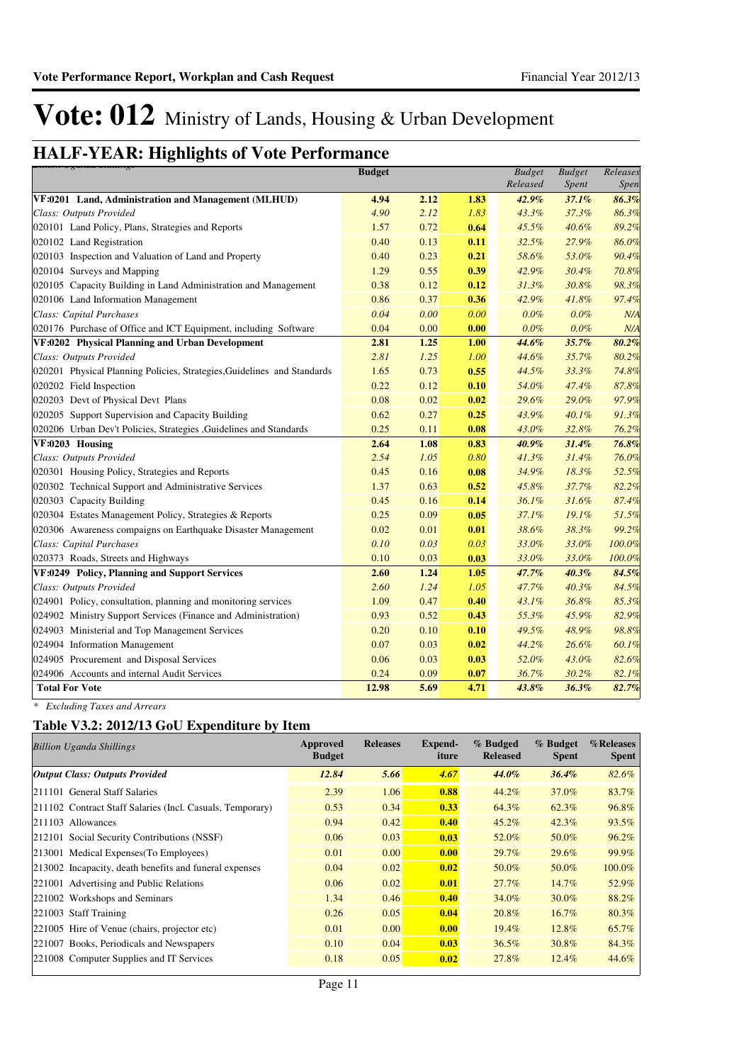# Vote: 012 Ministry of Lands, Housing & Urban Development

## HALF-YEAR: Highlights of Vote Performance

| Billion Uganda Shillings | Budget | | | Budget Released | Budget Spent | Releases Spent |
|---|---|---|---|---|---|---|
| **VF:0201 Land, Administration and Management (MLHUD)** | **4.94** | **2.12** | **1.83** | ***42.9%*** | ***37.1%*** | ***86.3%*** |
| *Class: Outputs Provided* | *4.90* | *2.12* | *1.83* | *43.3%* | *37.3%* | *86.3%* |
| 020101 Land Policy, Plans, Strategies and Reports | 1.57 | 0.72 | **0.64** | *45.5%* | *40.6%* | *89.2%* |
| 020102 Land Registration | 0.40 | 0.13 | **0.11** | *32.5%* | *27.9%* | *86.0%* |
| 020103 Inspection and Valuation of Land and Property | 0.40 | 0.23 | **0.21** | *58.6%* | *53.0%* | *90.4%* |
| 020104 Surveys and Mapping | 1.29 | 0.55 | **0.39** | *42.9%* | *30.4%* | *70.8%* |
| 020105 Capacity Building in Land Administration and Management | 0.38 | 0.12 | **0.12** | *31.3%* | *30.8%* | *98.3%* |
| 020106 Land Information Management | 0.86 | 0.37 | **0.36** | *42.9%* | *41.8%* | *97.4%* |
| *Class: Capital Purchases* | *0.04* | *0.00* | *0.00* | *0.0%* | *0.0%* | *N/A* |
| 020176 Purchase of Office and ICT Equipment, including Software | 0.04 | 0.00 | **0.00** | *0.0%* | *0.0%* | *N/A* |
| **VF:0202 Physical Planning and Urban Development** | **2.81** | **1.25** | **1.00** | ***44.6%*** | ***35.7%*** | ***80.2%*** |
| *Class: Outputs Provided* | *2.81* | *1.25* | *1.00* | *44.6%* | *35.7%* | *80.2%* |
| 020201 Physical Planning Policies, Strategies,Guidelines and Standards | 1.65 | 0.73 | **0.55** | *44.5%* | *33.3%* | *74.8%* |
| 020202 Field Inspection | 0.22 | 0.12 | **0.10** | *54.0%* | *47.4%* | *87.8%* |
| 020203 Devt of Physical Devt Plans | 0.08 | 0.02 | **0.02** | *29.6%* | *29.0%* | *97.9%* |
| 020205 Support Supervision and Capacity Building | 0.62 | 0.27 | **0.25** | *43.9%* | *40.1%* | *91.3%* |
| 020206 Urban Dev't Policies, Strategies ,Guidelines and Standards | 0.25 | 0.11 | **0.08** | *43.0%* | *32.8%* | *76.2%* |
| **VF:0203 Housing** | **2.64** | **1.08** | **0.83** | ***40.9%*** | ***31.4%*** | ***76.8%*** |
| *Class: Outputs Provided* | *2.54* | *1.05* | *0.80* | *41.3%* | *31.4%* | *76.0%* |
| 020301 Housing Policy, Strategies and Reports | 0.45 | 0.16 | **0.08** | *34.9%* | *18.3%* | *52.5%* |
| 020302 Technical Support and Administrative Services | 1.37 | 0.63 | **0.52** | *45.8%* | *37.7%* | *82.2%* |
| 020303 Capacity Building | 0.45 | 0.16 | **0.14** | *36.1%* | *31.6%* | *87.4%* |
| 020304 Estates Management Policy, Strategies & Reports | 0.25 | 0.09 | **0.05** | *37.1%* | *19.1%* | *51.5%* |
| 020306 Awareness compaigns on Earthquake Disaster Management | 0.02 | 0.01 | **0.01** | *38.6%* | *38.3%* | *99.2%* |
| *Class: Capital Purchases* | *0.10* | *0.03* | *0.03* | *33.0%* | *33.0%* | *100.0%* |
| 020373 Roads, Streets and Highways | 0.10 | 0.03 | **0.03** | *33.0%* | *33.0%* | *100.0%* |
| **VF:0249 Policy, Planning and Support Services** | **2.60** | **1.24** | **1.05** | ***47.7%*** | ***40.3%*** | ***84.5%*** |
| *Class: Outputs Provided* | *2.60* | *1.24* | *1.05* | *47.7%* | *40.3%* | *84.5%* |
| 024901 Policy, consultation, planning and monitoring services | 1.09 | 0.47 | **0.40** | *43.1%* | *36.8%* | *85.3%* |
| 024902 Ministry Support Services (Finance and Administration) | 0.93 | 0.52 | **0.43** | *55.3%* | *45.9%* | *82.9%* |
| 024903 Ministerial and Top Management Services | 0.20 | 0.10 | **0.10** | *49.5%* | *48.9%* | *98.8%* |
| 024904 Information Management | 0.07 | 0.03 | **0.02** | *44.2%* | *26.6%* | *60.1%* |
| 024905 Procurement and Disposal Services | 0.06 | 0.03 | **0.03** | *52.0%* | *43.0%* | *82.6%* |
| 024906 Accounts and internal Audit Services | 0.24 | 0.09 | **0.07** | *36.7%* | *30.2%* | *82.1%* |
| **Total For Vote** | **12.98** | **5.69** | **4.71** | ***43.8%*** | ***36.3%*** | ***82.7%*** |

*\* Excluding Taxes and Arrears*

### Table V3.2: 2012/13 GoU Expenditure by Item

| *Billion Uganda Shillings* | Approved Budget | Releases | Expend-iture | % Budged Released | % Budget Spent | %Releases Spent |
|---|---|---|---|---|---|---|
| ***Output Class: Outputs Provided*** | ***12.84*** | ***5.66*** | ***4.67*** | ***44.0%*** | ***36.4%*** | *82.6%* |
| 211101 General Staff Salaries | 2.39 | 1.06 | **0.88** | 44.2% | 37.0% | 83.7% |
| 211102 Contract Staff Salaries (Incl. Casuals, Temporary) | 0.53 | 0.34 | **0.33** | 64.3% | 62.3% | 96.8% |
| 211103 Allowances | 0.94 | 0.42 | **0.40** | 45.2% | 42.3% | 93.5% |
| 212101 Social Security Contributions (NSSF) | 0.06 | 0.03 | **0.03** | 52.0% | 50.0% | 96.2% |
| 213001 Medical Expenses(To Employees) | 0.01 | 0.00 | **0.00** | 29.7% | 29.6% | 99.9% |
| 213002 Incapacity, death benefits and funeral expenses | 0.04 | 0.02 | **0.02** | 50.0% | 50.0% | 100.0% |
| 221001 Advertising and Public Relations | 0.06 | 0.02 | **0.01** | 27.7% | 14.7% | 52.9% |
| 221002 Workshops and Seminars | 1.34 | 0.46 | **0.40** | 34.0% | 30.0% | 88.2% |
| 221003 Staff Training | 0.26 | 0.05 | **0.04** | 20.8% | 16.7% | 80.3% |
| 221005 Hire of Venue (chairs, projector etc) | 0.01 | 0.00 | **0.00** | 19.4% | 12.8% | 65.7% |
| 221007 Books, Periodicals and Newspapers | 0.10 | 0.04 | **0.03** | 36.5% | 30.8% | 84.3% |
| 221008 Computer Supplies and IT Services | 0.18 | 0.05 | **0.02** | 27.8% | 12.4% | 44.6% |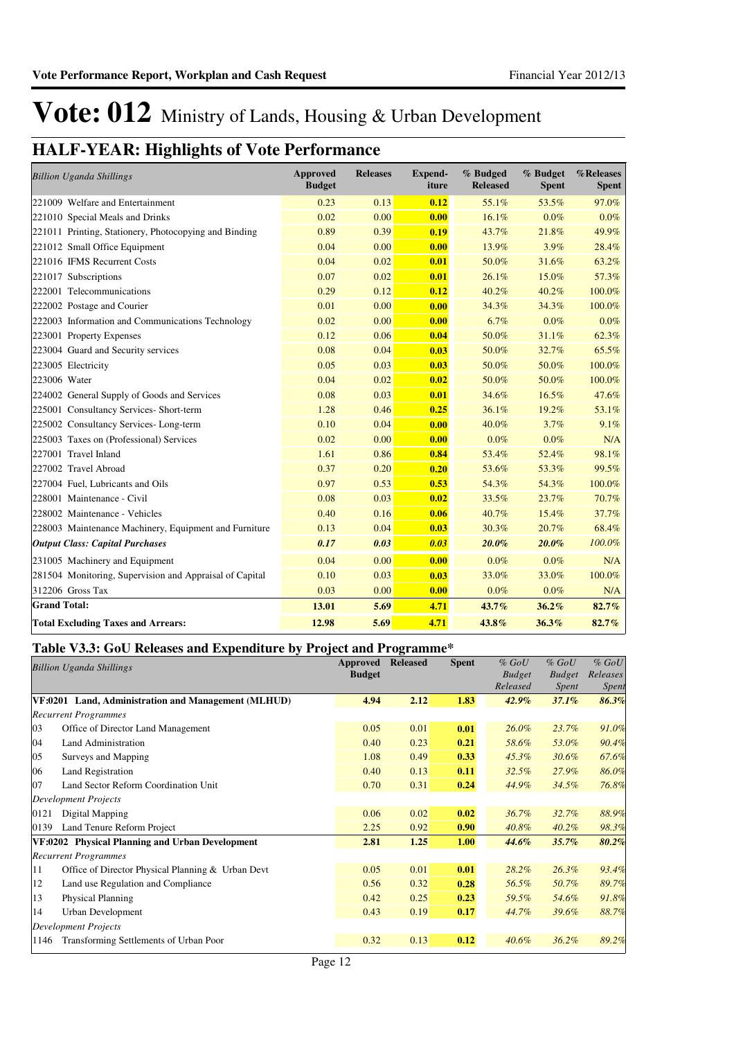# Vote: 012 Ministry of Lands, Housing & Urban Development

## HALF-YEAR: Highlights of Vote Performance

| *Billion Uganda Shillings* | Approved Budget | Releases | Expend-iture | % Budged Released | % Budget Spent | %Releases Spent |
|---|---|---|---|---|---|---|
| 221009 Welfare and Entertainment | 0.23 | 0.13 | **0.12** | 55.1% | 53.5% | 97.0% |
| 221010 Special Meals and Drinks | 0.02 | 0.00 | **0.00** | 16.1% | 0.0% | 0.0% |
| 221011 Printing, Stationery, Photocopying and Binding | 0.89 | 0.39 | **0.19** | 43.7% | 21.8% | 49.9% |
| 221012 Small Office Equipment | 0.04 | 0.00 | **0.00** | 13.9% | 3.9% | 28.4% |
| 221016 IFMS Recurrent Costs | 0.04 | 0.02 | **0.01** | 50.0% | 31.6% | 63.2% |
| 221017 Subscriptions | 0.07 | 0.02 | **0.01** | 26.1% | 15.0% | 57.3% |
| 222001 Telecommunications | 0.29 | 0.12 | **0.12** | 40.2% | 40.2% | 100.0% |
| 222002 Postage and Courier | 0.01 | 0.00 | **0.00** | 34.3% | 34.3% | 100.0% |
| 222003 Information and Communications Technology | 0.02 | 0.00 | **0.00** | 6.7% | 0.0% | 0.0% |
| 223001 Property Expenses | 0.12 | 0.06 | **0.04** | 50.0% | 31.1% | 62.3% |
| 223004 Guard and Security services | 0.08 | 0.04 | **0.03** | 50.0% | 32.7% | 65.5% |
| 223005 Electricity | 0.05 | 0.03 | **0.03** | 50.0% | 50.0% | 100.0% |
| 223006 Water | 0.04 | 0.02 | **0.02** | 50.0% | 50.0% | 100.0% |
| 224002 General Supply of Goods and Services | 0.08 | 0.03 | **0.01** | 34.6% | 16.5% | 47.6% |
| 225001 Consultancy Services- Short-term | 1.28 | 0.46 | **0.25** | 36.1% | 19.2% | 53.1% |
| 225002 Consultancy Services- Long-term | 0.10 | 0.04 | **0.00** | 40.0% | 3.7% | 9.1% |
| 225003 Taxes on (Professional) Services | 0.02 | 0.00 | **0.00** | 0.0% | 0.0% | N/A |
| 227001 Travel Inland | 1.61 | 0.86 | **0.84** | 53.4% | 52.4% | 98.1% |
| 227002 Travel Abroad | 0.37 | 0.20 | **0.20** | 53.6% | 53.3% | 99.5% |
| 227004 Fuel, Lubricants and Oils | 0.97 | 0.53 | **0.53** | 54.3% | 54.3% | 100.0% |
| 228001 Maintenance - Civil | 0.08 | 0.03 | **0.02** | 33.5% | 23.7% | 70.7% |
| 228002 Maintenance - Vehicles | 0.40 | 0.16 | **0.06** | 40.7% | 15.4% | 37.7% |
| 228003 Maintenance Machinery, Equipment and Furniture | 0.13 | 0.04 | **0.03** | 30.3% | 20.7% | 68.4% |
| ***Output Class: Capital Purchases*** | ***0.17*** | ***0.03*** | ***0.03*** | ***20.0%*** | ***20.0%*** | *100.0%* |
| 231005 Machinery and Equipment | 0.04 | 0.00 | **0.00** | 0.0% | 0.0% | N/A |
| 281504 Monitoring, Supervision and Appraisal of Capital | 0.10 | 0.03 | **0.03** | 33.0% | 33.0% | 100.0% |
| 312206 Gross Tax | 0.03 | 0.00 | **0.00** | 0.0% | 0.0% | N/A |
| **Grand Total:** | **13.01** | **5.69** | **4.71** | **43.7%** | **36.2%** | **82.7%** |
| **Total Excluding Taxes and Arrears:** | **12.98** | **5.69** | **4.71** | **43.8%** | **36.3%** | **82.7%** |

### Table V3.3: GoU Releases and Expenditure by Project and Programme*

| *Billion Uganda Shillings* | Approved Budget | Released | Spent | *% GoU Budget Released* | *% GoU Budget Spent* | *% GoU Releases Spent* |
|---|---|---|---|---|---|---|
| **VF:0201 Land, Administration and Management (MLHUD)** | **4.94** | **2.12** | **1.83** | ***42.9%*** | ***37.1%*** | ***86.3%*** |
| *Recurrent Programmes* | | | | | | |
| 03 Office of Director Land Management | 0.05 | 0.01 | **0.01** | *26.0%* | *23.7%* | *91.0%* |
| 04 Land Administration | 0.40 | 0.23 | **0.21** | *58.6%* | *53.0%* | *90.4%* |
| 05 Surveys and Mapping | 1.08 | 0.49 | **0.33** | *45.3%* | *30.6%* | *67.6%* |
| 06 Land Registration | 0.40 | 0.13 | **0.11** | *32.5%* | *27.9%* | *86.0%* |
| 07 Land Sector Reform Coordination Unit | 0.70 | 0.31 | **0.24** | *44.9%* | *34.5%* | *76.8%* |
| *Development Projects* | | | | | | |
| 0121 Digital Mapping | 0.06 | 0.02 | **0.02** | *36.7%* | *32.7%* | *88.9%* |
| 0139 Land Tenure Reform Project | 2.25 | 0.92 | **0.90** | *40.8%* | *40.2%* | *98.3%* |
| **VF:0202 Physical Planning and Urban Development** | **2.81** | **1.25** | **1.00** | ***44.6%*** | ***35.7%*** | ***80.2%*** |
| *Recurrent Programmes* | | | | | | |
| 11 Office of Director Physical Planning & Urban Devt | 0.05 | 0.01 | **0.01** | *28.2%* | *26.3%* | *93.4%* |
| 12 Land use Regulation and Compliance | 0.56 | 0.32 | **0.28** | *56.5%* | *50.7%* | *89.7%* |
| 13 Physical Planning | 0.42 | 0.25 | **0.23** | *59.5%* | *54.6%* | *91.8%* |
| 14 Urban Development | 0.43 | 0.19 | **0.17** | *44.7%* | *39.6%* | *88.7%* |
| *Development Projects* | | | | | | |
| 1146 Transforming Settlements of Urban Poor | 0.32 | 0.13 | **0.12** | *40.6%* | *36.2%* | *89.2%* |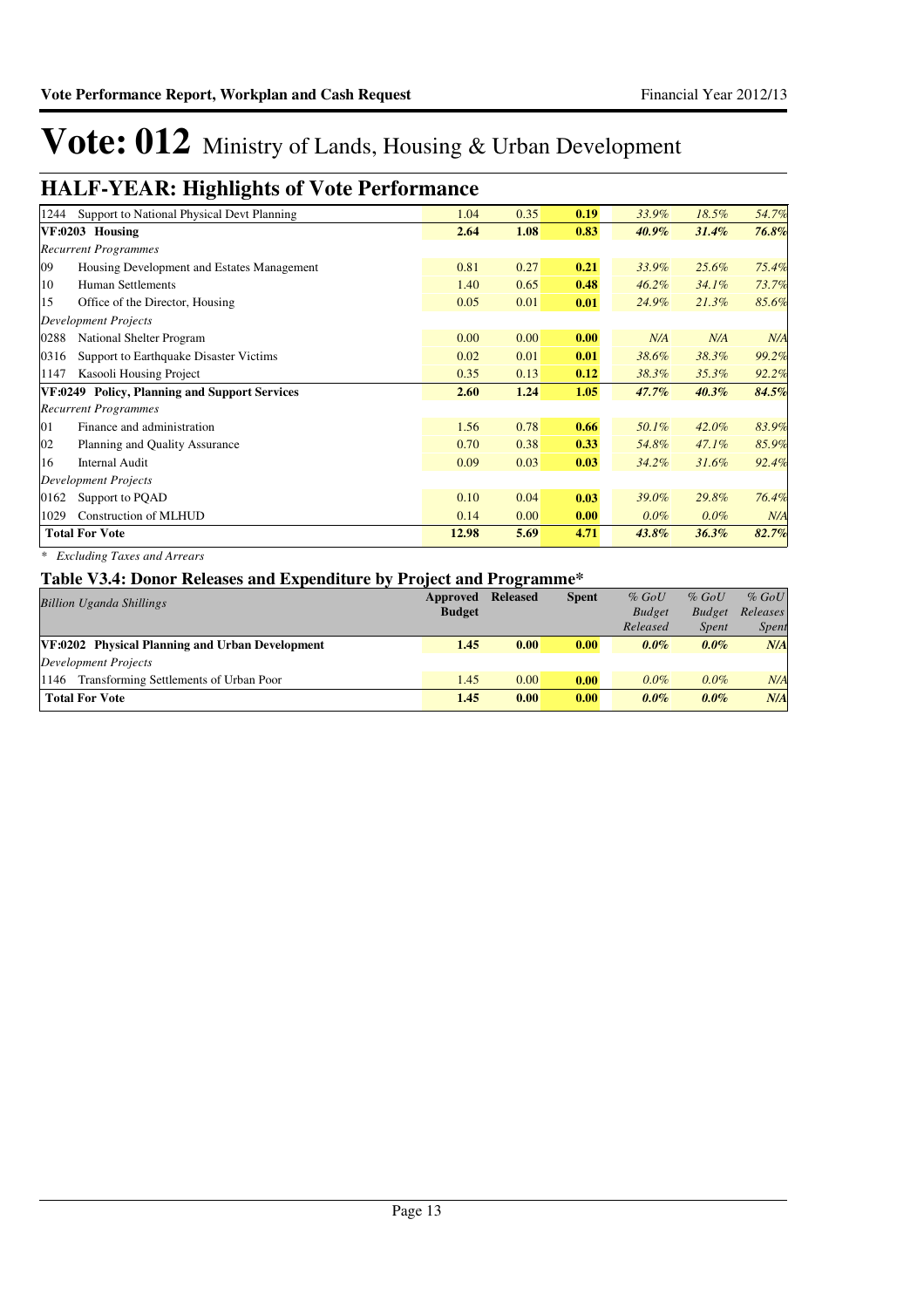# Vote: 012 Ministry of Lands, Housing & Urban Development

## HALF-YEAR: Highlights of Vote Performance

| | | | | | | |
|---|---|---|---|---|---|---|
| 1244 Support to National Physical Devt Planning | 1.04 | 0.35 | **0.19** | *33.9%* | *18.5%* | *54.7%* |
| **VF:0203 Housing** | **2.64** | **1.08** | **0.83** | ***40.9%*** | ***31.4%*** | ***76.8%*** |
| *Recurrent Programmes* | | | | | | |
| 09 Housing Development and Estates Management | 0.81 | 0.27 | **0.21** | *33.9%* | *25.6%* | *75.4%* |
| 10 Human Settlements | 1.40 | 0.65 | **0.48** | *46.2%* | *34.1%* | *73.7%* |
| 15 Office of the Director, Housing | 0.05 | 0.01 | **0.01** | *24.9%* | *21.3%* | *85.6%* |
| *Development Projects* | | | | | | |
| 0288 National Shelter Program | 0.00 | 0.00 | **0.00** | *N/A* | *N/A* | *N/A* |
| 0316 Support to Earthquake Disaster Victims | 0.02 | 0.01 | **0.01** | *38.6%* | *38.3%* | *99.2%* |
| 1147 Kasooli Housing Project | 0.35 | 0.13 | **0.12** | *38.3%* | *35.3%* | *92.2%* |
| **VF:0249 Policy, Planning and Support Services** | **2.60** | **1.24** | **1.05** | ***47.7%*** | ***40.3%*** | ***84.5%*** |
| *Recurrent Programmes* | | | | | | |
| 01 Finance and administration | 1.56 | 0.78 | **0.66** | *50.1%* | *42.0%* | *83.9%* |
| 02 Planning and Quality Assurance | 0.70 | 0.38 | **0.33** | *54.8%* | *47.1%* | *85.9%* |
| 16 Internal Audit | 0.09 | 0.03 | **0.03** | *34.2%* | *31.6%* | *92.4%* |
| *Development Projects* | | | | | | |
| 0162 Support to PQAD | 0.10 | 0.04 | **0.03** | *39.0%* | *29.8%* | *76.4%* |
| 1029 Construction of MLHUD | 0.14 | 0.00 | **0.00** | *0.0%* | *0.0%* | *N/A* |
| **Total For Vote** | **12.98** | **5.69** | **4.71** | ***43.8%*** | ***36.3%*** | ***82.7%*** |

*\* Excluding Taxes and Arrears*

### Table V3.4: Donor Releases and Expenditure by Project and Programme*

| *Billion Uganda Shillings* | **Approved Budget** | **Released** | **Spent** | *% GoU Budget Released* | *% GoU Budget Spent* | *% GoU Releases Spent* |
|---|---|---|---|---|---|---|
| **VF:0202 Physical Planning and Urban Development** | **1.45** | **0.00** | **0.00** | ***0.0%*** | ***0.0%*** | ***N/A*** |
| *Development Projects* | | | | | | |
| 1146 Transforming Settlements of Urban Poor | 1.45 | 0.00 | **0.00** | *0.0%* | *0.0%* | *N/A* |
| **Total For Vote** | **1.45** | **0.00** | **0.00** | ***0.0%*** | ***0.0%*** | ***N/A*** |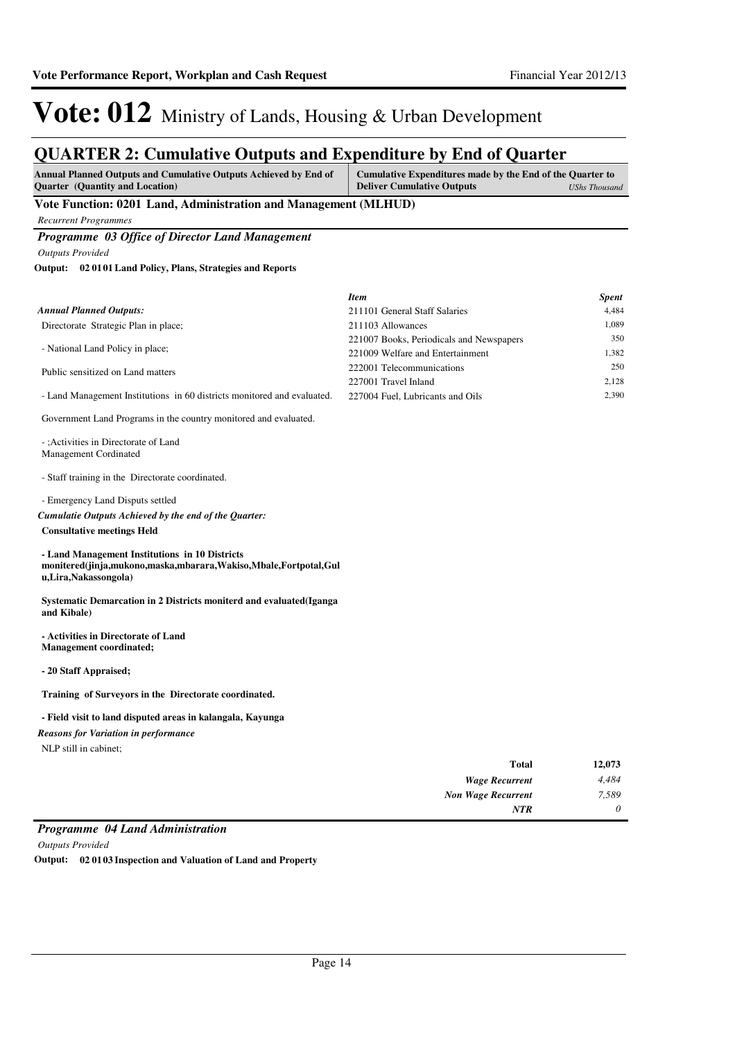# Vote: 012 Ministry of Lands, Housing & Urban Development

## QUARTER 2: Cumulative Outputs and Expenditure by End of Quarter

| Annual Planned Outputs and Cumulative Outputs Achieved by End of Quarter (Quantity and Location) | Cumulative Expenditures made by the End of the Quarter to Deliver Cumulative Outputs *UShs Thousand* |
|---|---|

### Vote Function: 0201 Land, Administration and Management (MLHUD)

*Recurrent Programmes*

#### *Programme 03 Office of Director Land Management*

*Outputs Provided*

**Output: 02 01 01 Land Policy, Plans, Strategies and Reports**

*Annual Planned Outputs:*

Directorate Strategic Plan in place;

- National Land Policy in place;

Public sensitized on Land matters

- Land Management Institutions in 60 districts monitored and evaluated.

Government Land Programs in the country monitored and evaluated.

- ;Activities in Directorate of Land Management Cordinated

- Staff training in the Directorate coordinated.

- Emergency Land Disputs settled

*Cumulatie Outputs Achieved by the end of the Quarter:*

**Consultative meetings Held**

**- Land Management Institutions in 10 Districts monitered(jinja,mukono,maska,mbarara,Wakiso,Mbale,Fortpotal,Gulu,Lira,Nakassongola)**

**Systematic Demarcation in 2 Districts moniterd and evaluated(Iganga and Kibale)**

**- Activities in Directorate of Land Management coordinated;**

**- 20 Staff Appraised;**

**Training of Surveyors in the Directorate coordinated.**

**- Field visit to land disputed areas in kalangala, Kayunga**

*Reasons for Variation in performance*

NLP still in cabinet;

| *Item* | *Spent* |
|---|---|
| 211101 General Staff Salaries | 4,484 |
| 211103 Allowances | 1,089 |
| 221007 Books, Periodicals and Newspapers | 350 |
| 221009 Welfare and Entertainment | 1,382 |
| 222001 Telecommunications | 250 |
| 227001 Travel Inland | 2,128 |
| 227004 Fuel, Lubricants and Oils | 2,390 |

| | |
|---|---|
| **Total** | **12,073** |
| ***Wage Recurrent*** | *4,484* |
| ***Non Wage Recurrent*** | *7,589* |
| ***NTR*** | *0* |

#### *Programme 04 Land Administration*

*Outputs Provided*

**Output: 02 01 03 Inspection and Valuation of Land and Property**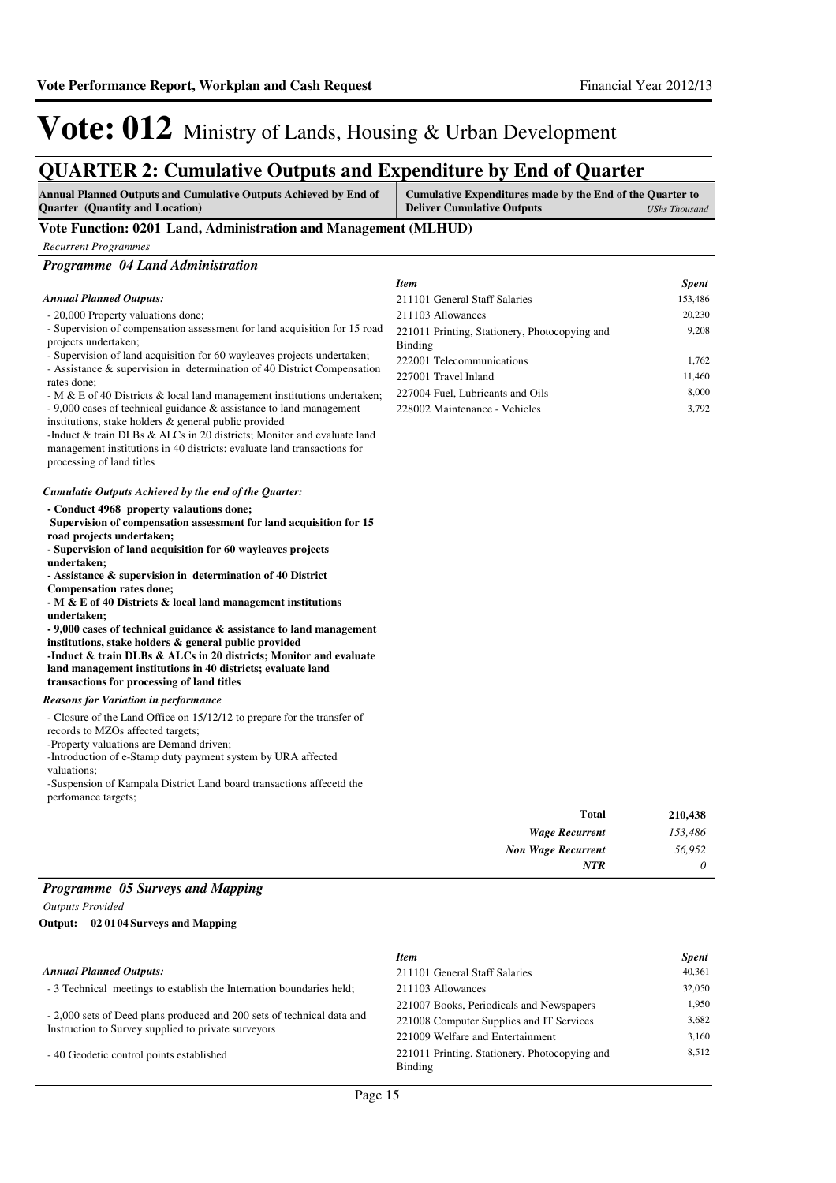# Vote: 012 Ministry of Lands, Housing & Urban Development

## QUARTER 2: Cumulative Outputs and Expenditure by End of Quarter

| Annual Planned Outputs and Cumulative Outputs Achieved by End of Quarter (Quantity and Location) | Cumulative Expenditures made by the End of the Quarter to Deliver Cumulative Outputs *UShs Thousand* |
|---|---|

### Vote Function: 0201 Land, Administration and Management (MLHUD)

*Recurrent Programmes*

#### *Programme 04 Land Administration*

***Annual Planned Outputs:***

- 20,000 Property valuations done;
- Supervision of compensation assessment for land acquisition for 15 road projects undertaken;
- Supervision of land acquisition for 60 wayleaves projects undertaken;
- Assistance & supervision in determination of 40 District Compensation rates done;
- M & E of 40 Districts & local land management institutions undertaken;
- 9,000 cases of technical guidance & assistance to land management institutions, stake holders & general public provided
-Induct & train DLBs & ALCs in 20 districts; Monitor and evaluate land management institutions in 40 districts; evaluate land transactions for processing of land titles

***Cumulatie Outputs Achieved by the end of the Quarter:***

**- Conduct 4968 property valautions done;**
**Supervision of compensation assessment for land acquisition for 15 road projects undertaken;**
**- Supervision of land acquisition for 60 wayleaves projects undertaken;**
**- Assistance & supervision in determination of 40 District Compensation rates done;**
**- M & E of 40 Districts & local land management institutions undertaken;**
**- 9,000 cases of technical guidance & assistance to land management institutions, stake holders & general public provided**
**-Induct & train DLBs & ALCs in 20 districts; Monitor and evaluate land management institutions in 40 districts; evaluate land transactions for processing of land titles**

***Reasons for Variation in performance***

- Closure of the Land Office on 15/12/12 to prepare for the transfer of records to MZOs affected targets;
-Property valuations are Demand driven;
-Introduction of e-Stamp duty payment system by URA affected valuations;
-Suspension of Kampala District Land board transactions affecetd the perfomance targets;

| *Item* | *Spent* |
|---|---|
| 211101 General Staff Salaries | 153,486 |
| 211103 Allowances | 20,230 |
| 221011 Printing, Stationery, Photocopying and Binding | 9,208 |
| 222001 Telecommunications | 1,762 |
| 227001 Travel Inland | 11,460 |
| 227004 Fuel, Lubricants and Oils | 8,000 |
| 228002 Maintenance - Vehicles | 3,792 |

| | |
|---|---|
| **Total** | **210,438** |
| ***Wage Recurrent*** | *153,486* |
| ***Non Wage Recurrent*** | *56,952* |
| ***NTR*** | *0* |

#### *Programme 05 Surveys and Mapping*

*Outputs Provided*

**Output: 02 01 04 Surveys and Mapping**

***Annual Planned Outputs:***

- 3 Technical meetings to establish the Internation boundaries held;

- 2,000 sets of Deed plans produced and 200 sets of technical data and Instruction to Survey supplied to private surveyors

- 40 Geodetic control points established

| *Item* | *Spent* |
|---|---|
| 211101 General Staff Salaries | 40,361 |
| 211103 Allowances | 32,050 |
| 221007 Books, Periodicals and Newspapers | 1,950 |
| 221008 Computer Supplies and IT Services | 3,682 |
| 221009 Welfare and Entertainment | 3,160 |
| 221011 Printing, Stationery, Photocopying and Binding | 8,512 |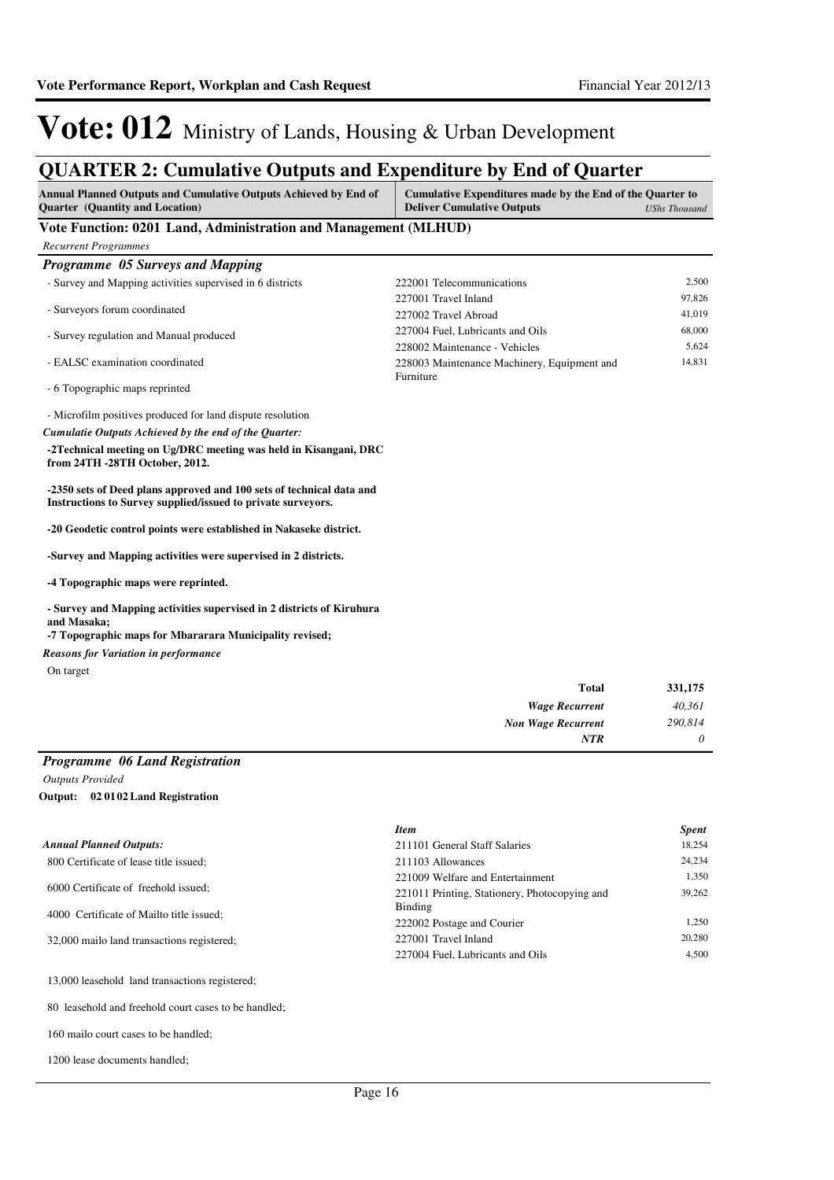# Vote: 012 Ministry of Lands, Housing & Urban Development

## QUARTER 2: Cumulative Outputs and Expenditure by End of Quarter

| Annual Planned Outputs and Cumulative Outputs Achieved by End of Quarter (Quantity and Location) | Cumulative Expenditures made by the End of the Quarter to Deliver Cumulative Outputs | *UShs Thousand* |
|---|---|---|

### Vote Function: 0201 Land, Administration and Management (MLHUD)

*Recurrent Programmes*

#### *Programme 05 Surveys and Mapping*

- Survey and Mapping activities supervised in 6 districts

- Surveyors forum coordinated

- Survey regulation and Manual produced

- EALSC examination coordinated

- 6 Topographic maps reprinted

- Microfilm positives produced for land dispute resolution

| Item | Spent |
|---|---|
| 222001 Telecommunications | 2,500 |
| 227001 Travel Inland | 97,826 |
| 227002 Travel Abroad | 41,019 |
| 227004 Fuel, Lubricants and Oils | 68,000 |
| 228002 Maintenance - Vehicles | 5,624 |
| 228003 Maintenance Machinery, Equipment and Furniture | 14,831 |

*Cumulatie Outputs Achieved by the end of the Quarter:*

**-2Technical meeting on Ug/DRC meeting was held in Kisangani, DRC from 24TH -28TH October, 2012.**

**-2350 sets of Deed plans approved and 100 sets of technical data and Instructions to Survey supplied/issued to private surveyors.**

**-20 Geodetic control points were established in Nakaseke district.**

**-Survey and Mapping activities were supervised in 2 districts.**

**-4 Topographic maps were reprinted.**

**- Survey and Mapping activities supervised in 2 districts of Kiruhura and Masaka;**
**-7 Topographic maps for Mbararara Municipality revised;**

*Reasons for Variation in performance*

On target

| | |
|---|---|
| **Total** | **331,175** |
| ***Wage Recurrent*** | *40,361* |
| ***Non Wage Recurrent*** | *290,814* |
| ***NTR*** | *0* |

#### *Programme 06 Land Registration*

*Outputs Provided*

**Output: 02 01 02 Land Registration**

*Annual Planned Outputs:*

800 Certificate of lease title issued;

6000 Certificate of freehold issued;

4000 Certificate of Mailto title issued;

32,000 mailo land transactions registered;

13,000 leasehold land transactions registered;

80 leasehold and freehold court cases to be handled;

160 mailo court cases to be handled;

1200 lease documents handled;

| *Item* | *Spent* |
|---|---|
| 211101 General Staff Salaries | 18,254 |
| 211103 Allowances | 24,234 |
| 221009 Welfare and Entertainment | 1,350 |
| 221011 Printing, Stationery, Photocopying and Binding | 39,262 |
| 222002 Postage and Courier | 1,250 |
| 227001 Travel Inland | 20,280 |
| 227004 Fuel, Lubricants and Oils | 4,500 |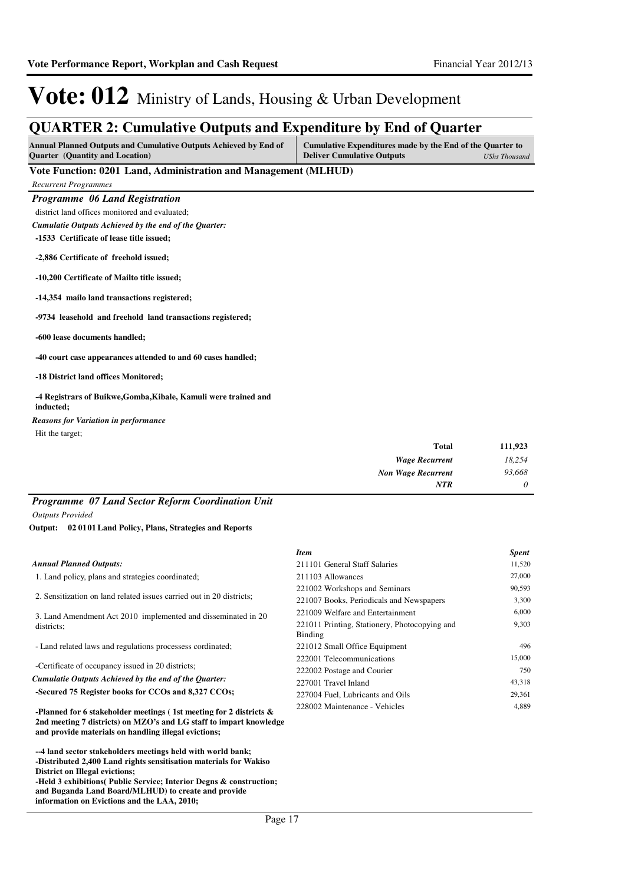# Vote: 012 Ministry of Lands, Housing & Urban Development

## QUARTER 2: Cumulative Outputs and Expenditure by End of Quarter

| Annual Planned Outputs and Cumulative Outputs Achieved by End of Quarter (Quantity and Location) | Cumulative Expenditures made by the End of the Quarter to Deliver Cumulative Outputs (UShs Thousand) |
|---|---|

### Vote Function: 0201 Land, Administration and Management (MLHUD)

*Recurrent Programmes*

#### *Programme 06 Land Registration*

district land offices monitored and evaluated;

***Cumulatie Outputs Achieved by the end of the Quarter:***

**-1533 Certificate of lease title issued;**

**-2,886 Certificate of freehold issued;**

**-10,200 Certificate of Mailto title issued;**

**-14,354 mailo land transactions registered;**

**-9734 leasehold and freehold land transactions registered;**

**-600 lease documents handled;**

**-40 court case appearances attended to and 60 cases handled;**

**-18 District land offices Monitored;**

**-4 Registrars of Buikwe,Gomba,Kibale, Kamuli were trained and inducted;**

***Reasons for Variation in performance***

Hit the target;

| | |
|---|---|
| **Total** | **111,923** |
| *Wage Recurrent* | *18,254* |
| *Non Wage Recurrent* | *93,668* |
| ***NTR*** | *0* |

#### *Programme 07 Land Sector Reform Coordination Unit*

*Outputs Provided*

**Output: 02 01 01 Land Policy, Plans, Strategies and Reports**

***Annual Planned Outputs:***

1. Land policy, plans and strategies coordinated;

2. Sensitization on land related issues carried out in 20 districts;

3. Land Amendment Act 2010 implemented and disseminated in 20 districts;

- Land related laws and regulations processess cordinated;

-Certificate of occupancy issued in 20 districts;

***Cumulatie Outputs Achieved by the end of the Quarter:***

**-Secured 75 Register books for CCOs and 8,327 CCOs;**

**-Planned for 6 stakeholder meetings ( 1st meeting for 2 districts & 2nd meeting 7 districts) on MZO's and LG staff to impart knowledge and provide materials on handling illegal evictions;**

**--4 land sector stakeholders meetings held with world bank;**
**-Distributed 2,400 Land rights sensitisation materials for Wakiso District on Illegal evictions;**
**-Held 3 exhibitions( Public Service; Interior Degns & construction; and Buganda Land Board/MLHUD) to create and provide information on Evictions and the LAA, 2010;**

| *Item* | *Spent* |
|---|---|
| 211101 General Staff Salaries | 11,520 |
| 211103 Allowances | 27,000 |
| 221002 Workshops and Seminars | 90,593 |
| 221007 Books, Periodicals and Newspapers | 3,300 |
| 221009 Welfare and Entertainment | 6,000 |
| 221011 Printing, Stationery, Photocopying and Binding | 9,303 |
| 221012 Small Office Equipment | 496 |
| 222001 Telecommunications | 15,000 |
| 222002 Postage and Courier | 750 |
| 227001 Travel Inland | 43,318 |
| 227004 Fuel, Lubricants and Oils | 29,361 |
| 228002 Maintenance - Vehicles | 4,889 |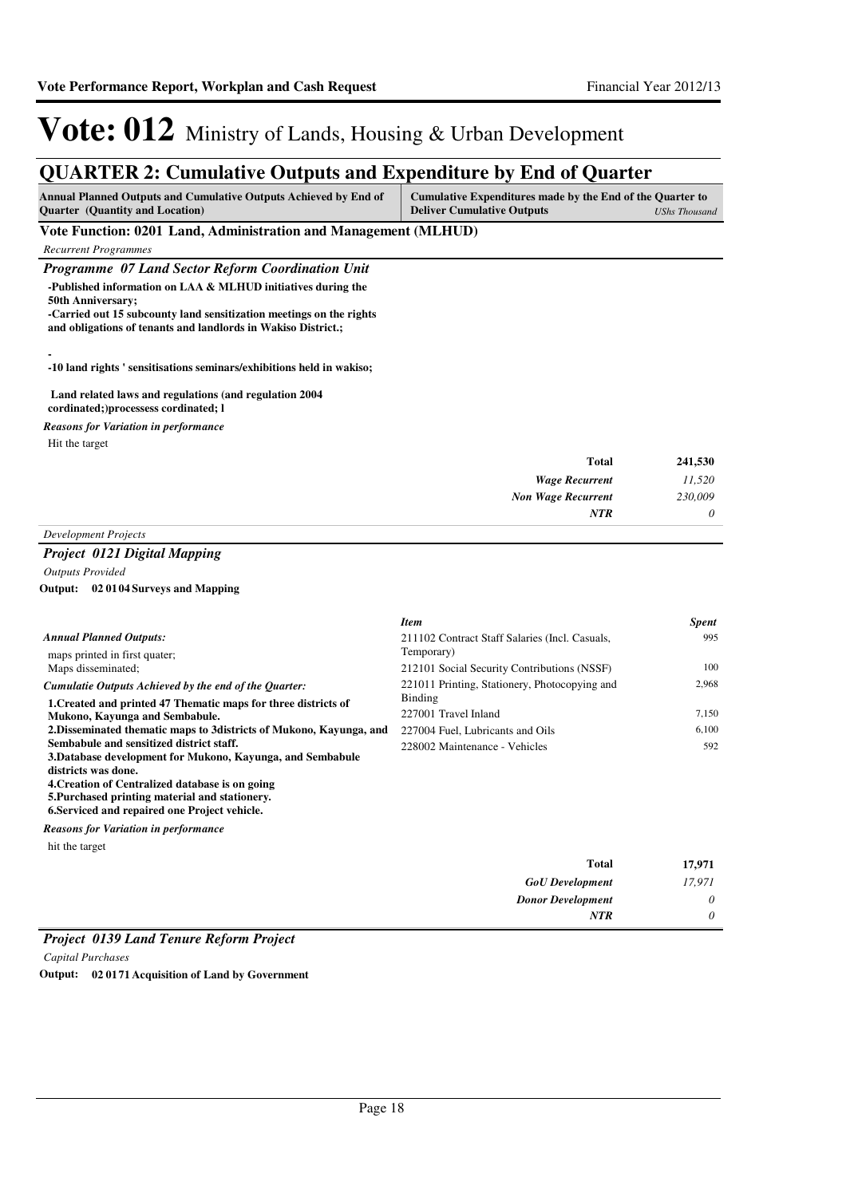# Vote: 012 Ministry of Lands, Housing & Urban Development

## QUARTER 2: Cumulative Outputs and Expenditure by End of Quarter

| Annual Planned Outputs and Cumulative Outputs Achieved by End of Quarter (Quantity and Location) | Cumulative Expenditures made by the End of the Quarter to Deliver Cumulative Outputs *UShs Thousand* |
|---|---|

### Vote Function: 0201 Land, Administration and Management (MLHUD)

*Recurrent Programmes*

#### *Programme 07 Land Sector Reform Coordination Unit*

**-Published information on LAA & MLHUD initiatives during the 50th Anniversary;**
**-Carried out 15 subcounty land sensitization meetings on the rights and obligations of tenants and landlords in Wakiso District.;**

**-**
**-10 land rights ' sensitisations seminars/exhibitions held in wakiso;**

**Land related laws and regulations (and regulation 2004 cordinated;)processess cordinated; l**

*Reasons for Variation in performance*

Hit the target

| | |
|---|---|
| **Total** | **241,530** |
| *Wage Recurrent* | *11,520* |
| *Non Wage Recurrent* | *230,009* |
| *NTR* | *0* |

*Development Projects*

#### *Project 0121 Digital Mapping*

*Outputs Provided*

**Output: 02 01 04 Surveys and Mapping**

*Annual Planned Outputs:*

maps printed in first quater;
Maps disseminated;

*Cumulatie Outputs Achieved by the end of the Quarter:*

**1.Created and printed 47 Thematic maps for three districts of Mukono, Kayunga and Sembabule.**
**2.Disseminated thematic maps to 3districts of Mukono, Kayunga, and Sembabule and sensitized district staff.**
**3.Database development for Mukono, Kayunga, and Sembabule districts was done.**
**4.Creation of Centralized database is on going**
**5.Purchased printing material and stationery.**
**6.Serviced and repaired one Project vehicle.**

| *Item* | *Spent* |
|---|---|
| 211102 Contract Staff Salaries (Incl. Casuals, Temporary) | 995 |
| 212101 Social Security Contributions (NSSF) | 100 |
| 221011 Printing, Stationery, Photocopying and Binding | 2,968 |
| 227001 Travel Inland | 7,150 |
| 227004 Fuel, Lubricants and Oils | 6,100 |
| 228002 Maintenance - Vehicles | 592 |

*Reasons for Variation in performance*

hit the target

| | |
|---|---|
| **Total** | **17,971** |
| *GoU Development* | *17,971* |
| *Donor Development* | *0* |
| *NTR* | *0* |

#### *Project 0139 Land Tenure Reform Project*

*Capital Purchases*

**Output: 02 01 71 Acquisition of Land by Government**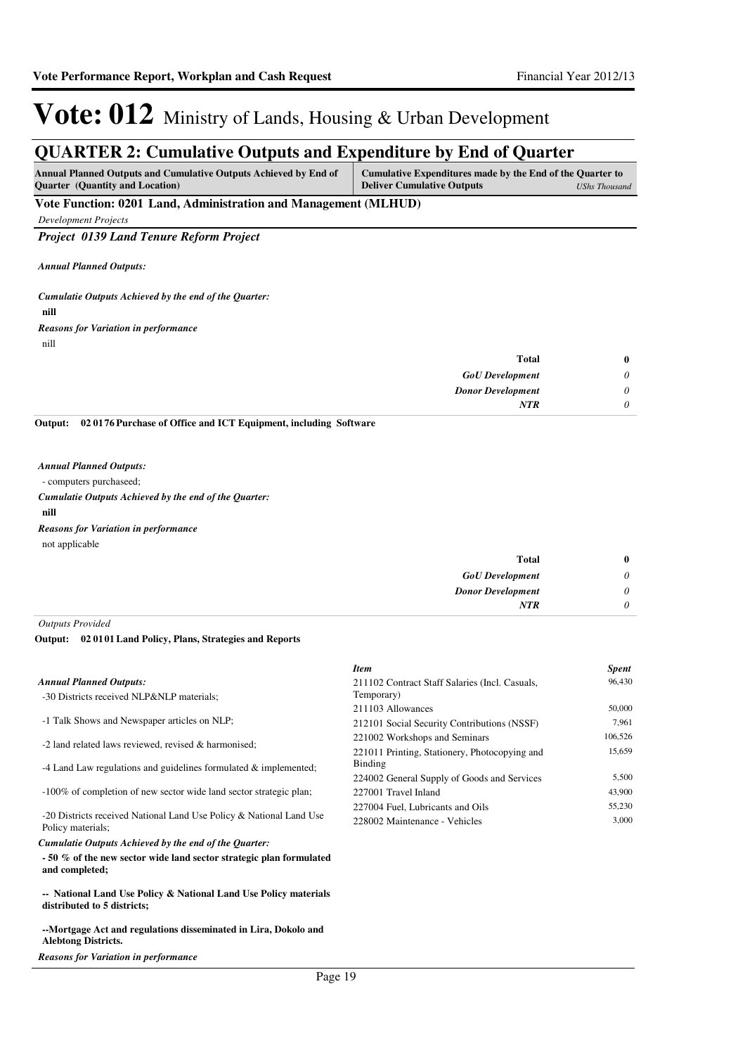# Vote: 012 Ministry of Lands, Housing & Urban Development

## QUARTER 2: Cumulative Outputs and Expenditure by End of Quarter

| Annual Planned Outputs and Cumulative Outputs Achieved by End of Quarter (Quantity and Location) | Cumulative Expenditures made by the End of the Quarter to Deliver Cumulative Outputs *UShs Thousand* |
|---|---|

**Vote Function: 0201 Land, Administration and Management (MLHUD)**

*Development Projects*

***Project 0139 Land Tenure Reform Project***

***Annual Planned Outputs:***

***Cumulatie Outputs Achieved by the end of the Quarter:***

**nill**

***Reasons for Variation in performance***

nill

| | |
|---|---|
| **Total** | **0** |
| ***GoU Development*** | *0* |
| ***Donor Development*** | *0* |
| ***NTR*** | *0* |

**Output: 02 0176 Purchase of Office and ICT Equipment, including Software**

***Annual Planned Outputs:***

- computers purchaseed;

***Cumulatie Outputs Achieved by the end of the Quarter:***

**nill**

***Reasons for Variation in performance***

not applicable

| | |
|---|---|
| **Total** | **0** |
| ***GoU Development*** | *0* |
| ***Donor Development*** | *0* |
| ***NTR*** | *0* |

*Outputs Provided*

**Output: 02 0101 Land Policy, Plans, Strategies and Reports**

***Annual Planned Outputs:***

-30 Districts received NLP&NLP materials;

-1 Talk Shows and Newspaper articles on NLP;

-2 land related laws reviewed, revised & harmonised;

-4 Land Law regulations and guidelines formulated & implemented;

-100% of completion of new sector wide land sector strategic plan;

-20 Districts received National Land Use Policy & National Land Use Policy materials;

***Cumulatie Outputs Achieved by the end of the Quarter:***

**- 50 % of the new sector wide land sector strategic plan formulated and completed;**

**-- National Land Use Policy & National Land Use Policy materials distributed to 5 districts;**

**--Mortgage Act and regulations disseminated in Lira, Dokolo and Alebtong Districts.**

***Reasons for Variation in performance***

| *Item* | *Spent* |
|---|---|
| 211102 Contract Staff Salaries (Incl. Casuals, Temporary) | 96,430 |
| 211103 Allowances | 50,000 |
| 212101 Social Security Contributions (NSSF) | 7,961 |
| 221002 Workshops and Seminars | 106,526 |
| 221011 Printing, Stationery, Photocopying and Binding | 15,659 |
| 224002 General Supply of Goods and Services | 5,500 |
| 227001 Travel Inland | 43,900 |
| 227004 Fuel, Lubricants and Oils | 55,230 |
| 228002 Maintenance - Vehicles | 3,000 |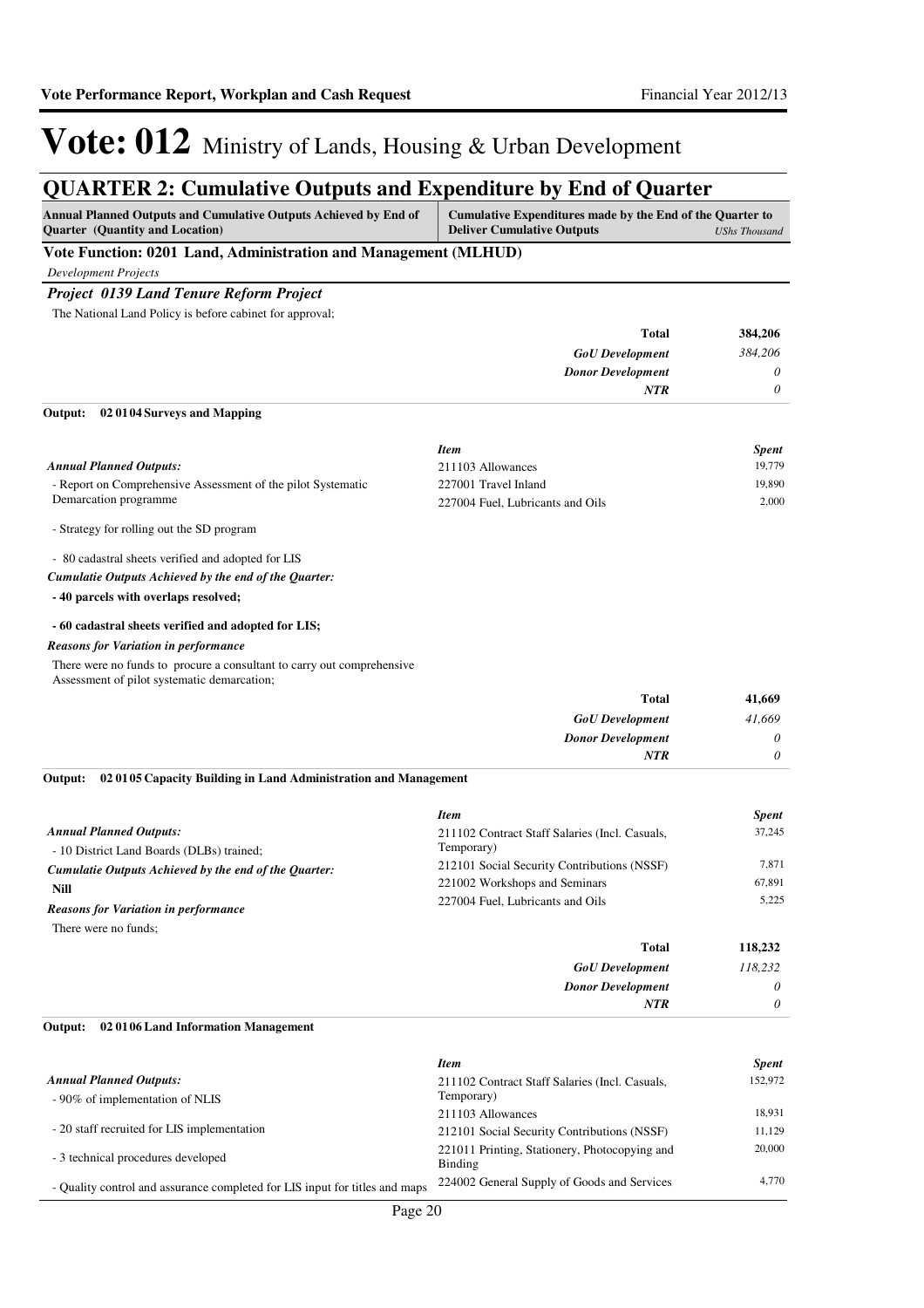# Vote: 012 Ministry of Lands, Housing & Urban Development

## QUARTER 2: Cumulative Outputs and Expenditure by End of Quarter

| Annual Planned Outputs and Cumulative Outputs Achieved by End of Quarter (Quantity and Location) | Cumulative Expenditures made by the End of the Quarter to Deliver Cumulative Outputs *UShs Thousand* |
|---|---|

### Vote Function: 0201 Land, Administration and Management (MLHUD)

*Development Projects*

#### *Project 0139 Land Tenure Reform Project*

The National Land Policy is before cabinet for approval;

| | |
|---|---|
| **Total** | **384,206** |
| *GoU Development* | *384,206* |
| *Donor Development* | *0* |
| *NTR* | *0* |

**Output: 02 01 04 Surveys and Mapping**

*Annual Planned Outputs:*

- Report on Comprehensive Assessment of the pilot Systematic Demarcation programme

- Strategy for rolling out the SD program

- 80 cadastral sheets verified and adopted for LIS

*Cumulatie Outputs Achieved by the end of the Quarter:*

**- 40 parcels with overlaps resolved;**

**- 60 cadastral sheets verified and adopted for LIS;**

*Reasons for Variation in performance*

There were no funds to procure a consultant to carry out comprehensive Assessment of pilot systematic demarcation;

| *Item* | *Spent* |
|---|---|
| 211103 Allowances | 19,779 |
| 227001 Travel Inland | 19,890 |
| 227004 Fuel, Lubricants and Oils | 2,000 |
| **Total** | **41,669** |
| *GoU Development* | *41,669* |
| *Donor Development* | *0* |
| *NTR* | *0* |

**Output: 02 01 05 Capacity Building in Land Administration and Management**

*Annual Planned Outputs:*

- 10 District Land Boards (DLBs) trained;

*Cumulatie Outputs Achieved by the end of the Quarter:*

**Nill**

*Reasons for Variation in performance*

There were no funds;

| *Item* | *Spent* |
|---|---|
| 211102 Contract Staff Salaries (Incl. Casuals, Temporary) | 37,245 |
| 212101 Social Security Contributions (NSSF) | 7,871 |
| 221002 Workshops and Seminars | 67,891 |
| 227004 Fuel, Lubricants and Oils | 5,225 |
| **Total** | **118,232** |
| *GoU Development* | *118,232* |
| *Donor Development* | *0* |
| *NTR* | *0* |

**Output: 02 01 06 Land Information Management**

*Annual Planned Outputs:*

- 90% of implementation of NLIS

- 20 staff recruited for LIS implementation

- 3 technical procedures developed

- Quality control and assurance completed for LIS input for titles and maps

| *Item* | *Spent* |
|---|---|
| 211102 Contract Staff Salaries (Incl. Casuals, Temporary) | 152,972 |
| 211103 Allowances | 18,931 |
| 212101 Social Security Contributions (NSSF) | 11,129 |
| 221011 Printing, Stationery, Photocopying and Binding | 20,000 |
| 224002 General Supply of Goods and Services | 4,770 |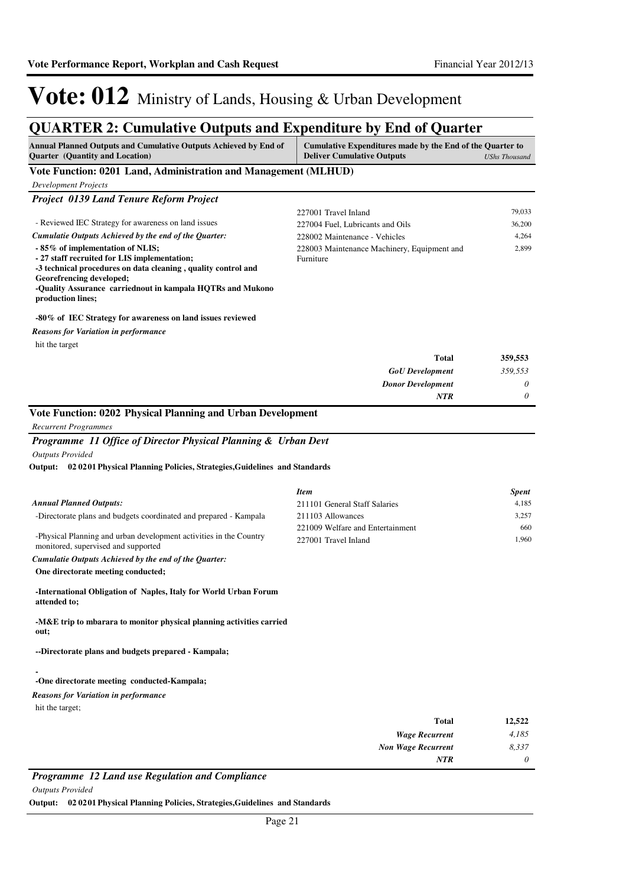# Vote: 012 Ministry of Lands, Housing & Urban Development

## QUARTER 2: Cumulative Outputs and Expenditure by End of Quarter

| Annual Planned Outputs and Cumulative Outputs Achieved by End of Quarter (Quantity and Location) | Cumulative Expenditures made by the End of the Quarter to Deliver Cumulative Outputs | UShs Thousand |
|---|---|---|

### Vote Function: 0201 Land, Administration and Management (MLHUD)

*Development Projects*

#### *Project 0139 Land Tenure Reform Project*

| | | |
|---|---|---|
| - Reviewed IEC Strategy for awareness on land issues | 227001 Travel Inland | 79,033 |
| | 227004 Fuel, Lubricants and Oils | 36,200 |
| | 228002 Maintenance - Vehicles | 4,264 |
| | 228003 Maintenance Machinery, Equipment and Furniture | 2,899 |

***Cumulatie Outputs Achieved by the end of the Quarter:***

**- 85% of implementation of NLIS;**
**- 27 staff recruited for LIS implementation;**
**-3 technical procedures on data cleaning , quality control and Georefrencing developed;**
**-Quality Assurance carriednout in kampala HQTRs and Mukono production lines;**

**-80% of IEC Strategy for awareness on land issues reviewed**

***Reasons for Variation in performance***

hit the target

| | |
|---|---|
| **Total** | **359,553** |
| ***GoU Development*** | *359,553* |
| ***Donor Development*** | *0* |
| ***NTR*** | *0* |

### Vote Function: 0202 Physical Planning and Urban Development

*Recurrent Programmes*

#### *Programme 11 Office of Director Physical Planning & Urban Devt*

*Outputs Provided*

**Output: 02 02 01 Physical Planning Policies, Strategies,Guidelines and Standards**

***Annual Planned Outputs:***

-Directorate plans and budgets coordinated and prepared - Kampala

-Physical Planning and urban development activities in the Country monitored, supervised and supported

| *Item* | *Spent* |
|---|---|
| 211101 General Staff Salaries | 4,185 |
| 211103 Allowances | 3,257 |
| 221009 Welfare and Entertainment | 660 |
| 227001 Travel Inland | 1,960 |

***Cumulatie Outputs Achieved by the end of the Quarter:***

**One directorate meeting conducted;**

**-International Obligation of Naples, Italy for World Urban Forum attended to;**

**-M&E trip to mbarara to monitor physical planning activities carried out;**

**--Directorate plans and budgets prepared - Kampala;**

**-**
**-One directorate meeting conducted-Kampala;**

***Reasons for Variation in performance***

hit the target;

| | |
|---|---|
| **Total** | **12,522** |
| ***Wage Recurrent*** | *4,185* |
| ***Non Wage Recurrent*** | *8,337* |
| ***NTR*** | *0* |

#### *Programme 12 Land use Regulation and Compliance*

*Outputs Provided*

**Output: 02 02 01 Physical Planning Policies, Strategies,Guidelines and Standards**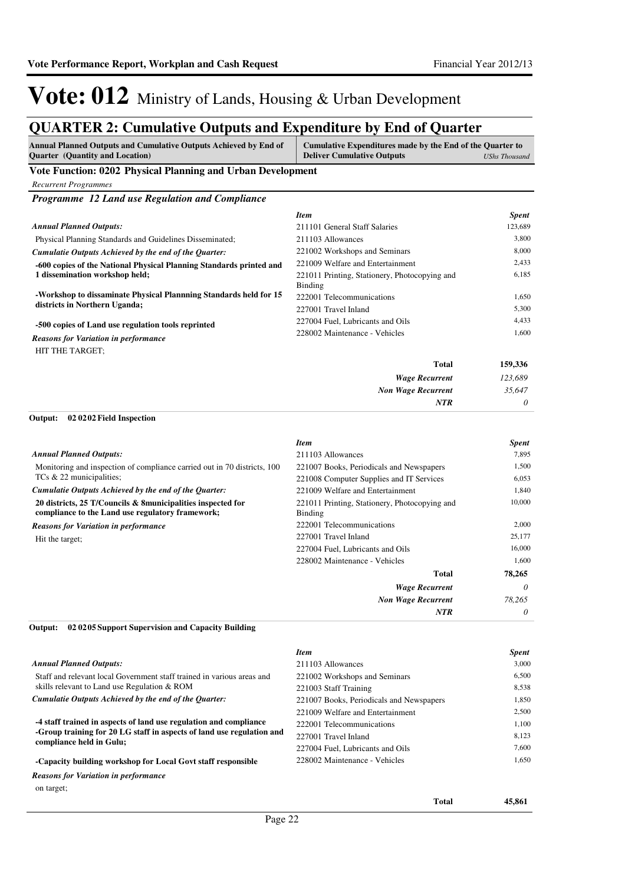# Vote: 012 Ministry of Lands, Housing & Urban Development

## QUARTER 2: Cumulative Outputs and Expenditure by End of Quarter

| Annual Planned Outputs and Cumulative Outputs Achieved by End of Quarter (Quantity and Location) | Cumulative Expenditures made by the End of the Quarter to Deliver Cumulative Outputs *UShs Thousand* |
|---|---|

### Vote Function: 0202 Physical Planning and Urban Development

*Recurrent Programmes*

#### *Programme 12 Land use Regulation and Compliance*

***Annual Planned Outputs:***

Physical Planning Standards and Guidelines Disseminated;

***Cumulatie Outputs Achieved by the end of the Quarter:***

**-600 copies of the National Physical Planning Standards printed and 1 dissemination workshop held;**

**-Workshop to dissaminate Physical Plannning Standards held for 15 districts in Northern Uganda;**

**-500 copies of Land use regulation tools reprinted**

***Reasons for Variation in performance***

HIT THE TARGET;

| *Item* | *Spent* |
|---|---|
| 211101 General Staff Salaries | 123,689 |
| 211103 Allowances | 3,800 |
| 221002 Workshops and Seminars | 8,000 |
| 221009 Welfare and Entertainment | 2,433 |
| 221011 Printing, Stationery, Photocopying and Binding | 6,185 |
| 222001 Telecommunications | 1,650 |
| 227001 Travel Inland | 5,300 |
| 227004 Fuel, Lubricants and Oils | 4,433 |
| 228002 Maintenance - Vehicles | 1,600 |
| **Total** | **159,336** |
| ***Wage Recurrent*** | *123,689* |
| ***Non Wage Recurrent*** | *35,647* |
| ***NTR*** | *0* |

**Output: 02 02 02 Field Inspection**

***Annual Planned Outputs:***

Monitoring and inspection of compliance carried out in 70 districts, 100 TCs & 22 municipalities;

***Cumulatie Outputs Achieved by the end of the Quarter:***

**20 districts, 25 T/Councils & 8municipalities inspected for compliance to the Land use regulatory framework;**

***Reasons for Variation in performance***

Hit the target;

| *Item* | *Spent* |
|---|---|
| 211103 Allowances | 7,895 |
| 221007 Books, Periodicals and Newspapers | 1,500 |
| 221008 Computer Supplies and IT Services | 6,053 |
| 221009 Welfare and Entertainment | 1,840 |
| 221011 Printing, Stationery, Photocopying and Binding | 10,000 |
| 222001 Telecommunications | 2,000 |
| 227001 Travel Inland | 25,177 |
| 227004 Fuel, Lubricants and Oils | 16,000 |
| 228002 Maintenance - Vehicles | 1,600 |
| **Total** | **78,265** |
| ***Wage Recurrent*** | *0* |
| ***Non Wage Recurrent*** | *78,265* |
| ***NTR*** | *0* |

**Output: 02 02 05 Support Supervision and Capacity Building**

***Annual Planned Outputs:***

Staff and relevant local Government staff trained in various areas and skills relevant to Land use Regulation & ROM

***Cumulatie Outputs Achieved by the end of the Quarter:***

**-4 staff trained in aspects of land use regulation and compliance**
**-Group training for 20 LG staff in aspects of land use regulation and compliance held in Gulu;**

**-Capacity building workshop for Local Govt staff responsible**

***Reasons for Variation in performance***

on target;

| *Item* | *Spent* |
|---|---|
| 211103 Allowances | 3,000 |
| 221002 Workshops and Seminars | 6,500 |
| 221003 Staff Training | 8,538 |
| 221007 Books, Periodicals and Newspapers | 1,850 |
| 221009 Welfare and Entertainment | 2,500 |
| 222001 Telecommunications | 1,100 |
| 227001 Travel Inland | 8,123 |
| 227004 Fuel, Lubricants and Oils | 7,600 |
| 228002 Maintenance - Vehicles | 1,650 |
| **Total** | **45,861** |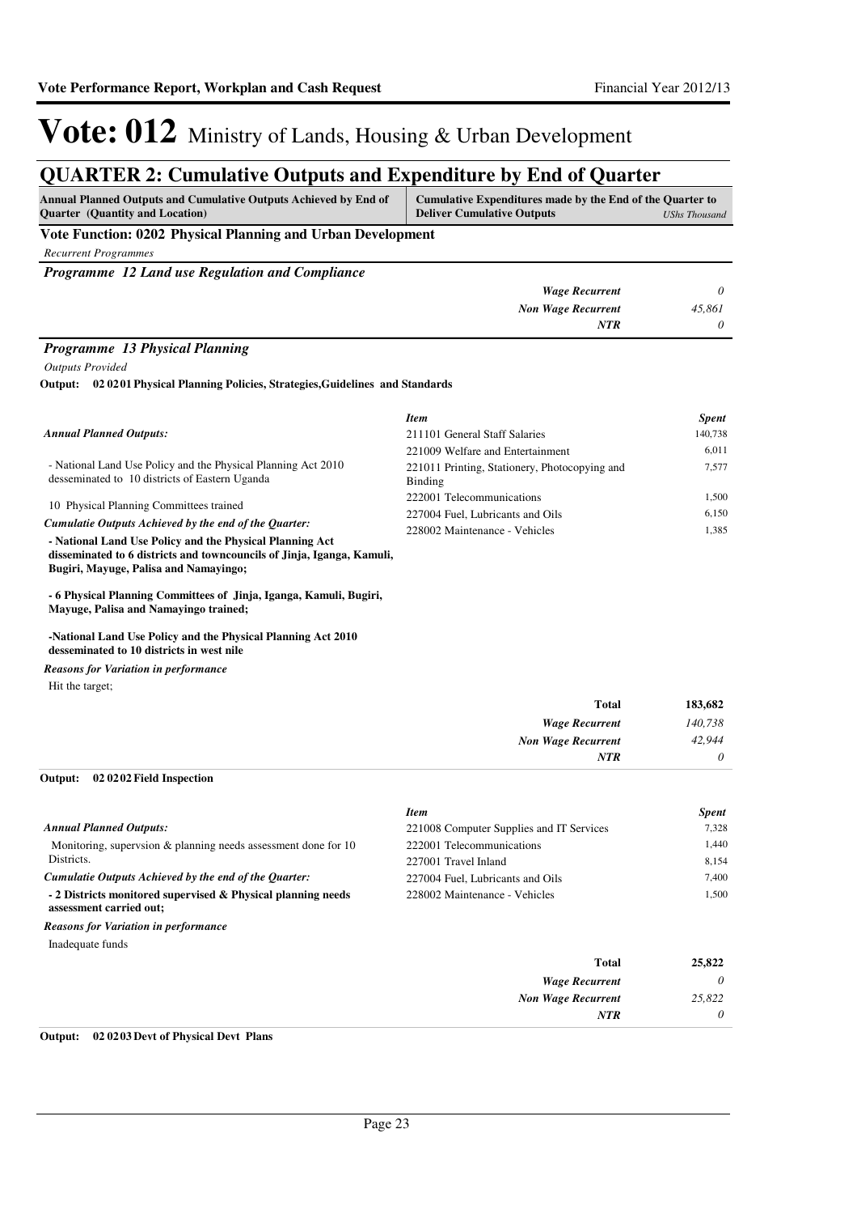# Vote: 012 Ministry of Lands, Housing & Urban Development

## QUARTER 2: Cumulative Outputs and Expenditure by End of Quarter

| Annual Planned Outputs and Cumulative Outputs Achieved by End of Quarter (Quantity and Location) | Cumulative Expenditures made by the End of the Quarter to Deliver Cumulative Outputs | *UShs Thousand* |
|---|---|---|

### Vote Function: 0202 Physical Planning and Urban Development

*Recurrent Programmes*

#### *Programme 12 Land use Regulation and Compliance*

| | |
|---|---|
| *Wage Recurrent* | *0* |
| *Non Wage Recurrent* | *45,861* |
| *NTR* | *0* |

#### *Programme 13 Physical Planning*

*Outputs Provided*

**Output: 02 02 01 Physical Planning Policies, Strategies,Guidelines and Standards**

*Annual Planned Outputs:*

- National Land Use Policy and the Physical Planning Act 2010 desseminated to 10 districts of Eastern Uganda

10 Physical Planning Committees trained

*Cumulatie Outputs Achieved by the end of the Quarter:*

**- National Land Use Policy and the Physical Planning Act disseminated to 6 districts and towncouncils of Jinja, Iganga, Kamuli, Bugiri, Mayuge, Palisa and Namayingo;**

**- 6 Physical Planning Committees of Jinja, Iganga, Kamuli, Bugiri, Mayuge, Palisa and Namayingo trained;**

**-National Land Use Policy and the Physical Planning Act 2010 desseminated to 10 districts in west nile**

*Reasons for Variation in performance*

Hit the target;

| *Item* | *Spent* |
|---|---|
| 211101 General Staff Salaries | 140,738 |
| 221009 Welfare and Entertainment | 6,011 |
| 221011 Printing, Stationery, Photocopying and Binding | 7,577 |
| 222001 Telecommunications | 1,500 |
| 227004 Fuel, Lubricants and Oils | 6,150 |
| 228002 Maintenance - Vehicles | 1,385 |

| | |
|---|---|
| **Total** | **183,682** |
| *Wage Recurrent* | *140,738* |
| *Non Wage Recurrent* | *42,944* |
| *NTR* | *0* |

**Output: 02 02 02 Field Inspection**

*Annual Planned Outputs:*

Monitoring, supervsion & planning needs assessment done for 10 Districts.

*Cumulatie Outputs Achieved by the end of the Quarter:*

**- 2 Districts monitored supervised & Physical planning needs assessment carried out;**

*Reasons for Variation in performance*

Inadequate funds

| *Item* | *Spent* |
|---|---|
| 221008 Computer Supplies and IT Services | 7,328 |
| 222001 Telecommunications | 1,440 |
| 227001 Travel Inland | 8,154 |
| 227004 Fuel, Lubricants and Oils | 7,400 |
| 228002 Maintenance - Vehicles | 1,500 |

| | |
|---|---|
| **Total** | **25,822** |
| *Wage Recurrent* | *0* |
| *Non Wage Recurrent* | *25,822* |
| *NTR* | *0* |

**Output: 02 02 03 Devt of Physical Devt Plans**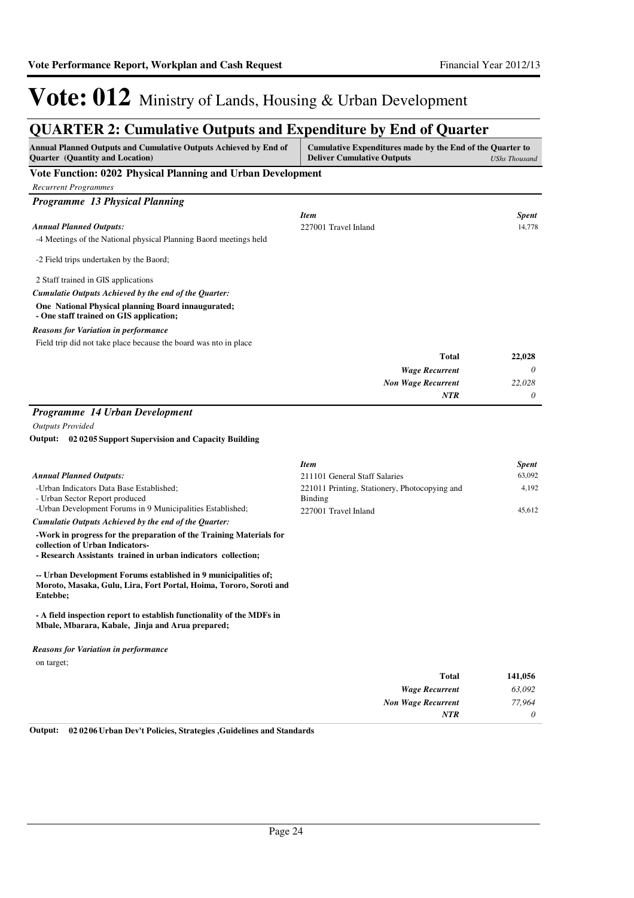# Vote: 012 Ministry of Lands, Housing & Urban Development

## QUARTER 2: Cumulative Outputs and Expenditure by End of Quarter

| Annual Planned Outputs and Cumulative Outputs Achieved by End of Quarter (Quantity and Location) | Cumulative Expenditures made by the End of the Quarter to Deliver Cumulative Outputs | *UShs Thousand* |
|---|---|---|

### Vote Function: 0202 Physical Planning and Urban Development

*Recurrent Programmes*

### *Programme 13 Physical Planning*

*Annual Planned Outputs:*

-4 Meetings of the National physical Planning Baord meetings held

-2 Field trips undertaken by the Baord;

2 Staff trained in GIS applications

*Cumulatie Outputs Achieved by the end of the Quarter:*

**One National Physical planning Board innaugurated;**
**- One staff trained on GIS application;**

*Reasons for Variation in performance*

Field trip did not take place because the board was nto in place

| *Item* | *Spent* |
|---|---|
| 227001 Travel Inland | 14,778 |
| **Total** | **22,028** |
| *Wage Recurrent* | *0* |
| *Non Wage Recurrent* | *22,028* |
| *NTR* | *0* |

### *Programme 14 Urban Development*

*Outputs Provided*

**Output: 02 02 05 Support Supervision and Capacity Building**

*Annual Planned Outputs:*

-Urban Indicators Data Base Established;
- Urban Sector Report produced
-Urban Development Forums in 9 Municipalities Established;

*Cumulatie Outputs Achieved by the end of the Quarter:*

**-Work in progress for the preparation of the Training Materials for collection of Urban Indicators-**
**- Research Assistants trained in urban indicators collection;**

**-- Urban Development Forums established in 9 municipalities of; Moroto, Masaka, Gulu, Lira, Fort Portal, Hoima, Tororo, Soroti and Entebbe;**

**- A field inspection report to establish functionality of the MDFs in Mbale, Mbarara, Kabale, Jinja and Arua prepared;**

*Reasons for Variation in performance*

on target;

| *Item* | *Spent* |
|---|---|
| 211101 General Staff Salaries | 63,092 |
| 221011 Printing, Stationery, Photocopying and Binding | 4,192 |
| 227001 Travel Inland | 45,612 |
| **Total** | **141,056** |
| *Wage Recurrent* | *63,092* |
| *Non Wage Recurrent* | *77,964* |
| *NTR* | *0* |

**Output: 02 02 06 Urban Dev't Policies, Strategies ,Guidelines and Standards**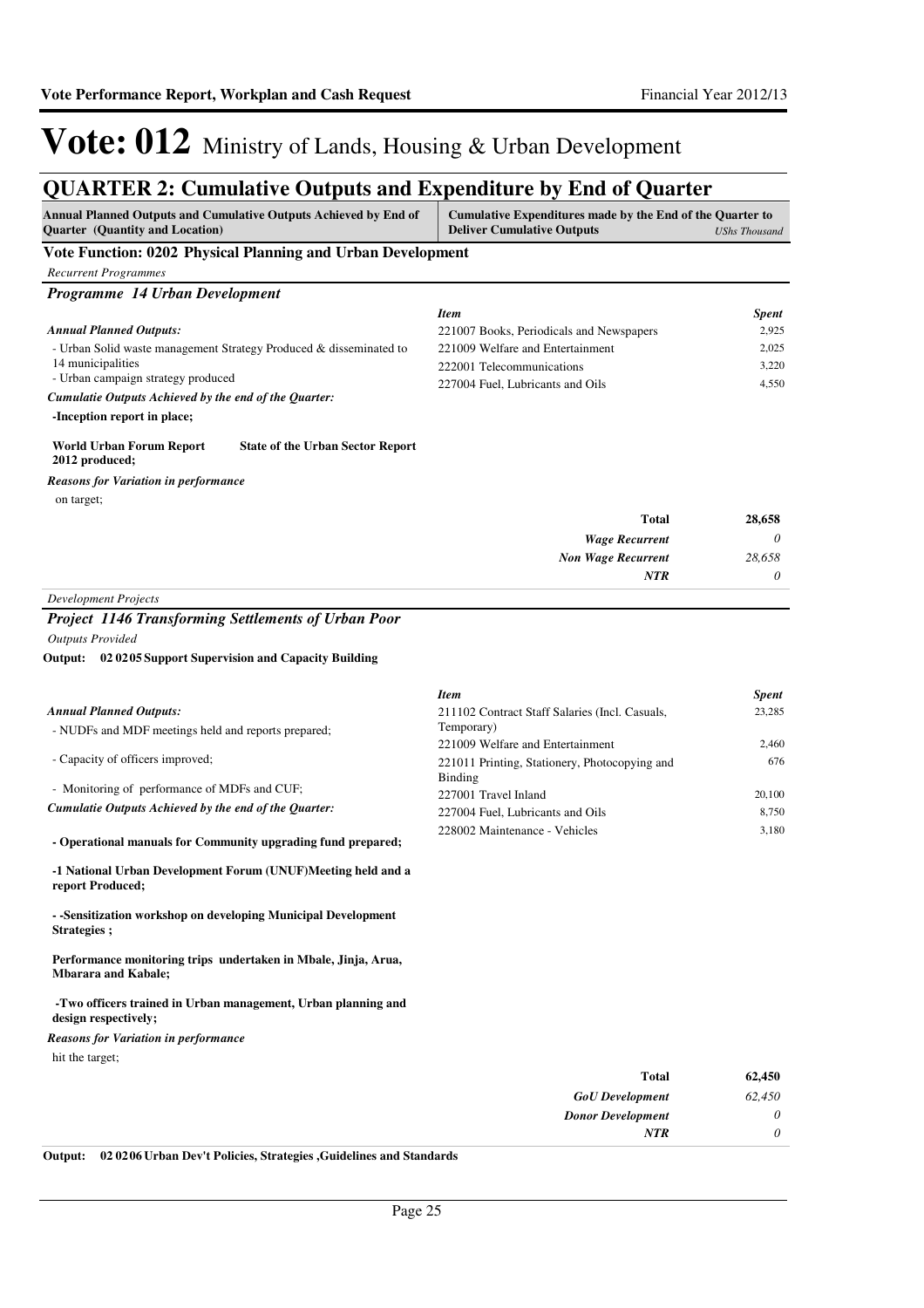# Vote: 012 Ministry of Lands, Housing & Urban Development

## QUARTER 2: Cumulative Outputs and Expenditure by End of Quarter

| Annual Planned Outputs and Cumulative Outputs Achieved by End of Quarter (Quantity and Location) | Cumulative Expenditures made by the End of the Quarter to Deliver Cumulative Outputs | *UShs Thousand* |
|---|---|---|

### Vote Function: 0202 Physical Planning and Urban Development

*Recurrent Programmes*

#### *Programme 14 Urban Development*

***Annual Planned Outputs:***

- Urban Solid waste management Strategy Produced & disseminated to 14 municipalities
- Urban campaign strategy produced

***Cumulatie Outputs Achieved by the end of the Quarter:***

**-Inception report in place;**

**World Urban Forum Report 2012 produced;** **State of the Urban Sector Report**

***Reasons for Variation in performance***

on target;

| *Item* | *Spent* |
|---|---|
| 221007 Books, Periodicals and Newspapers | 2,925 |
| 221009 Welfare and Entertainment | 2,025 |
| 222001 Telecommunications | 3,220 |
| 227004 Fuel, Lubricants and Oils | 4,550 |
| **Total** | **28,658** |
| *Wage Recurrent* | *0* |
| *Non Wage Recurrent* | *28,658* |
| *NTR* | *0* |

*Development Projects*

#### *Project 1146 Transforming Settlements of Urban Poor*

*Outputs Provided*

**Output: 02 02 05 Support Supervision and Capacity Building**

***Annual Planned Outputs:***

- NUDFs and MDF meetings held and reports prepared;
- Capacity of officers improved;
- Monitoring of performance of MDFs and CUF;

***Cumulative Outputs Achieved by the end of the Quarter:***

**- Operational manuals for Community upgrading fund prepared;**

**-1 National Urban Development Forum (UNUF)Meeting held and a report Produced;**

**- -Sensitization workshop on developing Municipal Development Strategies ;**

**Performance monitoring trips undertaken in Mbale, Jinja, Arua, Mbarara and Kabale;**

**-Two officers trained in Urban management, Urban planning and design respectively;**

***Reasons for Variation in performance***

hit the target;

| *Item* | *Spent* |
|---|---|
| 211102 Contract Staff Salaries (Incl. Casuals, Temporary) | 23,285 |
| 221009 Welfare and Entertainment | 2,460 |
| 221011 Printing, Stationery, Photocopying and Binding | 676 |
| 227001 Travel Inland | 20,100 |
| 227004 Fuel, Lubricants and Oils | 8,750 |
| 228002 Maintenance - Vehicles | 3,180 |
| **Total** | **62,450** |
| *GoU Development* | *62,450* |
| *Donor Development* | *0* |
| *NTR* | *0* |

**Output: 02 02 06 Urban Dev't Policies, Strategies ,Guidelines and Standards**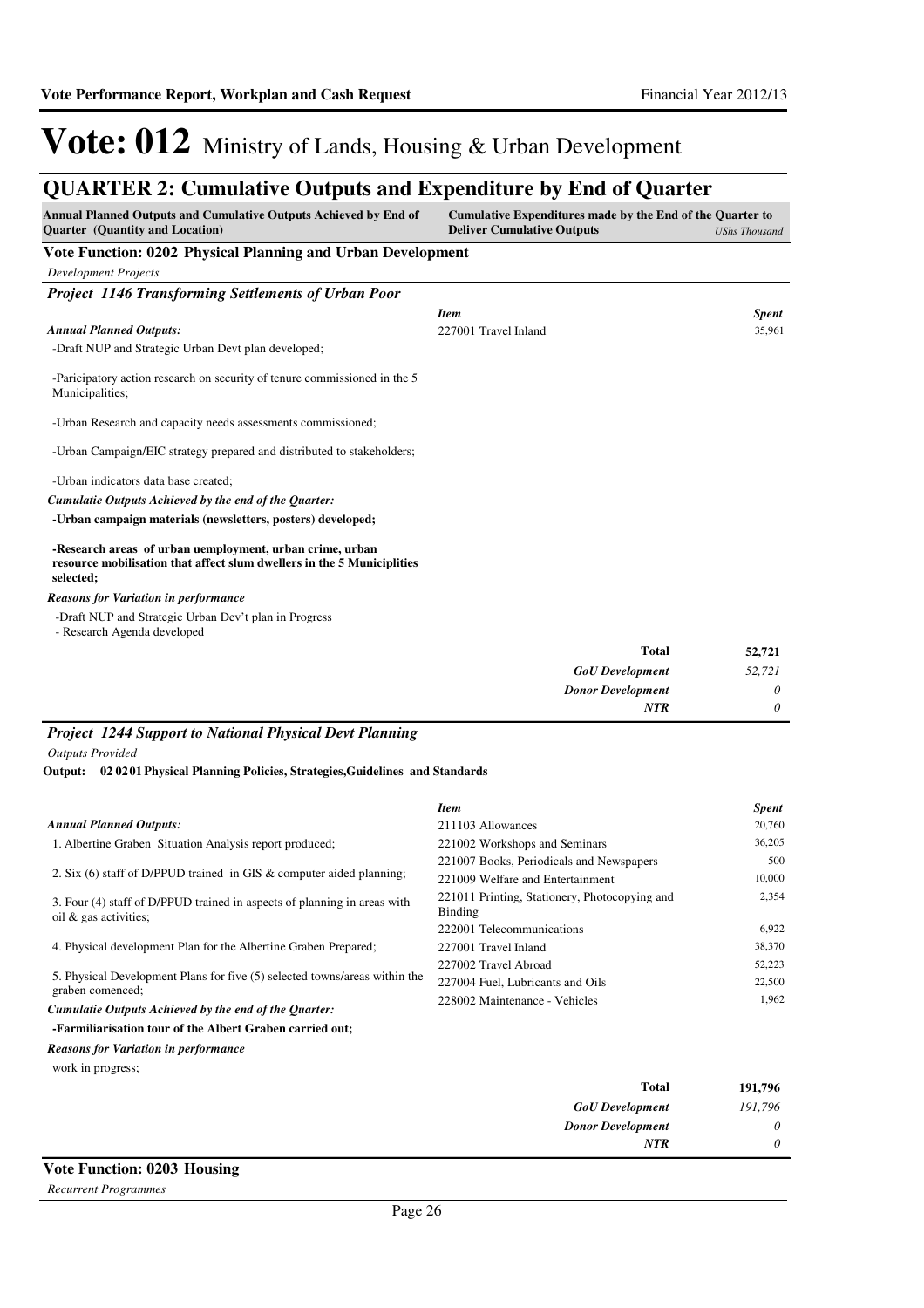# Vote: 012 Ministry of Lands, Housing & Urban Development

## QUARTER 2: Cumulative Outputs and Expenditure by End of Quarter

| Annual Planned Outputs and Cumulative Outputs Achieved by End of Quarter (Quantity and Location) | Cumulative Expenditures made by the End of the Quarter to Deliver Cumulative Outputs *UShs Thousand* |
|---|---|

### Vote Function: 0202 Physical Planning and Urban Development

*Development Projects*

#### *Project 1146 Transforming Settlements of Urban Poor*

***Annual Planned Outputs:***

-Draft NUP and Strategic Urban Devt plan developed;

-Paricipatory action research on security of tenure commissioned in the 5 Municipalities;

-Urban Research and capacity needs assessments commissioned;

-Urban Campaign/EIC strategy prepared and distributed to stakeholders;

-Urban indicators data base created;

***Cumulatie Outputs Achieved by the end of the Quarter:***

**-Urban campaign materials (newsletters, posters) developed;**

**-Research areas of urban uemployment, urban crime, urban resource mobilisation that affect slum dwellers in the 5 Municiplities selected;**

***Reasons for Variation in performance***

-Draft NUP and Strategic Urban Dev't plan in Progress
- Research Agenda developed

| *Item* | *Spent* |
|---|---|
| 227001 Travel Inland | 35,961 |
| **Total** | **52,721** |
| *GoU Development* | *52,721* |
| *Donor Development* | *0* |
| *NTR* | *0* |

#### *Project 1244 Support to National Physical Devt Planning*

*Outputs Provided*

**Output: 02 02 01 Physical Planning Policies, Strategies,Guidelines and Standards**

***Annual Planned Outputs:***

1. Albertine Graben Situation Analysis report produced;

2. Six (6) staff of D/PPUD trained in GIS & computer aided planning;

3. Four (4) staff of D/PPUD trained in aspects of planning in areas with oil & gas activities;

4. Physical development Plan for the Albertine Graben Prepared;

5. Physical Development Plans for five (5) selected towns/areas within the graben comenced;

***Cumulatie Outputs Achieved by the end of the Quarter:***

**-Farmiliarisation tour of the Albert Graben carried out;**

***Reasons for Variation in performance***

work in progress;

| *Item* | *Spent* |
|---|---|
| 211103 Allowances | 20,760 |
| 221002 Workshops and Seminars | 36,205 |
| 221007 Books, Periodicals and Newspapers | 500 |
| 221009 Welfare and Entertainment | 10,000 |
| 221011 Printing, Stationery, Photocopying and Binding | 2,354 |
| 222001 Telecommunications | 6,922 |
| 227001 Travel Inland | 38,370 |
| 227002 Travel Abroad | 52,223 |
| 227004 Fuel, Lubricants and Oils | 22,500 |
| 228002 Maintenance - Vehicles | 1,962 |
| **Total** | **191,796** |
| *GoU Development* | *191,796* |
| *Donor Development* | *0* |
| *NTR* | *0* |

### Vote Function: 0203 Housing

*Recurrent Programmes*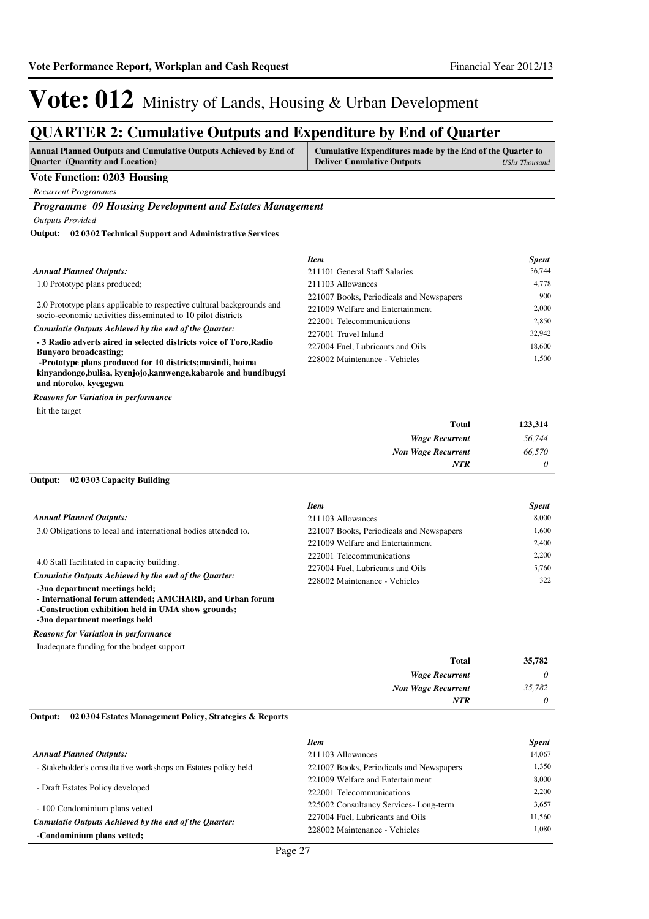# Vote: 012 Ministry of Lands, Housing & Urban Development

## QUARTER 2: Cumulative Outputs and Expenditure by End of Quarter

| Annual Planned Outputs and Cumulative Outputs Achieved by End of Quarter (Quantity and Location) | Cumulative Expenditures made by the End of the Quarter to Deliver Cumulative Outputs *UShs Thousand* |
|---|---|

**Vote Function: 0203 Housing**

*Recurrent Programmes*

### *Programme 09 Housing Development and Estates Management*

*Outputs Provided*

**Output: 02 03 02 Technical Support and Administrative Services**

*Annual Planned Outputs:*

1.0 Prototype plans produced;

2.0 Prototype plans applicable to respective cultural backgrounds and socio-economic activities disseminated to 10 pilot districts

*Cumulatie Outputs Achieved by the end of the Quarter:*

**- 3 Radio adverts aired in selected districts voice of Toro,Radio Bunyoro broadcasting;**
**-Prototype plans produced for 10 districts;masindi, hoima kinyandongo,bulisa, kyenjojo,kamwenge,kabarole and bundibugyi and ntoroko, kyegegwa**

*Reasons for Variation in performance*

hit the target

| *Item* | *Spent* |
|---|---|
| 211101 General Staff Salaries | 56,744 |
| 211103 Allowances | 4,778 |
| 221007 Books, Periodicals and Newspapers | 900 |
| 221009 Welfare and Entertainment | 2,000 |
| 222001 Telecommunications | 2,850 |
| 227001 Travel Inland | 32,942 |
| 227004 Fuel, Lubricants and Oils | 18,600 |
| 228002 Maintenance - Vehicles | 1,500 |

| | |
|---|---|
| **Total** | **123,314** |
| *Wage Recurrent* | *56,744* |
| *Non Wage Recurrent* | *66,570* |
| *NTR* | *0* |

**Output: 02 03 03 Capacity Building**

*Annual Planned Outputs:*

3.0 Obligations to local and international bodies attended to.

4.0 Staff facilitated in capacity building.

*Cumulatie Outputs Achieved by the end of the Quarter:*

**-3no department meetings held;**
**- International forum attended; AMCHARD, and Urban forum**
**-Construction exhibition held in UMA show grounds;**
**-3no department meetings held**

*Reasons for Variation in performance*

Inadequate funding for the budget support

| *Item* | *Spent* |
|---|---|
| 211103 Allowances | 8,000 |
| 221007 Books, Periodicals and Newspapers | 1,600 |
| 221009 Welfare and Entertainment | 2,400 |
| 222001 Telecommunications | 2,200 |
| 227004 Fuel, Lubricants and Oils | 5,760 |
| 228002 Maintenance - Vehicles | 322 |

| | |
|---|---|
| **Total** | **35,782** |
| *Wage Recurrent* | *0* |
| *Non Wage Recurrent* | *35,782* |
| *NTR* | *0* |

**Output: 02 03 04 Estates Management Policy, Strategies & Reports**

*Annual Planned Outputs:*

- Stakeholder's consultative workshops on Estates policy held

- Draft Estates Policy developed

- 100 Condominium plans vetted

*Cumulatie Outputs Achieved by the end of the Quarter:*

**-Condominium plans vetted;**

| *Item* | *Spent* |
|---|---|
| 211103 Allowances | 14,067 |
| 221007 Books, Periodicals and Newspapers | 1,350 |
| 221009 Welfare and Entertainment | 8,000 |
| 222001 Telecommunications | 2,200 |
| 225002 Consultancy Services- Long-term | 3,657 |
| 227004 Fuel, Lubricants and Oils | 11,560 |
| 228002 Maintenance - Vehicles | 1,080 |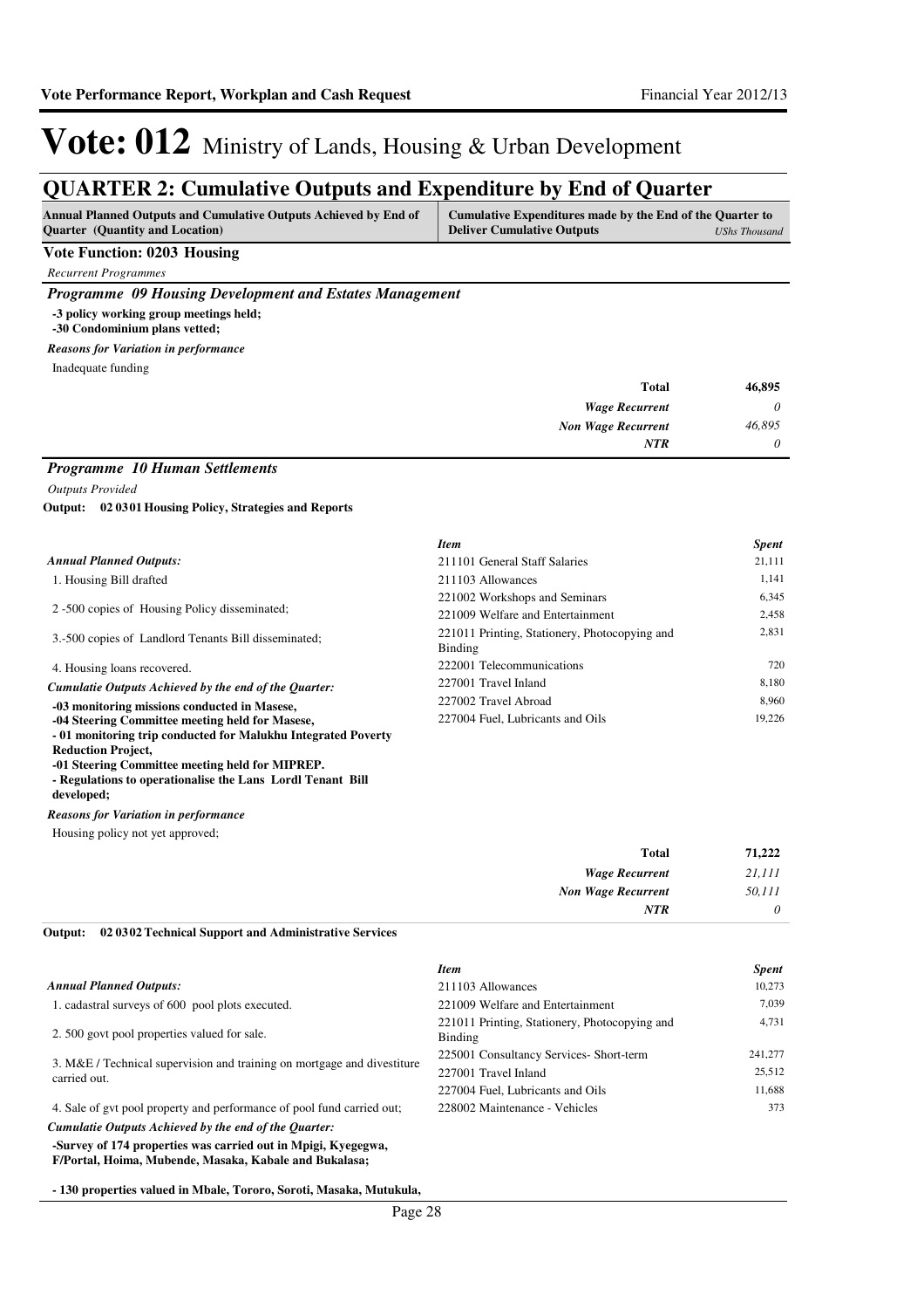# Vote: 012 Ministry of Lands, Housing & Urban Development

## QUARTER 2: Cumulative Outputs and Expenditure by End of Quarter

| Annual Planned Outputs and Cumulative Outputs Achieved by End of Quarter (Quantity and Location) | Cumulative Expenditures made by the End of the Quarter to Deliver Cumulative Outputs *UShs Thousand* |
|---|---|

**Vote Function: 0203 Housing**

*Recurrent Programmes*

### *Programme 09 Housing Development and Estates Management*

**-3 policy working group meetings held;**
**-30 Condominium plans vetted;**

***Reasons for Variation in performance***

Inadequate funding

| | |
|---|---|
| **Total** | **46,895** |
| *Wage Recurrent* | *0* |
| *Non Wage Recurrent* | *46,895* |
| *NTR* | *0* |

### *Programme 10 Human Settlements*

*Outputs Provided*

**Output: 02 0301 Housing Policy, Strategies and Reports**

*Annual Planned Outputs:*

1. Housing Bill drafted
2. -500 copies of Housing Policy disseminated;
3. -500 copies of Landlord Tenants Bill disseminated;
4. Housing loans recovered.

*Cumulatie Outputs Achieved by the end of the Quarter:*

**-03 monitoring missions conducted in Masese,**
**-04 Steering Committee meeting held for Masese,**
**- 01 monitoring trip conducted for Malukhu Integrated Poverty Reduction Project,**
**-01 Steering Committee meeting held for MIPREP.**
**- Regulations to operationalise the Lans Lordl Tenant Bill developed;**

***Reasons for Variation in performance***

Housing policy not yet approved;

| *Item* | *Spent* |
|---|---|
| 211101 General Staff Salaries | 21,111 |
| 211103 Allowances | 1,141 |
| 221002 Workshops and Seminars | 6,345 |
| 221009 Welfare and Entertainment | 2,458 |
| 221011 Printing, Stationery, Photocopying and Binding | 2,831 |
| 222001 Telecommunications | 720 |
| 227001 Travel Inland | 8,180 |
| 227002 Travel Abroad | 8,960 |
| 227004 Fuel, Lubricants and Oils | 19,226 |

| | |
|---|---|
| **Total** | **71,222** |
| *Wage Recurrent* | *21,111* |
| *Non Wage Recurrent* | *50,111* |
| *NTR* | *0* |

**Output: 02 0302 Technical Support and Administrative Services**

*Annual Planned Outputs:*

1. cadastral surveys of 600 pool plots executed.
2. 500 govt pool properties valued for sale.
3. M&E / Technical supervision and training on mortgage and divestiture carried out.
4. Sale of gvt pool property and performance of pool fund carried out;

*Cumulatie Outputs Achieved by the end of the Quarter:*

**-Survey of 174 properties was carried out in Mpigi, Kyegegwa, F/Portal, Hoima, Mubende, Masaka, Kabale and Bukalasa;**

**- 130 properties valued in Mbale, Tororo, Soroti, Masaka, Mutukula,**

| *Item* | *Spent* |
|---|---|
| 211103 Allowances | 10,273 |
| 221009 Welfare and Entertainment | 7,039 |
| 221011 Printing, Stationery, Photocopying and Binding | 4,731 |
| 225001 Consultancy Services- Short-term | 241,277 |
| 227001 Travel Inland | 25,512 |
| 227004 Fuel, Lubricants and Oils | 11,688 |
| 228002 Maintenance - Vehicles | 373 |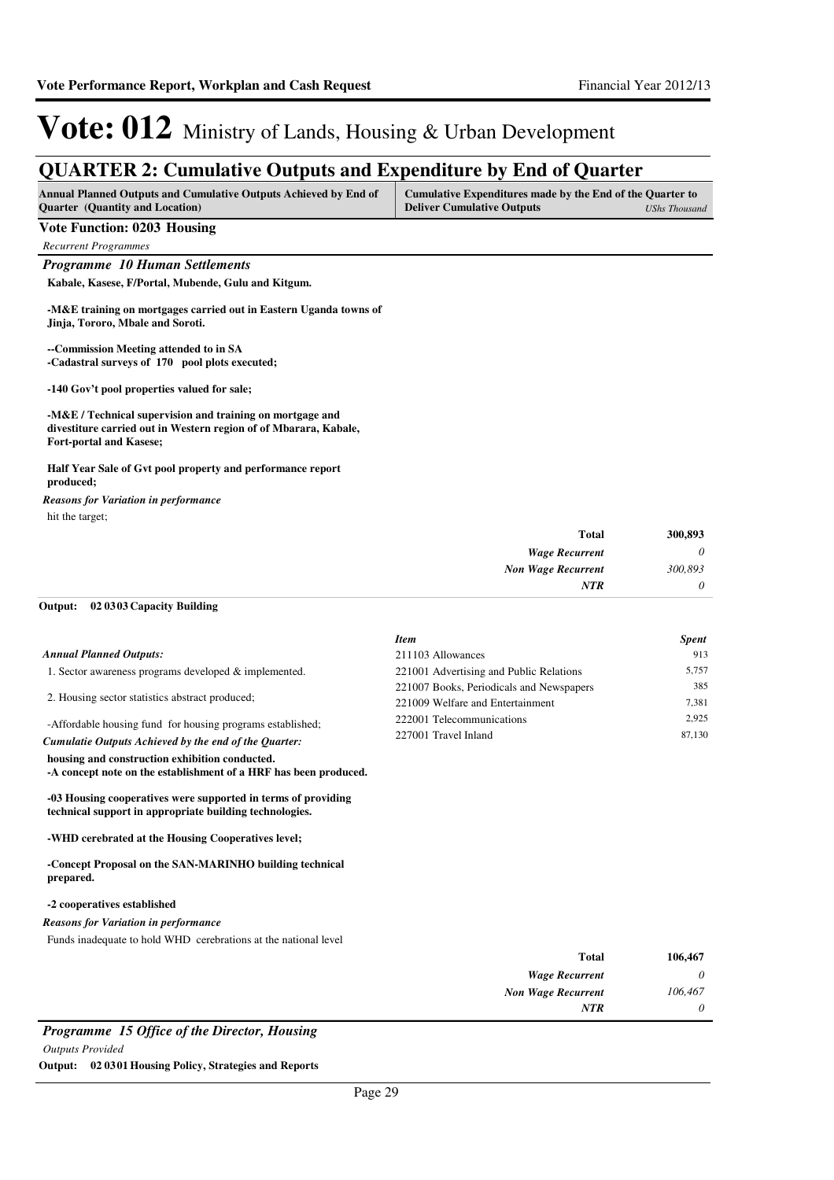# Vote: 012 Ministry of Lands, Housing & Urban Development

## QUARTER 2: Cumulative Outputs and Expenditure by End of Quarter

| Annual Planned Outputs and Cumulative Outputs Achieved by End of Quarter (Quantity and Location) | Cumulative Expenditures made by the End of the Quarter to Deliver Cumulative Outputs *UShs Thousand* |
|---|---|

**Vote Function: 0203 Housing**

*Recurrent Programmes*

### *Programme 10 Human Settlements*

**Kabale, Kasese, F/Portal, Mubende, Gulu and Kitgum.**

**-M&E training on mortgages carried out in Eastern Uganda towns of Jinja, Tororo, Mbale and Soroti.**

**--Commission Meeting attended to in SA**
**-Cadastral surveys of 170 pool plots executed;**

**-140 Gov't pool properties valued for sale;**

**-M&E / Technical supervision and training on mortgage and divestiture carried out in Western region of of Mbarara, Kabale, Fort-portal and Kasese;**

**Half Year Sale of Gvt pool property and performance report produced;**

*Reasons for Variation in performance*

hit the target;

| | |
|---|---|
| **Total** | **300,893** |
| *Wage Recurrent* | *0* |
| *Non Wage Recurrent* | *300,893* |
| *NTR* | *0* |

**Output: 02 03 03 Capacity Building**

*Annual Planned Outputs:*

1. Sector awareness programs developed & implemented.

2. Housing sector statistics abstract produced;

-Affordable housing fund for housing programs established;

| *Item* | *Spent* |
|---|---|
| 211103 Allowances | 913 |
| 221001 Advertising and Public Relations | 5,757 |
| 221007 Books, Periodicals and Newspapers | 385 |
| 221009 Welfare and Entertainment | 7,381 |
| 222001 Telecommunications | 2,925 |
| 227001 Travel Inland | 87,130 |

*Cumulatie Outputs Achieved by the end of the Quarter:*

**housing and construction exhibition conducted.**
**-A concept note on the establishment of a HRF has been produced.**

**-03 Housing cooperatives were supported in terms of providing technical support in appropriate building technologies.**

**-WHD cerebrated at the Housing Cooperatives level;**

**-Concept Proposal on the SAN-MARINHO building technical prepared.**

**-2 cooperatives established**

*Reasons for Variation in performance*

Funds inadequate to hold WHD cerebrations at the national level

| | |
|---|---|
| **Total** | **106,467** |
| *Wage Recurrent* | *0* |
| *Non Wage Recurrent* | *106,467* |
| *NTR* | *0* |

### *Programme 15 Office of the Director, Housing*

*Outputs Provided*

**Output: 02 03 01 Housing Policy, Strategies and Reports**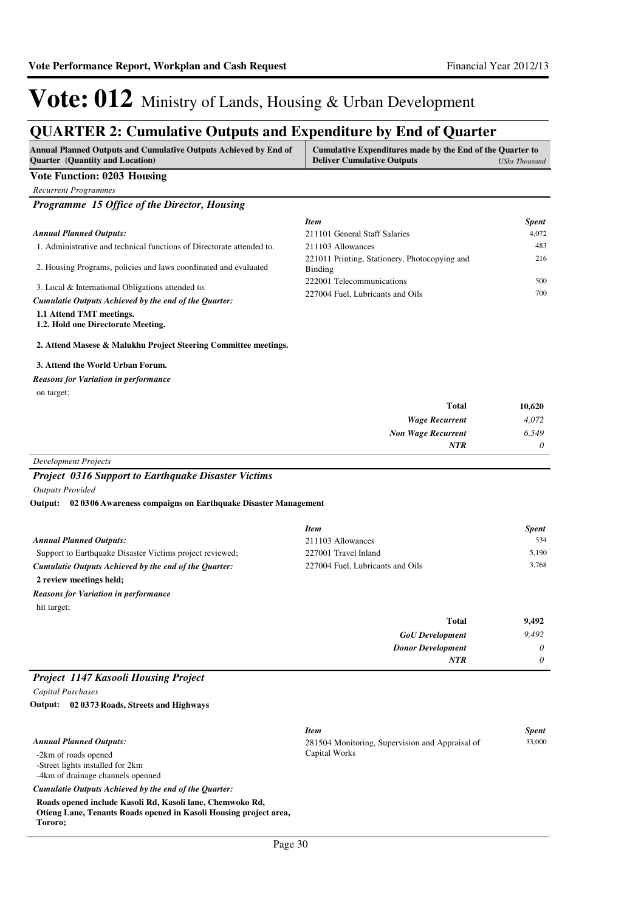# Vote: 012 Ministry of Lands, Housing & Urban Development

## QUARTER 2: Cumulative Outputs and Expenditure by End of Quarter

| Annual Planned Outputs and Cumulative Outputs Achieved by End of Quarter (Quantity and Location) | Cumulative Expenditures made by the End of the Quarter to Deliver Cumulative Outputs | *UShs Thousand* |
|---|---|---|

### Vote Function: 0203 Housing

*Recurrent Programmes*

#### *Programme 15 Office of the Director, Housing*

*Annual Planned Outputs:*

1. Administrative and technical functions of Directorate attended to.
2. Housing Programs, policies and laws coordinated and evaluated
3. Local & International Obligations attended to.

*Cumulatie Outputs Achieved by the end of the Quarter:*

**1.1 Attend TMT meetings.**
**1.2. Hold one Directorate Meeting.**

**2. Attend Masese & Malukhu Project Steering Committee meetings.**

**3. Attend the World Urban Forum.**

*Reasons for Variation in performance*

on target;

| *Item* | *Spent* |
|---|---|
| 211101 General Staff Salaries | 4,072 |
| 211103 Allowances | 483 |
| 221011 Printing, Stationery, Photocopying and Binding | 216 |
| 222001 Telecommunications | 500 |
| 227004 Fuel, Lubricants and Oils | 700 |
| **Total** | **10,620** |
| *Wage Recurrent* | *4,072* |
| *Non Wage Recurrent* | *6,549* |
| *NTR* | *0* |

*Development Projects*

#### *Project 0316 Support to Earthquake Disaster Victims*

*Outputs Provided*

**Output: 02 03 06 Awareness compaigns on Earthquake Disaster Management**

*Annual Planned Outputs:*

Support to Earthquake Disaster Victims project reviewed;

*Cumulatie Outputs Achieved by the end of the Quarter:*

**2 review meetings held;**

*Reasons for Variation in performance*

hit target;

| *Item* | *Spent* |
|---|---|
| 211103 Allowances | 534 |
| 227001 Travel Inland | 5,190 |
| 227004 Fuel, Lubricants and Oils | 3,768 |
| **Total** | **9,492** |
| *GoU Development* | *9,492* |
| *Donor Development* | *0* |
| *NTR* | *0* |

#### *Project 1147 Kasooli Housing Project*

*Capital Purchases*

**Output: 02 03 73 Roads, Streets and Highways**

*Annual Planned Outputs:*

-2km of roads opened
-Street lights installed for 2km
-4km of drainage channels openned

*Cumulatie Outputs Achieved by the end of the Quarter:*

**Roads opened include Kasoli Rd, Kasoli lane, Chemwoko Rd, Otieng Lane, Tenants Roads opened in Kasoli Housing project area, Tororo;**

| *Item* | *Spent* |
|---|---|
| 281504 Monitoring, Supervision and Appraisal of Capital Works | 33,000 |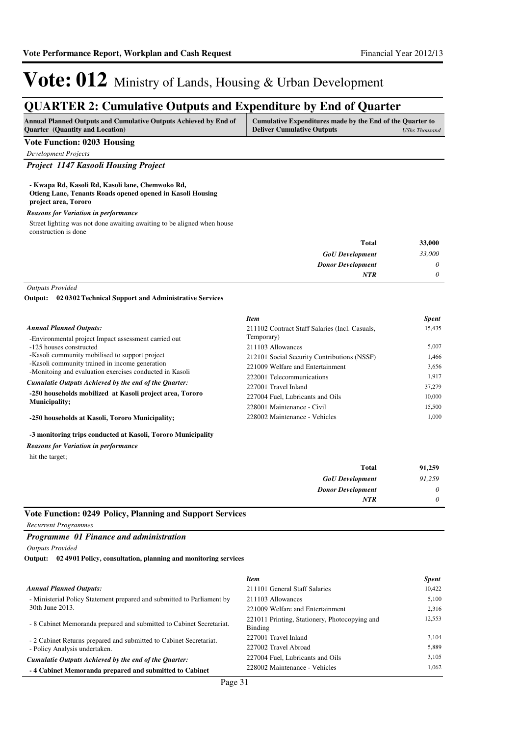# Vote: 012 Ministry of Lands, Housing & Urban Development

## QUARTER 2: Cumulative Outputs and Expenditure by End of Quarter

| Annual Planned Outputs and Cumulative Outputs Achieved by End of Quarter (Quantity and Location) | Cumulative Expenditures made by the End of the Quarter to Deliver Cumulative Outputs | *UShs Thousand* |
|---|---|---|

### Vote Function: 0203 Housing

*Development Projects*

#### *Project 1147 Kasooli Housing Project*

**- Kwapa Rd, Kasoli Rd, Kasoli lane, Chemwoko Rd, Otieng Lane, Tenants Roads opened opened in Kasoli Housing project area, Tororo**

*Reasons for Variation in performance*

Street lighting was not done awaiting awaiting to be aligned when house construction is done

| | |
|---|---|
| **Total** | **33,000** |
| *GoU Development* | *33,000* |
| *Donor Development* | *0* |
| *NTR* | *0* |

*Outputs Provided*

**Output: 02 0302 Technical Support and Administrative Services**

*Annual Planned Outputs:*

-Environmental project Impact assessment carried out
-125 houses constructed
-Kasoli community mobilised to support project
-Kasoli community trained in income generation
-Monitoing and evaluation exercises conducted in Kasoli

*Cumulatie Outputs Achieved by the end of the Quarter:*

**-250 households mobilized at Kasoli project area, Tororo Municipality;**

**-250 households at Kasoli, Tororo Municipality;**

**-3 monitoring trips conducted at Kasoli, Tororo Municipality**

*Reasons for Variation in performance*

hit the target;

| *Item* | *Spent* |
|---|---|
| 211102 Contract Staff Salaries (Incl. Casuals, Temporary) | 15,435 |
| 211103 Allowances | 5,007 |
| 212101 Social Security Contributions (NSSF) | 1,466 |
| 221009 Welfare and Entertainment | 3,656 |
| 222001 Telecommunications | 1,917 |
| 227001 Travel Inland | 37,279 |
| 227004 Fuel, Lubricants and Oils | 10,000 |
| 228001 Maintenance - Civil | 15,500 |
| 228002 Maintenance - Vehicles | 1,000 |

| | |
|---|---|
| **Total** | **91,259** |
| *GoU Development* | *91,259* |
| *Donor Development* | *0* |
| *NTR* | *0* |

### Vote Function: 0249 Policy, Planning and Support Services

*Recurrent Programmes*

#### *Programme 01 Finance and administration*

*Outputs Provided*

**Output: 02 4901 Policy, consultation, planning and monitoring services**

*Annual Planned Outputs:*

- Ministerial Policy Statement prepared and submitted to Parliament by 30th June 2013.

- 8 Cabinet Memoranda prepared and submitted to Cabinet Secretariat.

- 2 Cabinet Returns prepared and submitted to Cabinet Secretariat.
- Policy Analysis undertaken.

*Cumulatie Outputs Achieved by the end of the Quarter:*

**- 4 Cabinet Memoranda prepared and submitted to Cabinet**

| *Item* | *Spent* |
|---|---|
| 211101 General Staff Salaries | 10,422 |
| 211103 Allowances | 5,100 |
| 221009 Welfare and Entertainment | 2,316 |
| 221011 Printing, Stationery, Photocopying and Binding | 12,553 |
| 227001 Travel Inland | 3,104 |
| 227002 Travel Abroad | 5,889 |
| 227004 Fuel, Lubricants and Oils | 3,105 |
| 228002 Maintenance - Vehicles | 1,062 |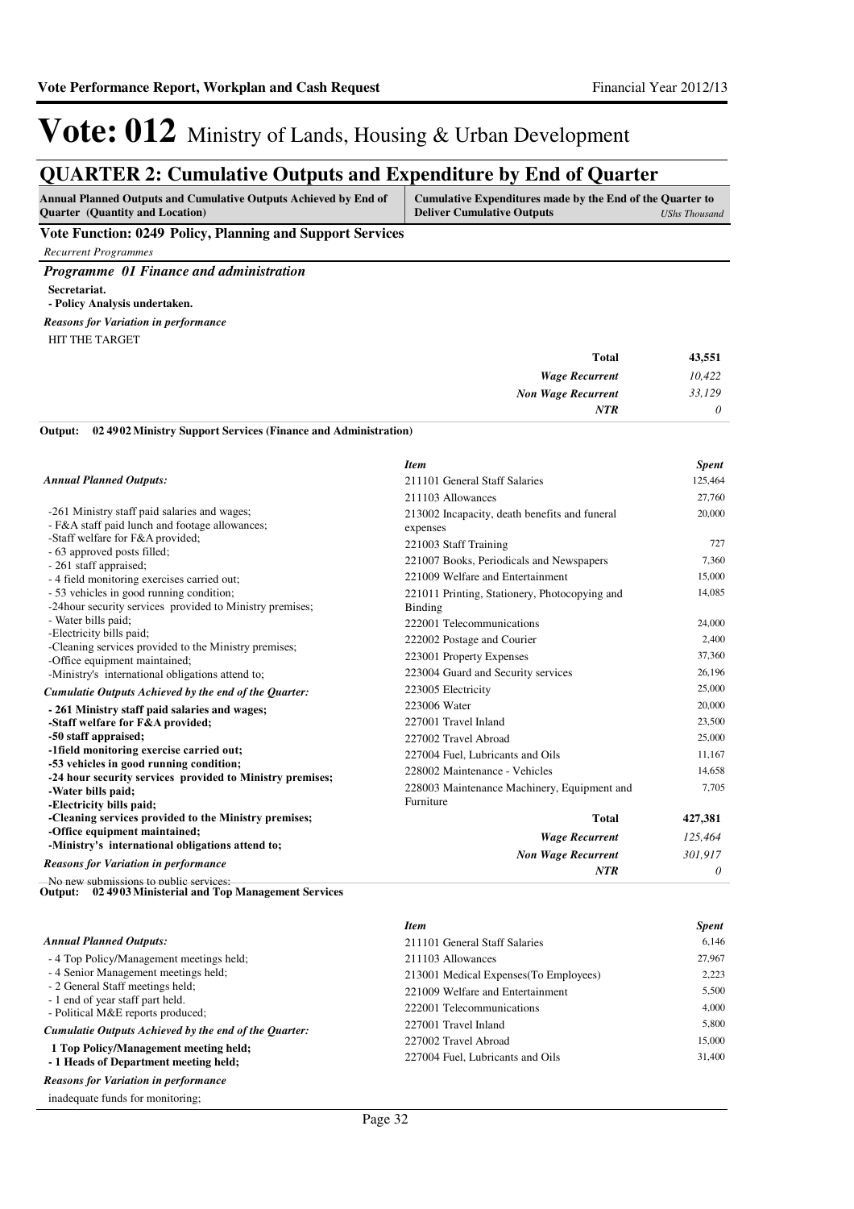# Vote: 012 Ministry of Lands, Housing & Urban Development

## QUARTER 2: Cumulative Outputs and Expenditure by End of Quarter

| Annual Planned Outputs and Cumulative Outputs Achieved by End of Quarter (Quantity and Location) | Cumulative Expenditures made by the End of the Quarter to Deliver Cumulative Outputs *UShs Thousand* |
|---|---|

### Vote Function: 0249 Policy, Planning and Support Services

*Recurrent Programmes*

#### *Programme 01 Finance and administration*

**Secretariat.**
**- Policy Analysis undertaken.**

*Reasons for Variation in performance*

HIT THE TARGET

| | |
|---|---|
| **Total** | **43,551** |
| *Wage Recurrent* | *10,422* |
| *Non Wage Recurrent* | *33,129* |
| *NTR* | *0* |

**Output: 02 49 02 Ministry Support Services (Finance and Administration)**

*Annual Planned Outputs:*

-261 Ministry staff paid salaries and wages;
- F&A staff paid lunch and footage allowances;
-Staff welfare for F&A provided;
- 63 approved posts filled;
- 261 staff appraised;
- 4 field monitoring exercises carried out;
- 53 vehicles in good running condition;
-24hour security services provided to Ministry premises;
- Water bills paid;
-Electricity bills paid;
-Cleaning services provided to the Ministry premises;
-Office equipment maintained;
-Ministry's international obligations attend to;

*Cumulatie Outputs Achieved by the end of the Quarter:*

**- 261 Ministry staff paid salaries and wages;**
**-Staff welfare for F&A provided;**
**-50 staff appraised;**
**-1field monitoring exercise carried out;**
**-53 vehicles in good running condition;**
**-24 hour security services provided to Ministry premises;**
**-Water bills paid;**
**-Electricity bills paid;**
**-Cleaning services provided to the Ministry premises;**
**-Office equipment maintained;**
**-Ministry's international obligations attend to;**

*Reasons for Variation in performance*

No new submissions to public services;

| *Item* | *Spent* |
|---|---|
| 211101 General Staff Salaries | 125,464 |
| 211103 Allowances | 27,760 |
| 213002 Incapacity, death benefits and funeral expenses | 20,000 |
| 221003 Staff Training | 727 |
| 221007 Books, Periodicals and Newspapers | 7,360 |
| 221009 Welfare and Entertainment | 15,000 |
| 221011 Printing, Stationery, Photocopying and Binding | 14,085 |
| 222001 Telecommunications | 24,000 |
| 222002 Postage and Courier | 2,400 |
| 223001 Property Expenses | 37,360 |
| 223004 Guard and Security services | 26,196 |
| 223005 Electricity | 25,000 |
| 223006 Water | 20,000 |
| 227001 Travel Inland | 23,500 |
| 227002 Travel Abroad | 25,000 |
| 227004 Fuel, Lubricants and Oils | 11,167 |
| 228002 Maintenance - Vehicles | 14,658 |
| 228003 Maintenance Machinery, Equipment and Furniture | 7,705 |
| **Total** | **427,381** |
| *Wage Recurrent* | *125,464* |
| *Non Wage Recurrent* | *301,917* |
| *NTR* | *0* |

**Output: 02 49 03 Ministerial and Top Management Services**

*Annual Planned Outputs:*

- 4 Top Policy/Management meetings held;
- 4 Senior Management meetings held;
- 2 General Staff meetings held;
- 1 end of year staff part held.
- Political M&E reports produced;

*Cumulatie Outputs Achieved by the end of the Quarter:*

**1 Top Policy/Management meeting held;**
**- 1 Heads of Department meeting held;**

*Reasons for Variation in performance*

inadequate funds for monitoring;

| *Item* | *Spent* |
|---|---|
| 211101 General Staff Salaries | 6,146 |
| 211103 Allowances | 27,967 |
| 213001 Medical Expenses(To Employees) | 2,223 |
| 221009 Welfare and Entertainment | 5,500 |
| 222001 Telecommunications | 4,000 |
| 227001 Travel Inland | 5,800 |
| 227002 Travel Abroad | 15,000 |
| 227004 Fuel, Lubricants and Oils | 31,400 |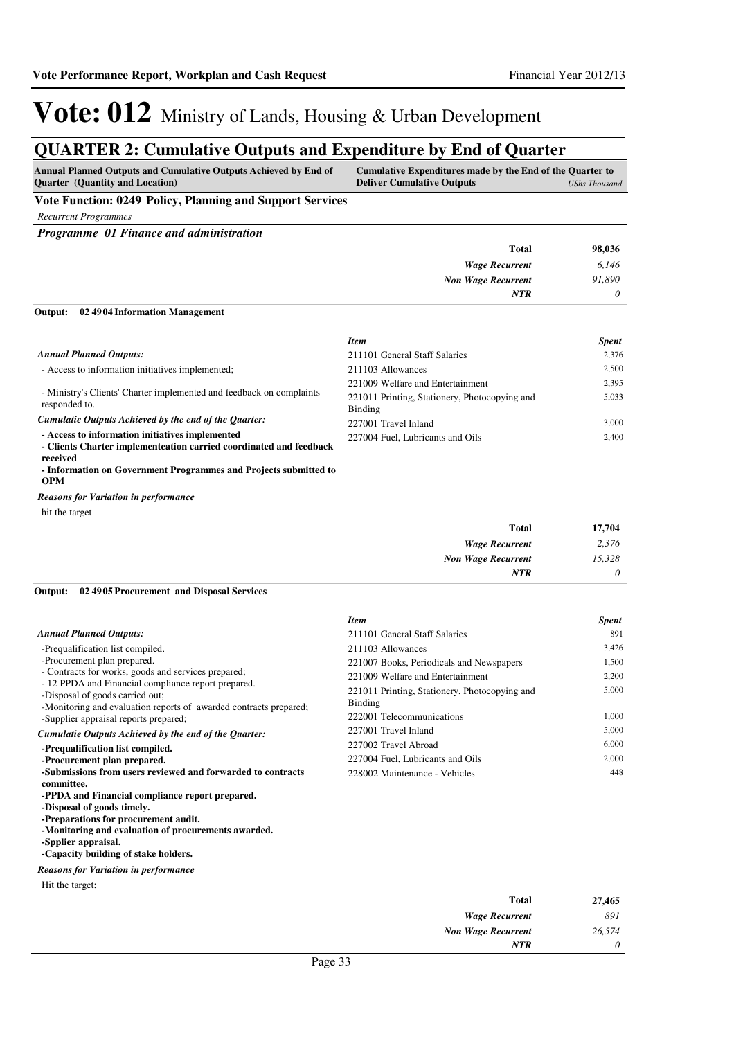# Vote: 012 Ministry of Lands, Housing & Urban Development

## QUARTER 2: Cumulative Outputs and Expenditure by End of Quarter

| Annual Planned Outputs and Cumulative Outputs Achieved by End of Quarter (Quantity and Location) | Cumulative Expenditures made by the End of the Quarter to Deliver Cumulative Outputs | *UShs Thousand* |
|---|---|---|

### Vote Function: 0249 Policy, Planning and Support Services

*Recurrent Programmes*

#### *Programme 01 Finance and administration*

| | |
|---|---|
| **Total** | **98,036** |
| *Wage Recurrent* | *6,146* |
| *Non Wage Recurrent* | *91,890* |
| *NTR* | *0* |

**Output: 02 49 04 Information Management**

*Annual Planned Outputs:*

- Access to information initiatives implemented;

- Ministry's Clients' Charter implemented and feedback on complaints responded to.

*Cumulatie Outputs Achieved by the end of the Quarter:*

**- Access to information initiatives implemented**
**- Clients Charter implementeation carried coordinated and feedback received**
**- Information on Government Programmes and Projects submitted to OPM**

*Reasons for Variation in performance*

hit the target

| *Item* | *Spent* |
|---|---|
| 211101 General Staff Salaries | 2,376 |
| 211103 Allowances | 2,500 |
| 221009 Welfare and Entertainment | 2,395 |
| 221011 Printing, Stationery, Photocopying and Binding | 5,033 |
| 227001 Travel Inland | 3,000 |
| 227004 Fuel, Lubricants and Oils | 2,400 |

| | |
|---|---|
| **Total** | **17,704** |
| *Wage Recurrent* | *2,376* |
| *Non Wage Recurrent* | *15,328* |
| *NTR* | *0* |

**Output: 02 49 05 Procurement and Disposal Services**

*Annual Planned Outputs:*

-Prequalification list compiled.
-Procurement plan prepared.
- Contracts for works, goods and services prepared;
- 12 PPDA and Financial compliance report prepared.
-Disposal of goods carried out;
-Monitoring and evaluation reports of awarded contracts prepared;
-Supplier appraisal reports prepared;

*Cumulative Outputs Achieved by the end of the Quarter:*

**-Prequalification list compiled.**
**-Procurement plan prepared.**
**-Submissions from users reviewed and forwarded to contracts committee.**
**-PPDA and Financial compliance report prepared.**
**-Disposal of goods timely.**
**-Preparations for procurement audit.**
**-Monitoring and evaluation of procurements awarded.**
**-Spplier appraisal.**
**-Capacity building of stake holders.**

*Reasons for Variation in performance*

Hit the target;

| *Item* | *Spent* |
|---|---|
| 211101 General Staff Salaries | 891 |
| 211103 Allowances | 3,426 |
| 221007 Books, Periodicals and Newspapers | 1,500 |
| 221009 Welfare and Entertainment | 2,200 |
| 221011 Printing, Stationery, Photocopying and Binding | 5,000 |
| 222001 Telecommunications | 1,000 |
| 227001 Travel Inland | 5,000 |
| 227002 Travel Abroad | 6,000 |
| 227004 Fuel, Lubricants and Oils | 2,000 |
| 228002 Maintenance - Vehicles | 448 |

| | |
|---|---|
| **Total** | **27,465** |
| *Wage Recurrent* | *891* |
| *Non Wage Recurrent* | *26,574* |
| *NTR* | *0* |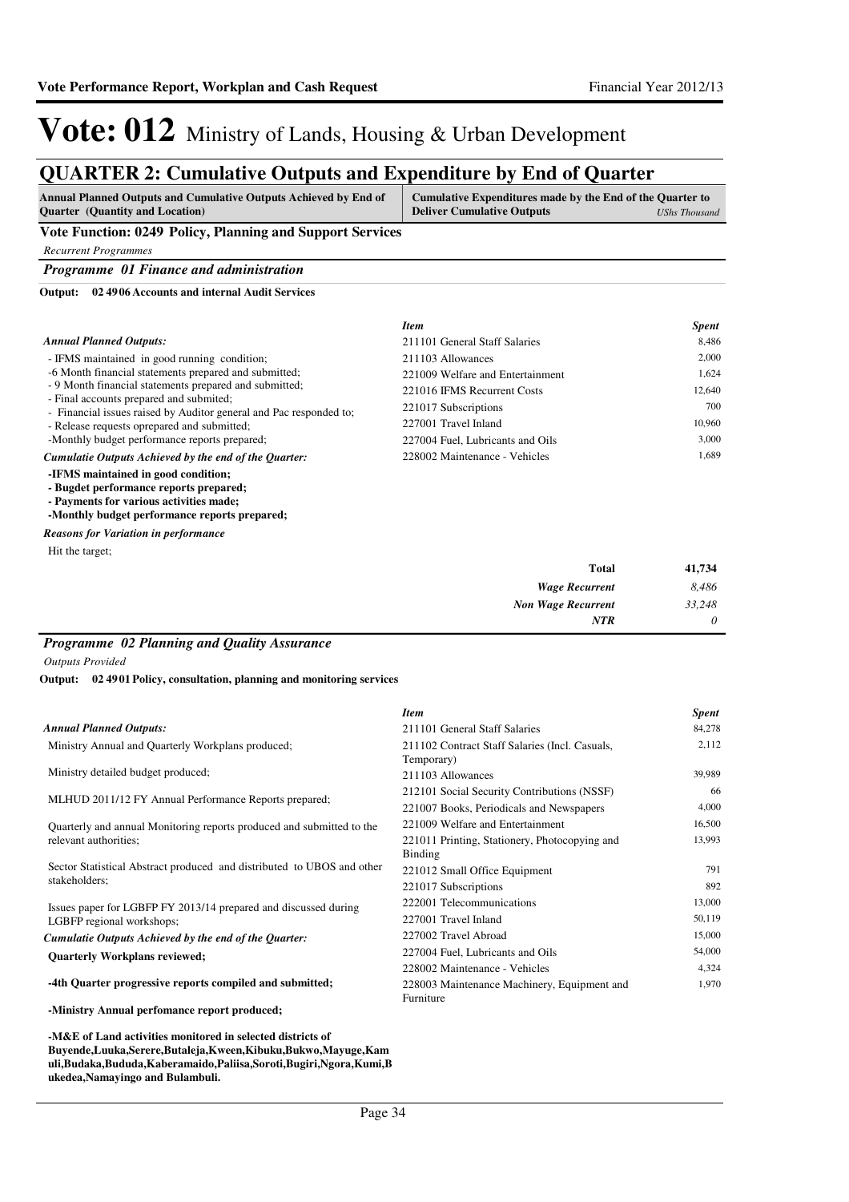# Vote: 012 Ministry of Lands, Housing & Urban Development

## QUARTER 2: Cumulative Outputs and Expenditure by End of Quarter

| Annual Planned Outputs and Cumulative Outputs Achieved by End of Quarter (Quantity and Location) | Cumulative Expenditures made by the End of the Quarter to Deliver Cumulative Outputs *UShs Thousand* |
|---|---|

### Vote Function: 0249 Policy, Planning and Support Services

*Recurrent Programmes*

#### *Programme 01 Finance and administration*

**Output: 02 4906 Accounts and internal Audit Services**

*Annual Planned Outputs:*

- IFMS maintained in good running condition;
-6 Month financial statements prepared and submitted;
- 9 Month financial statements prepared and submitted;
- Final accounts prepared and submited;
- Financial issues raised by Auditor general and Pac responded to;
- Release requests oprepared and submitted;
-Monthly budget performance reports prepared;

*Cumulatie Outputs Achieved by the end of the Quarter:*

**-IFMS maintained in good condition;**
**- Bugdet performance reports prepared;**
**- Payments for various activities made;**
**-Monthly budget performance reports prepared;**

*Reasons for Variation in performance*

Hit the target;

| *Item* | *Spent* |
|---|---|
| 211101 General Staff Salaries | 8,486 |
| 211103 Allowances | 2,000 |
| 221009 Welfare and Entertainment | 1,624 |
| 221016 IFMS Recurrent Costs | 12,640 |
| 221017 Subscriptions | 700 |
| 227001 Travel Inland | 10,960 |
| 227004 Fuel, Lubricants and Oils | 3,000 |
| 228002 Maintenance - Vehicles | 1,689 |
| **Total** | **41,734** |
| *Wage Recurrent* | *8,486* |
| *Non Wage Recurrent* | *33,248* |
| *NTR* | *0* |

#### *Programme 02 Planning and Quality Assurance*

*Outputs Provided*

**Output: 02 4901 Policy, consultation, planning and monitoring services**

*Annual Planned Outputs:*

Ministry Annual and Quarterly Workplans produced;

Ministry detailed budget produced;

MLHUD 2011/12 FY Annual Performance Reports prepared;

Quarterly and annual Monitoring reports produced and submitted to the relevant authorities;

Sector Statistical Abstract produced and distributed to UBOS and other stakeholders;

Issues paper for LGBFP FY 2013/14 prepared and discussed during LGBFP regional workshops;

*Cumulatie Outputs Achieved by the end of the Quarter:*

**Quarterly Workplans reviewed;**

**-4th Quarter progressive reports compiled and submitted;**

**-Ministry Annual perfomance report produced;**

**-M&E of Land activities monitored in selected districts of Buyende,Luuka,Serere,Butaleja,Kween,Kibuku,Bukwo,Mayuge,Kamuli,Budaka,Bududa,Kaberamaido,Paliisa,Soroti,Bugiri,Ngora,Kumi,Bukedea,Namayingo and Bulambuli.**

| *Item* | *Spent* |
|---|---|
| 211101 General Staff Salaries | 84,278 |
| 211102 Contract Staff Salaries (Incl. Casuals, Temporary) | 2,112 |
| 211103 Allowances | 39,989 |
| 212101 Social Security Contributions (NSSF) | 66 |
| 221007 Books, Periodicals and Newspapers | 4,000 |
| 221009 Welfare and Entertainment | 16,500 |
| 221011 Printing, Stationery, Photocopying and Binding | 13,993 |
| 221012 Small Office Equipment | 791 |
| 221017 Subscriptions | 892 |
| 222001 Telecommunications | 13,000 |
| 227001 Travel Inland | 50,119 |
| 227002 Travel Abroad | 15,000 |
| 227004 Fuel, Lubricants and Oils | 54,000 |
| 228002 Maintenance - Vehicles | 4,324 |
| 228003 Maintenance Machinery, Equipment and Furniture | 1,970 |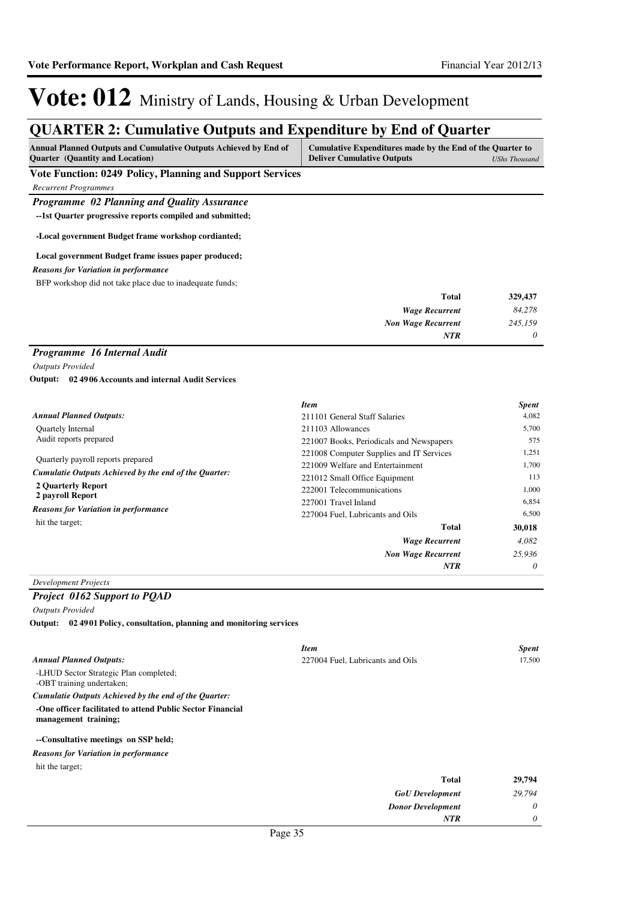# Vote: 012 Ministry of Lands, Housing & Urban Development

## QUARTER 2: Cumulative Outputs and Expenditure by End of Quarter

| Annual Planned Outputs and Cumulative Outputs Achieved by End of Quarter (Quantity and Location) | Cumulative Expenditures made by the End of the Quarter to Deliver Cumulative Outputs *UShs Thousand* |
|---|---|

### Vote Function: 0249 Policy, Planning and Support Services

*Recurrent Programmes*

#### *Programme 02 Planning and Quality Assurance*

**--1st Quarter progressive reports compiled and submitted;**

**-Local government Budget frame workshop cordianted;**

**Local government Budget frame issues paper produced;**

***Reasons for Variation in performance***

BFP workshop did not take place due to inadequate funds;

| | |
|---|---|
| **Total** | **329,437** |
| *Wage Recurrent* | *84,278* |
| *Non Wage Recurrent* | *245,159* |
| *NTR* | *0* |

#### *Programme 16 Internal Audit*

*Outputs Provided*

**Output: 02 4906 Accounts and internal Audit Services**

***Annual Planned Outputs:***

Quartely Internal
Audit reports prepared

Quarterly payroll reports prepared

***Cumulatie Outputs Achieved by the end of the Quarter:***

**2 Quarterly Report**
**2 payroll Report**

***Reasons for Variation in performance***

hit the target;

| *Item* | *Spent* |
|---|---|
| 211101 General Staff Salaries | 4,082 |
| 211103 Allowances | 5,700 |
| 221007 Books, Periodicals and Newspapers | 575 |
| 221008 Computer Supplies and IT Services | 1,251 |
| 221009 Welfare and Entertainment | 1,700 |
| 221012 Small Office Equipment | 113 |
| 222001 Telecommunications | 1,000 |
| 227001 Travel Inland | 6,854 |
| 227004 Fuel, Lubricants and Oils | 6,500 |
| **Total** | **30,018** |
| *Wage Recurrent* | *4,082* |
| *Non Wage Recurrent* | *25,936* |
| *NTR* | *0* |

*Development Projects*

#### *Project 0162 Support to PQAD*

*Outputs Provided*

**Output: 02 4901 Policy, consultation, planning and monitoring services**

***Annual Planned Outputs:***

-LHUD Sector Strategic Plan completed;
-OBT training undertaken;

***Cumulatie Outputs Achieved by the end of the Quarter:***

**-One officer facilitated to attend Public Sector Financial management training;**

**--Consultative meetings on SSP held;**

***Reasons for Variation in performance***

hit the target;

| *Item* | *Spent* |
|---|---|
| 227004 Fuel, Lubricants and Oils | 17,500 |
| **Total** | **29,794** |
| *GoU Development* | *29,794* |
| *Donor Development* | *0* |
| *NTR* | *0* |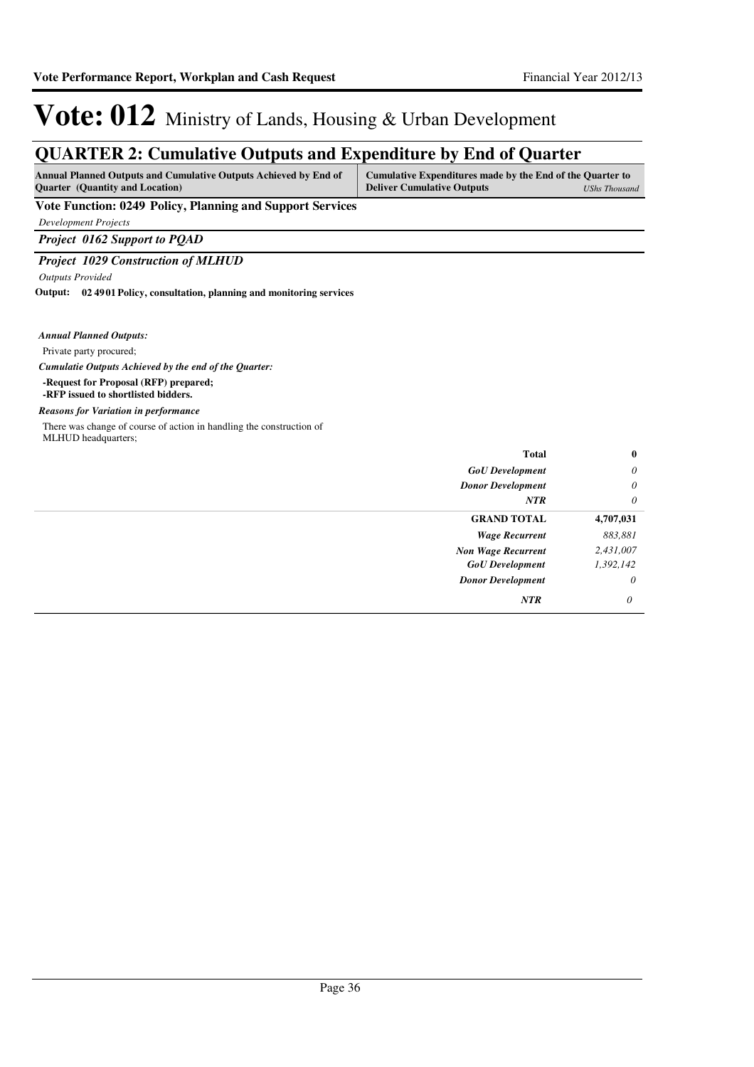# Vote: 012 Ministry of Lands, Housing & Urban Development

## QUARTER 2: Cumulative Outputs and Expenditure by End of Quarter

| Annual Planned Outputs and Cumulative Outputs Achieved by End of Quarter (Quantity and Location) | Cumulative Expenditures made by the End of the Quarter to Deliver Cumulative Outputs | *UShs Thousand* |
|---|---|---|

**Vote Function: 0249 Policy, Planning and Support Services**

*Development Projects*

***Project 0162 Support to PQAD***

***Project 1029 Construction of MLHUD***

*Outputs Provided*

**Output: 02 49 01 Policy, consultation, planning and monitoring services**

***Annual Planned Outputs:***

Private party procured;

***Cumulatie Outputs Achieved by the end of the Quarter:***

**-Request for Proposal (RFP) prepared;**
**-RFP issued to shortlisted bidders.**

***Reasons for Variation in performance***

There was change of course of action in handling the construction of MLHUD headquarters;

| | |
|---|---|
| **Total** | **0** |
| *GoU Development* | *0* |
| *Donor Development* | *0* |
| *NTR* | *0* |
| **GRAND TOTAL** | **4,707,031** |
| *Wage Recurrent* | *883,881* |
| *Non Wage Recurrent* | *2,431,007* |
| *GoU Development* | *1,392,142* |
| *Donor Development* | *0* |
| *NTR* | *0* |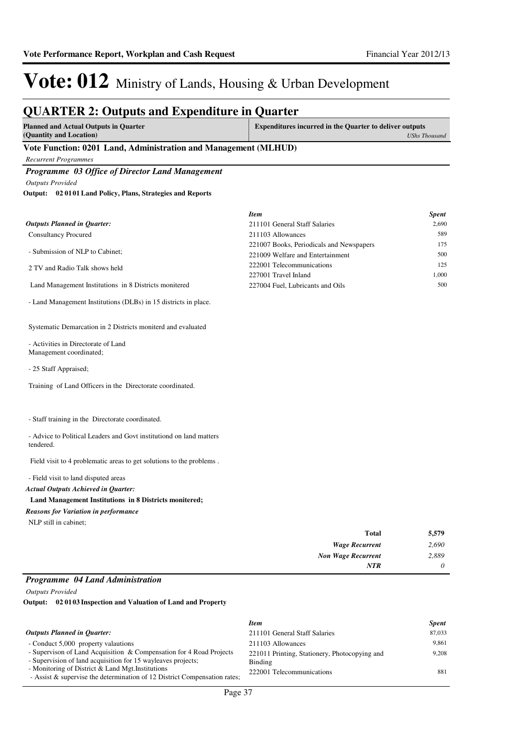# Vote: 012 Ministry of Lands, Housing & Urban Development

## QUARTER 2: Outputs and Expenditure in Quarter

| Planned and Actual Outputs in Quarter (Quantity and Location) | Expenditures incurred in the Quarter to deliver outputs *UShs Thousand* |
|---|---|

### Vote Function: 0201 Land, Administration and Management (MLHUD)

*Recurrent Programmes*

#### *Programme 03 Office of Director Land Management*

*Outputs Provided*

**Output: 02 01 01 Land Policy, Plans, Strategies and Reports**

***Outputs Planned in Quarter:***

Consultancy Procured

- Submission of NLP to Cabinet;

2 TV and Radio Talk shows held

Land Management Institutions in 8 Districts monitered

- Land Management Institutions (DLBs) in 15 districts in place.

Systematic Demarcation in 2 Districts moniterd and evaluated

- Activities in Directorate of Land Management coordinated;

- 25 Staff Appraised;

Training of Land Officers in the Directorate coordinated.

- Staff training in the Directorate coordinated.

- Advice to Political Leaders and Govt institutiond on land matters tendered.

Field visit to 4 problematic areas to get solutions to the problems .

- Field visit to land disputed areas

***Actual Outputs Achieved in Quarter:***

**Land Management Institutions in 8 Districts monitered;**

***Reasons for Variation in performance***

NLP still in cabinet;

| *Item* | *Spent* |
|---|---|
| 211101 General Staff Salaries | 2,690 |
| 211103 Allowances | 589 |
| 221007 Books, Periodicals and Newspapers | 175 |
| 221009 Welfare and Entertainment | 500 |
| 222001 Telecommunications | 125 |
| 227001 Travel Inland | 1,000 |
| 227004 Fuel, Lubricants and Oils | 500 |

| | |
|---|---|
| **Total** | **5,579** |
| ***Wage Recurrent*** | *2,690* |
| ***Non Wage Recurrent*** | *2,889* |
| ***NTR*** | *0* |

#### *Programme 04 Land Administration*

*Outputs Provided*

**Output: 02 01 03 Inspection and Valuation of Land and Property**

***Outputs Planned in Quarter:***

- Conduct 5,000 property valautions
- Supervison of Land Acquisition & Compensation for 4 Road Projects
- Supervision of land acquisition for 15 wayleaves projects;
- Monitoring of District & Land Mgt.Institutions
- Assist & supervise the determination of 12 District Compensation rates;

| *Item* | *Spent* |
|---|---|
| 211101 General Staff Salaries | 87,033 |
| 211103 Allowances | 9,861 |
| 221011 Printing, Stationery, Photocopying and Binding | 9,208 |
| 222001 Telecommunications | 881 |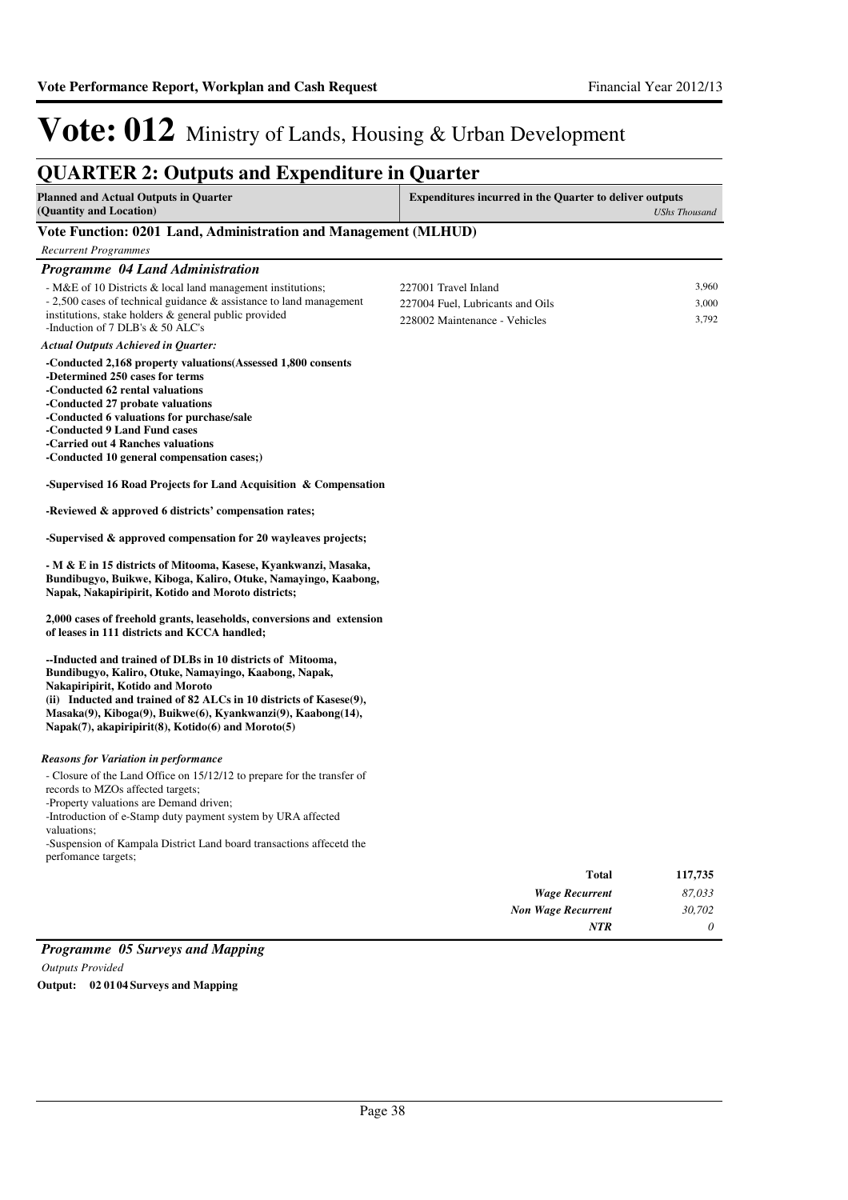# Vote: 012 Ministry of Lands, Housing & Urban Development

## QUARTER 2: Outputs and Expenditure in Quarter

| Planned and Actual Outputs in Quarter (Quantity and Location) | Expenditures incurred in the Quarter to deliver outputs | *UShs Thousand* |
|---|---|---|

### Vote Function: 0201 Land, Administration and Management (MLHUD)

*Recurrent Programmes*

### *Programme 04 Land Administration*

| Planned and Actual Outputs in Quarter | Expenditure Item | UShs Thousand |
|---|---|---|
| - M&E of 10 Districts & local land management institutions;<br>- 2,500 cases of technical guidance & assistance to land management institutions, stake holders & general public provided<br>-Induction of 7 DLB's & 50 ALC's | 227001 Travel Inland | 3,960 |
| | 227004 Fuel, Lubricants and Oils | 3,000 |
| | 228002 Maintenance - Vehicles | 3,792 |

*Actual Outputs Achieved in Quarter:*

**-Conducted 2,168 property valuations(Assessed 1,800 consents**
**-Determined 250 cases for terms**
**-Conducted 62 rental valuations**
**-Conducted 27 probate valuations**
**-Conducted 6 valuations for purchase/sale**
**-Conducted 9 Land Fund cases**
**-Carried out 4 Ranches valuations**
**-Conducted 10 general compensation cases;)**

**-Supervised 16 Road Projects for Land Acquisition & Compensation**

**-Reviewed & approved 6 districts' compensation rates;**

**-Supervised & approved compensation for 20 wayleaves projects;**

**- M & E in 15 districts of Mitooma, Kasese, Kyankwanzi, Masaka, Bundibugyo, Buikwe, Kiboga, Kaliro, Otuke, Namayingo, Kaabong, Napak, Nakapiripirit, Kotido and Moroto districts;**

**2,000 cases of freehold grants, leaseholds, conversions and extension of leases in 111 districts and KCCA handled;**

**--Inducted and trained of DLBs in 10 districts of Mitooma, Bundibugyo, Kaliro, Otuke, Namayingo, Kaabong, Napak, Nakapiripirit, Kotido and Moroto**
**(ii) Inducted and trained of 82 ALCs in 10 districts of Kasese(9), Masaka(9), Kiboga(9), Buikwe(6), Kyankwanzi(9), Kaabong(14), Napak(7), akapiripirit(8), Kotido(6) and Moroto(5)**

*Reasons for Variation in performance*

- Closure of the Land Office on 15/12/12 to prepare for the transfer of records to MZOs affected targets;
-Property valuations are Demand driven;
-Introduction of e-Stamp duty payment system by URA affected valuations;
-Suspension of Kampala District Land board transactions affecetd the perfomance targets;

| | |
|---|---|
| **Total** | **117,735** |
| *Wage Recurrent* | *87,033* |
| *Non Wage Recurrent* | *30,702* |
| *NTR* | *0* |

### *Programme 05 Surveys and Mapping*

*Outputs Provided*

**Output: 02 01 04 Surveys and Mapping**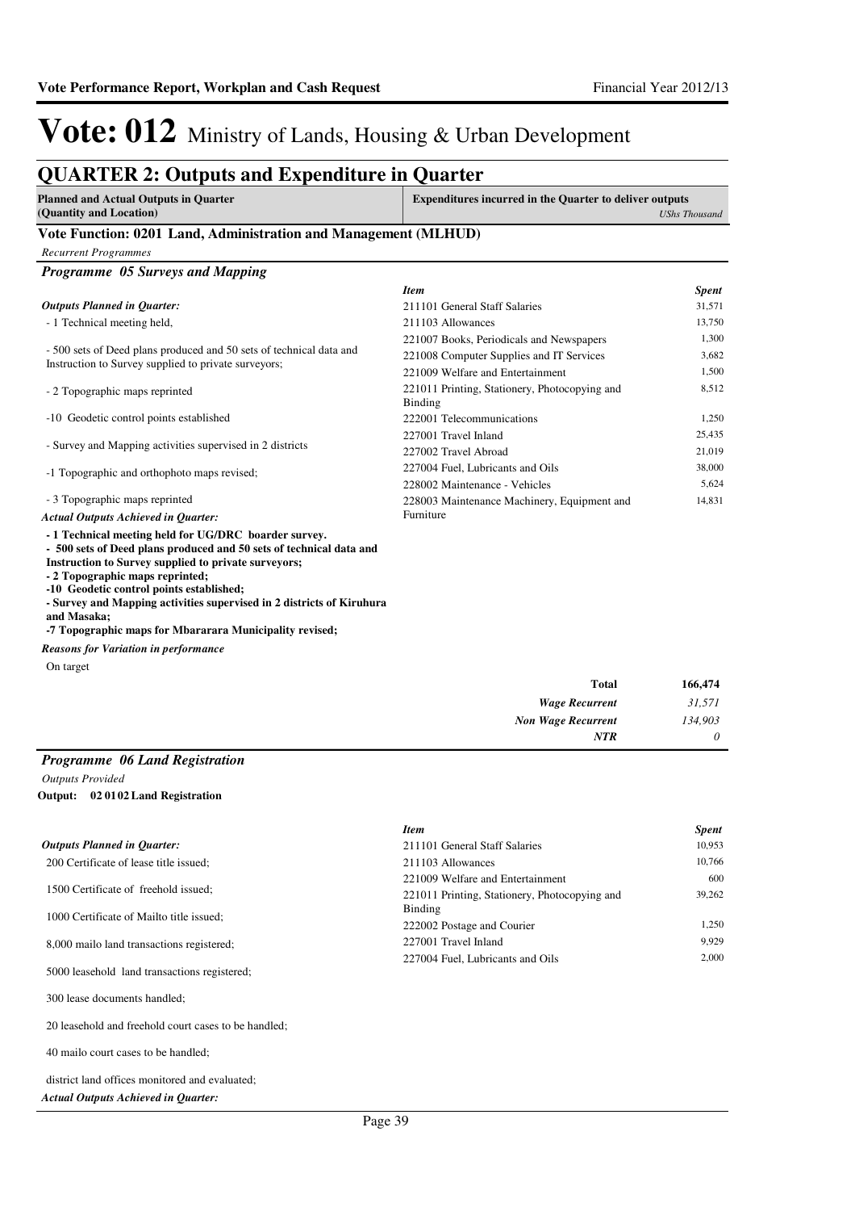# Vote: 012 Ministry of Lands, Housing & Urban Development

## QUARTER 2: Outputs and Expenditure in Quarter

| Planned and Actual Outputs in Quarter (Quantity and Location) | Expenditures incurred in the Quarter to deliver outputs *UShs Thousand* |
|---|---|

### Vote Function: 0201 Land, Administration and Management (MLHUD)

*Recurrent Programmes*

### *Programme 05 Surveys and Mapping*

*Outputs Planned in Quarter:*

- 1 Technical meeting held,

- 500 sets of Deed plans produced and 50 sets of technical data and Instruction to Survey supplied to private surveyors;

- 2 Topographic maps reprinted

-10 Geodetic control points established

- Survey and Mapping activities supervised in 2 districts

-1 Topographic and orthophoto maps revised;

- 3 Topographic maps reprinted

*Actual Outputs Achieved in Quarter:*

**- 1 Technical meeting held for UG/DRC boarder survey.**
**- 500 sets of Deed plans produced and 50 sets of technical data and Instruction to Survey supplied to private surveyors;**
**- 2 Topographic maps reprinted;**
**-10 Geodetic control points established;**
**- Survey and Mapping activities supervised in 2 districts of Kiruhura and Masaka;**
**-7 Topographic maps for Mbararara Municipality revised;**

*Reasons for Variation in performance*

On target

| *Item* | *Spent* |
|---|---|
| 211101 General Staff Salaries | 31,571 |
| 211103 Allowances | 13,750 |
| 221007 Books, Periodicals and Newspapers | 1,300 |
| 221008 Computer Supplies and IT Services | 3,682 |
| 221009 Welfare and Entertainment | 1,500 |
| 221011 Printing, Stationery, Photocopying and Binding | 8,512 |
| 222001 Telecommunications | 1,250 |
| 227001 Travel Inland | 25,435 |
| 227002 Travel Abroad | 21,019 |
| 227004 Fuel, Lubricants and Oils | 38,000 |
| 228002 Maintenance - Vehicles | 5,624 |
| 228003 Maintenance Machinery, Equipment and Furniture | 14,831 |

| | |
|---|---|
| **Total** | **166,474** |
| ***Wage Recurrent*** | *31,571* |
| ***Non Wage Recurrent*** | *134,903* |
| ***NTR*** | *0* |

### *Programme 06 Land Registration*

*Outputs Provided*

**Output: 02 01 02 Land Registration**

*Outputs Planned in Quarter:*

200 Certificate of lease title issued;

1500 Certificate of freehold issued;

1000 Certificate of Mailto title issued;

8,000 mailo land transactions registered;

5000 leasehold land transactions registered;

300 lease documents handled;

20 leasehold and freehold court cases to be handled;

40 mailo court cases to be handled;

district land offices monitored and evaluated;

*Actual Outputs Achieved in Quarter:*

| *Item* | *Spent* |
|---|---|
| 211101 General Staff Salaries | 10,953 |
| 211103 Allowances | 10,766 |
| 221009 Welfare and Entertainment | 600 |
| 221011 Printing, Stationery, Photocopying and Binding | 39,262 |
| 222002 Postage and Courier | 1,250 |
| 227001 Travel Inland | 9,929 |
| 227004 Fuel, Lubricants and Oils | 2,000 |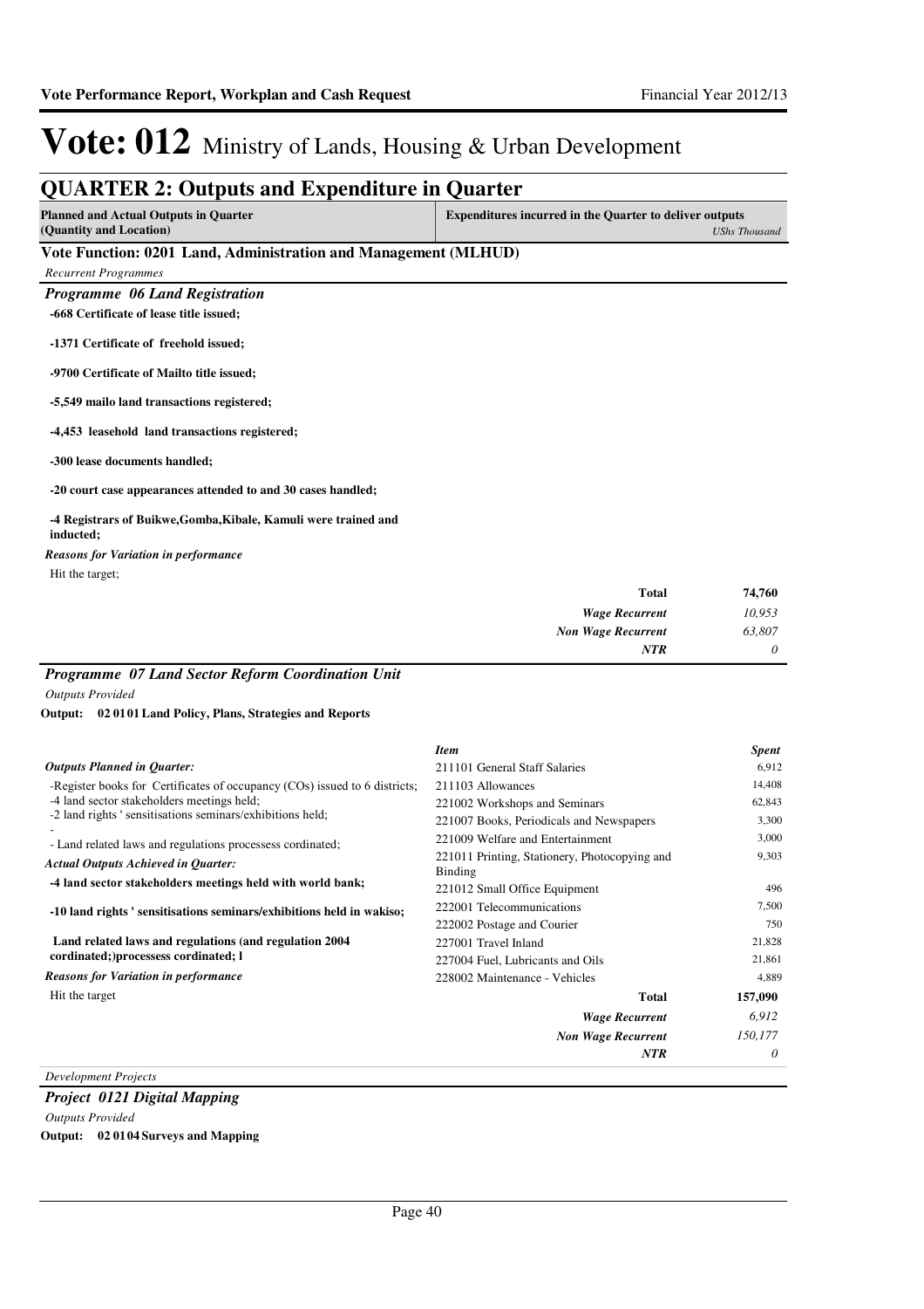# Vote: 012 Ministry of Lands, Housing & Urban Development

## QUARTER 2: Outputs and Expenditure in Quarter

| Planned and Actual Outputs in Quarter (Quantity and Location) | Expenditures incurred in the Quarter to deliver outputs *UShs Thousand* |
|---|---|

### Vote Function: 0201 Land, Administration and Management (MLHUD)

*Recurrent Programmes*

#### *Programme 06 Land Registration*

**-668 Certificate of lease title issued;**

**-1371 Certificate of freehold issued;**

**-9700 Certificate of Mailto title issued;**

**-5,549 mailo land transactions registered;**

**-4,453 leasehold land transactions registered;**

**-300 lease documents handled;**

**-20 court case appearances attended to and 30 cases handled;**

**-4 Registrars of Buikwe,Gomba,Kibale, Kamuli were trained and inducted;**

***Reasons for Variation in performance***

Hit the target;

| | |
|---|---|
| **Total** | **74,760** |
| ***Wage Recurrent*** | *10,953* |
| ***Non Wage Recurrent*** | *63,807* |
| ***NTR*** | *0* |

#### *Programme 07 Land Sector Reform Coordination Unit*

*Outputs Provided*

**Output: 02 01 01 Land Policy, Plans, Strategies and Reports**

***Outputs Planned in Quarter:***

-Register books for Certificates of occupancy (COs) issued to 6 districts;
-4 land sector stakeholders meetings held;
-2 land rights ' sensitisations seminars/exhibitions held;
-
- Land related laws and regulations processess cordinated;

***Actual Outputs Achieved in Quarter:***

**-4 land sector stakeholders meetings held with world bank;**

**-10 land rights ' sensitisations seminars/exhibitions held in wakiso;**

**Land related laws and regulations (and regulation 2004 cordinated;)processess cordinated; l**

***Reasons for Variation in performance***

Hit the target

| *Item* | *Spent* |
|---|---|
| 211101 General Staff Salaries | 6,912 |
| 211103 Allowances | 14,408 |
| 221002 Workshops and Seminars | 62,843 |
| 221007 Books, Periodicals and Newspapers | 3,300 |
| 221009 Welfare and Entertainment | 3,000 |
| 221011 Printing, Stationery, Photocopying and Binding | 9,303 |
| 221012 Small Office Equipment | 496 |
| 222001 Telecommunications | 7,500 |
| 222002 Postage and Courier | 750 |
| 227001 Travel Inland | 21,828 |
| 227004 Fuel, Lubricants and Oils | 21,861 |
| 228002 Maintenance - Vehicles | 4,889 |
| **Total** | **157,090** |
| ***Wage Recurrent*** | *6,912* |
| ***Non Wage Recurrent*** | *150,177* |
| ***NTR*** | *0* |

*Development Projects*

#### *Project 0121 Digital Mapping*

*Outputs Provided*

**Output: 02 01 04 Surveys and Mapping**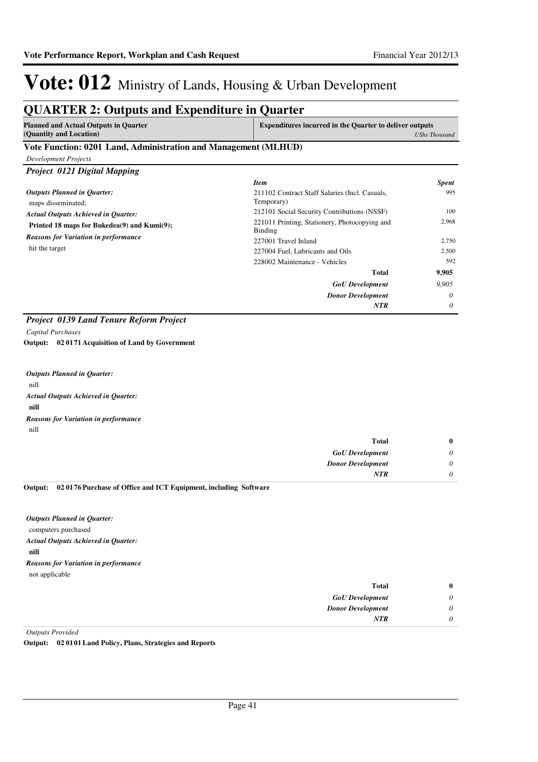# Vote: 012 Ministry of Lands, Housing & Urban Development

## QUARTER 2: Outputs and Expenditure in Quarter

| Planned and Actual Outputs in Quarter (Quantity and Location) | Expenditures incurred in the Quarter to deliver outputs *UShs Thousand* |
|---|---|

### Vote Function: 0201 Land, Administration and Management (MLHUD)

*Development Projects*

#### *Project 0121 Digital Mapping*

*Outputs Planned in Quarter:*
maps disseminated;

*Actual Outputs Achieved in Quarter:*
**Printed 18 maps for Bukedea(9) and Kumi(9);**

*Reasons for Variation in performance*
hit the target

| *Item* | *Spent* |
|---|---|
| 211102 Contract Staff Salaries (Incl. Casuals, Temporary) | 995 |
| 212101 Social Security Contributions (NSSF) | 100 |
| 221011 Printing, Stationery, Photocopying and Binding | 2,968 |
| 227001 Travel Inland | 2,750 |
| 227004 Fuel, Lubricants and Oils | 2,500 |
| 228002 Maintenance - Vehicles | 592 |
| **Total** | **9,905** |
| ***GoU Development*** | *9,905* |
| ***Donor Development*** | *0* |
| ***NTR*** | *0* |

#### *Project 0139 Land Tenure Reform Project*

*Capital Purchases*

**Output: 02 0171 Acquisition of Land by Government**

*Outputs Planned in Quarter:*
nill

*Actual Outputs Achieved in Quarter:*
**nill**

*Reasons for Variation in performance*
nill

| | |
|---|---|
| **Total** | **0** |
| ***GoU Development*** | *0* |
| ***Donor Development*** | *0* |
| ***NTR*** | *0* |

**Output: 02 0176 Purchase of Office and ICT Equipment, including Software**

*Outputs Planned in Quarter:*
computers purchased

*Actual Outputs Achieved in Quarter:*
**nill**

*Reasons for Variation in performance*
not applicable

| | |
|---|---|
| **Total** | **0** |
| ***GoU Development*** | *0* |
| ***Donor Development*** | *0* |
| ***NTR*** | *0* |

*Outputs Provided*

**Output: 02 0101 Land Policy, Plans, Strategies and Reports**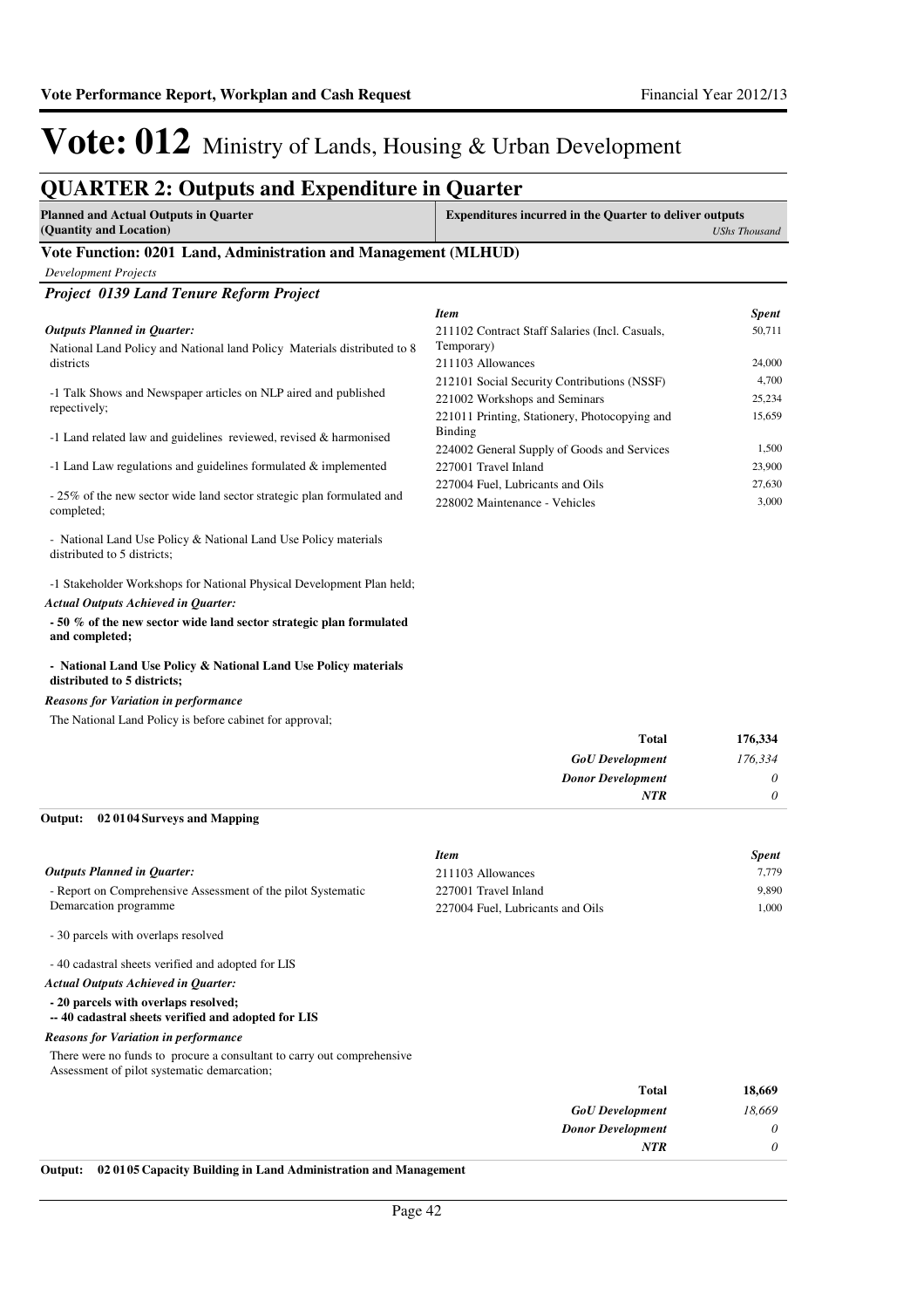# Vote: 012 Ministry of Lands, Housing & Urban Development

## QUARTER 2: Outputs and Expenditure in Quarter

| Planned and Actual Outputs in Quarter (Quantity and Location) | Expenditures incurred in the Quarter to deliver outputs *UShs Thousand* |
|---|---|

### Vote Function: 0201 Land, Administration and Management (MLHUD)

*Development Projects*

#### *Project 0139 Land Tenure Reform Project*

***Outputs Planned in Quarter:***

National Land Policy and National land Policy Materials distributed to 8 districts

-1 Talk Shows and Newspaper articles on NLP aired and published repectively;

-1 Land related law and guidelines reviewed, revised & harmonised

-1 Land Law regulations and guidelines formulated & implemented

- 25% of the new sector wide land sector strategic plan formulated and completed;

- National Land Use Policy & National Land Use Policy materials distributed to 5 districts;

-1 Stakeholder Workshops for National Physical Development Plan held;

***Actual Outputs Achieved in Quarter:***

**- 50 % of the new sector wide land sector strategic plan formulated and completed;**

**- National Land Use Policy & National Land Use Policy materials distributed to 5 districts;**

***Reasons for Variation in performance***

The National Land Policy is before cabinet for approval;

| *Item* | *Spent* |
|---|---|
| 211102 Contract Staff Salaries (Incl. Casuals, Temporary) | 50,711 |
| 211103 Allowances | 24,000 |
| 212101 Social Security Contributions (NSSF) | 4,700 |
| 221002 Workshops and Seminars | 25,234 |
| 221011 Printing, Stationery, Photocopying and Binding | 15,659 |
| 224002 General Supply of Goods and Services | 1,500 |
| 227001 Travel Inland | 23,900 |
| 227004 Fuel, Lubricants and Oils | 27,630 |
| 228002 Maintenance - Vehicles | 3,000 |
| **Total** | **176,334** |
| *GoU Development* | *176,334* |
| *Donor Development* | *0* |
| *NTR* | *0* |

**Output: 02 01 04 Surveys and Mapping**

***Outputs Planned in Quarter:***

- Report on Comprehensive Assessment of the pilot Systematic Demarcation programme

- 30 parcels with overlaps resolved

- 40 cadastral sheets verified and adopted for LIS

***Actual Outputs Achieved in Quarter:***

**- 20 parcels with overlaps resolved;**
**-- 40 cadastral sheets verified and adopted for LIS**

***Reasons for Variation in performance***

There were no funds to procure a consultant to carry out comprehensive Assessment of pilot systematic demarcation;

| *Item* | *Spent* |
|---|---|
| 211103 Allowances | 7,779 |
| 227001 Travel Inland | 9,890 |
| 227004 Fuel, Lubricants and Oils | 1,000 |
| **Total** | **18,669** |
| *GoU Development* | *18,669* |
| *Donor Development* | *0* |
| *NTR* | *0* |

**Output: 02 01 05 Capacity Building in Land Administration and Management**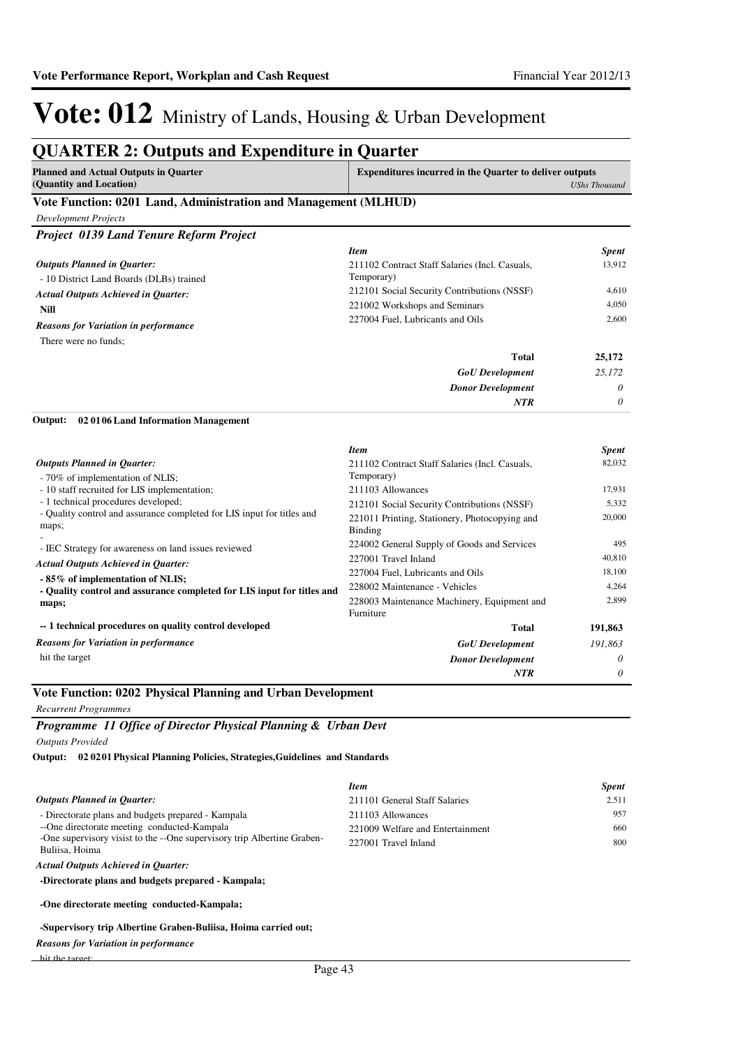# Vote: 012 Ministry of Lands, Housing & Urban Development

## QUARTER 2: Outputs and Expenditure in Quarter

| Planned and Actual Outputs in Quarter (Quantity and Location) | Expenditures incurred in the Quarter to deliver outputs *UShs Thousand* |
|---|---|

### Vote Function: 0201 Land, Administration and Management (MLHUD)

*Development Projects*

#### *Project 0139 Land Tenure Reform Project*

*Outputs Planned in Quarter:*

- 10 District Land Boards (DLBs) trained

*Actual Outputs Achieved in Quarter:*

**Nill**

*Reasons for Variation in performance*

There were no funds;

| *Item* | *Spent* |
|---|---|
| 211102 Contract Staff Salaries (Incl. Casuals, Temporary) | 13,912 |
| 212101 Social Security Contributions (NSSF) | 4,610 |
| 221002 Workshops and Seminars | 4,050 |
| 227004 Fuel, Lubricants and Oils | 2,600 |
| **Total** | **25,172** |
| ***GoU Development*** | *25,172* |
| ***Donor Development*** | *0* |
| ***NTR*** | *0* |

**Output: 02 01 06 Land Information Management**

*Outputs Planned in Quarter:*

- 70% of implementation of NLIS;
- 10 staff recruited for LIS implementation;
- 1 technical procedures developed;
- Quality control and assurance completed for LIS input for titles and maps;
-
- IEC Strategy for awareness on land issues reviewed

*Actual Outputs Achieved in Quarter:*

**- 85% of implementation of NLIS;**
**- Quality control and assurance completed for LIS input for titles and maps;**

**-- 1 technical procedures on quality control developed**

*Reasons for Variation in performance*

hit the target

| *Item* | *Spent* |
|---|---|
| 211102 Contract Staff Salaries (Incl. Casuals, Temporary) | 82,032 |
| 211103 Allowances | 17,931 |
| 212101 Social Security Contributions (NSSF) | 5,332 |
| 221011 Printing, Stationery, Photocopying and Binding | 20,000 |
| 224002 General Supply of Goods and Services | 495 |
| 227001 Travel Inland | 40,810 |
| 227004 Fuel, Lubricants and Oils | 18,100 |
| 228002 Maintenance - Vehicles | 4,264 |
| 228003 Maintenance Machinery, Equipment and Furniture | 2,899 |
| **Total** | **191,863** |
| ***GoU Development*** | *191,863* |
| ***Donor Development*** | *0* |
| ***NTR*** | *0* |

### Vote Function: 0202 Physical Planning and Urban Development

*Recurrent Programmes*

#### *Programme 11 Office of Director Physical Planning & Urban Devt*

*Outputs Provided*

**Output: 02 02 01 Physical Planning Policies, Strategies,Guidelines and Standards**

*Outputs Planned in Quarter:*

- Directorate plans and budgets prepared - Kampala
--One directorate meeting conducted-Kampala
-One supervisory visist to the --One supervisory trip Albertine Graben-Buliisa, Hoima

*Actual Outputs Achieved in Quarter:*

**-Directorate plans and budgets prepared - Kampala;**

**-One directorate meeting conducted-Kampala;**

**-Supervisory trip Albertine Graben-Buliisa, Hoima carried out;**

*Reasons for Variation in performance*

hit the target;

| *Item* | *Spent* |
|---|---|
| 211101 General Staff Salaries | 2,511 |
| 211103 Allowances | 957 |
| 221009 Welfare and Entertainment | 660 |
| 227001 Travel Inland | 800 |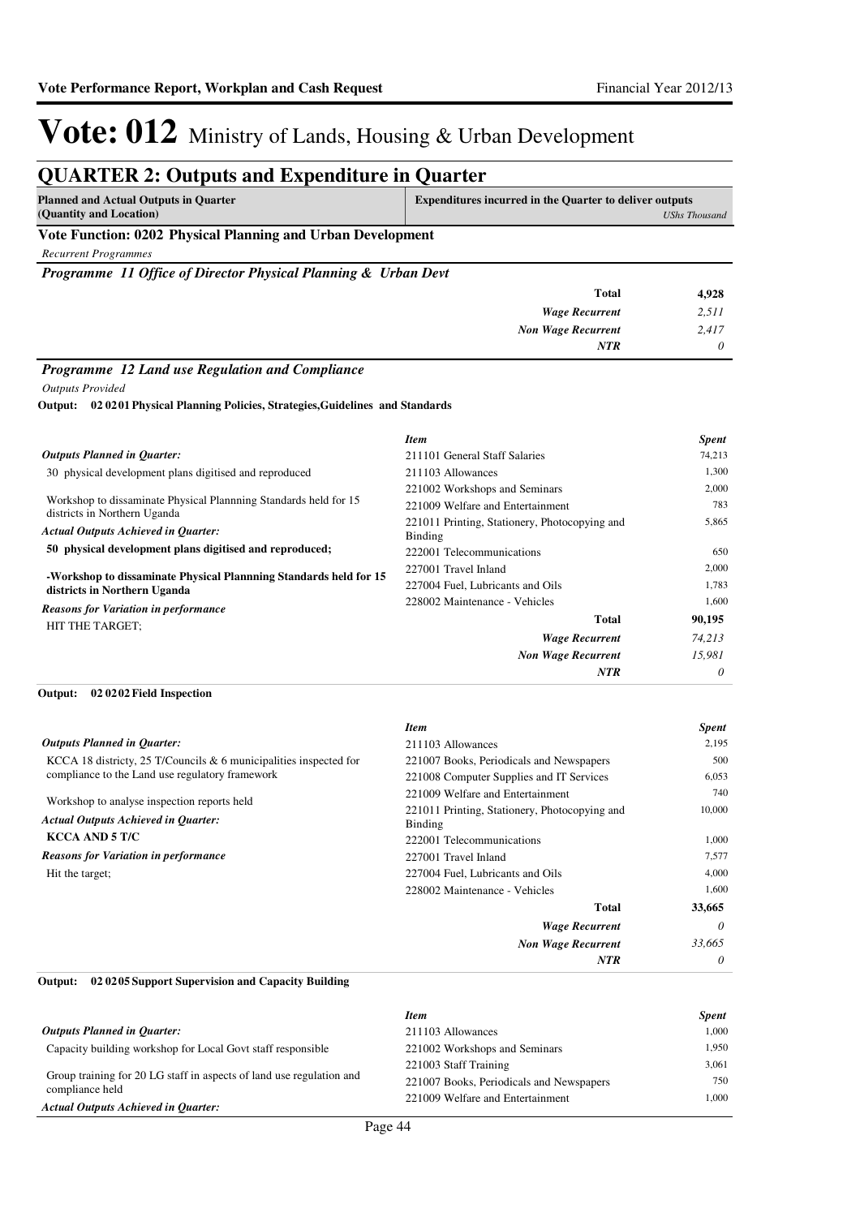# Vote: 012 Ministry of Lands, Housing & Urban Development

## QUARTER 2: Outputs and Expenditure in Quarter

| Planned and Actual Outputs in Quarter (Quantity and Location) | Expenditures incurred in the Quarter to deliver outputs | *UShs Thousand* |
|---|---|---|

### Vote Function: 0202 Physical Planning and Urban Development

*Recurrent Programmes*

#### *Programme 11 Office of Director Physical Planning & Urban Devt*

| | |
|---|---|
| **Total** | **4,928** |
| *Wage Recurrent* | *2,511* |
| *Non Wage Recurrent* | *2,417* |
| *NTR* | *0* |

#### *Programme 12 Land use Regulation and Compliance*

*Outputs Provided*

**Output: 02 0201 Physical Planning Policies, Strategies,Guidelines and Standards**

*Outputs Planned in Quarter:*

30 physical development plans digitised and reproduced

Workshop to dissaminate Physical Plannning Standards held for 15 districts in Northern Uganda

*Actual Outputs Achieved in Quarter:*

**50 physical development plans digitised and reproduced;**

**-Workshop to dissaminate Physical Plannning Standards held for 15 districts in Northern Uganda**

*Reasons for Variation in performance*

HIT THE TARGET;

| *Item* | *Spent* |
|---|---|
| 211101 General Staff Salaries | 74,213 |
| 211103 Allowances | 1,300 |
| 221002 Workshops and Seminars | 2,000 |
| 221009 Welfare and Entertainment | 783 |
| 221011 Printing, Stationery, Photocopying and Binding | 5,865 |
| 222001 Telecommunications | 650 |
| 227001 Travel Inland | 2,000 |
| 227004 Fuel, Lubricants and Oils | 1,783 |
| 228002 Maintenance - Vehicles | 1,600 |
| **Total** | **90,195** |
| *Wage Recurrent* | *74,213* |
| *Non Wage Recurrent* | *15,981* |
| *NTR* | *0* |

**Output: 02 0202 Field Inspection**

*Outputs Planned in Quarter:*

KCCA 18 districty, 25 T/Councils & 6 municipalities inspected for compliance to the Land use regulatory framework

Workshop to analyse inspection reports held

*Actual Outputs Achieved in Quarter:*

**KCCA AND 5 T/C**

*Reasons for Variation in performance*

Hit the target;

| *Item* | *Spent* |
|---|---|
| 211103 Allowances | 2,195 |
| 221007 Books, Periodicals and Newspapers | 500 |
| 221008 Computer Supplies and IT Services | 6,053 |
| 221009 Welfare and Entertainment | 740 |
| 221011 Printing, Stationery, Photocopying and Binding | 10,000 |
| 222001 Telecommunications | 1,000 |
| 227001 Travel Inland | 7,577 |
| 227004 Fuel, Lubricants and Oils | 4,000 |
| 228002 Maintenance - Vehicles | 1,600 |
| **Total** | **33,665** |
| *Wage Recurrent* | *0* |
| *Non Wage Recurrent* | *33,665* |
| *NTR* | *0* |

**Output: 02 0205 Support Supervision and Capacity Building**

*Outputs Planned in Quarter:*

Capacity building workshop for Local Govt staff responsible

Group training for 20 LG staff in aspects of land use regulation and compliance held

*Actual Outputs Achieved in Quarter:*

| *Item* | *Spent* |
|---|---|
| 211103 Allowances | 1,000 |
| 221002 Workshops and Seminars | 1,950 |
| 221003 Staff Training | 3,061 |
| 221007 Books, Periodicals and Newspapers | 750 |
| 221009 Welfare and Entertainment | 1,000 |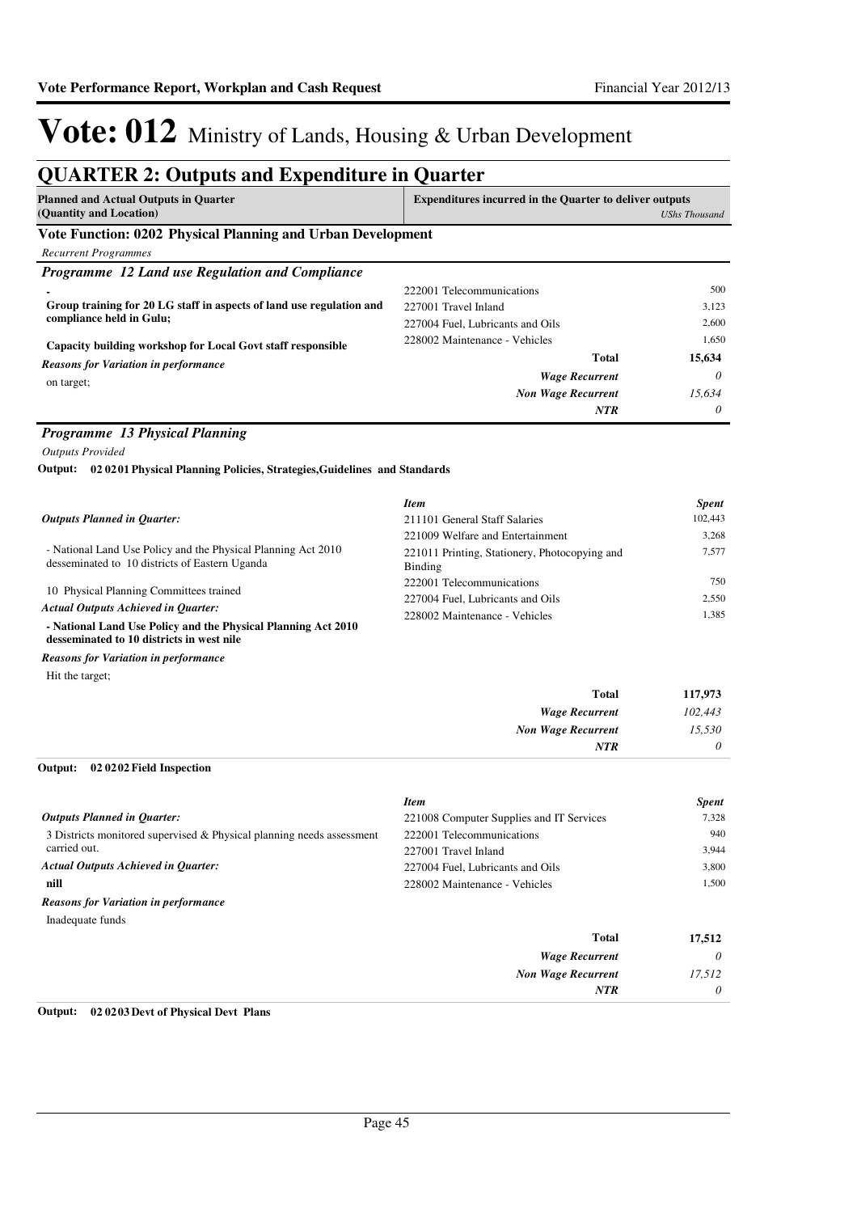# Vote: 012 Ministry of Lands, Housing & Urban Development

## QUARTER 2: Outputs and Expenditure in Quarter

| Planned and Actual Outputs in Quarter (Quantity and Location) | Expenditures incurred in the Quarter to deliver outputs | *UShs Thousand* |
|---|---|---|

### Vote Function: 0202 Physical Planning and Urban Development

*Recurrent Programmes*

#### *Programme 12 Land use Regulation and Compliance*

-

**Group training for 20 LG staff in aspects of land use regulation and compliance held in Gulu;**

**Capacity building workshop for Local Govt staff responsible**

***Reasons for Variation in performance***

on target;

| Item | Spent |
|---|---|
| 222001 Telecommunications | 500 |
| 227001 Travel Inland | 3,123 |
| 227004 Fuel, Lubricants and Oils | 2,600 |
| 228002 Maintenance - Vehicles | 1,650 |
| **Total** | **15,634** |
| ***Wage Recurrent*** | *0* |
| ***Non Wage Recurrent*** | *15,634* |
| ***NTR*** | *0* |

#### *Programme 13 Physical Planning*

*Outputs Provided*

**Output: 02 02 01 Physical Planning Policies, Strategies,Guidelines and Standards**

***Outputs Planned in Quarter:***

- National Land Use Policy and the Physical Planning Act 2010 desseminated to 10 districts of Eastern Uganda

10 Physical Planning Committees trained

***Actual Outputs Achieved in Quarter:***

**- National Land Use Policy and the Physical Planning Act 2010 desseminated to 10 districts in west nile**

***Reasons for Variation in performance***

Hit the target;

| *Item* | *Spent* |
|---|---|
| 211101 General Staff Salaries | 102,443 |
| 221009 Welfare and Entertainment | 3,268 |
| 221011 Printing, Stationery, Photocopying and Binding | 7,577 |
| 222001 Telecommunications | 750 |
| 227004 Fuel, Lubricants and Oils | 2,550 |
| 228002 Maintenance - Vehicles | 1,385 |
| **Total** | **117,973** |
| ***Wage Recurrent*** | *102,443* |
| ***Non Wage Recurrent*** | *15,530* |
| ***NTR*** | *0* |

**Output: 02 02 02 Field Inspection**

***Outputs Planned in Quarter:***

3 Districts monitored supervised & Physical planning needs assessment carried out.

***Actual Outputs Achieved in Quarter:***

**nill**

***Reasons for Variation in performance***

Inadequate funds

| *Item* | *Spent* |
|---|---|
| 221008 Computer Supplies and IT Services | 7,328 |
| 222001 Telecommunications | 940 |
| 227001 Travel Inland | 3,944 |
| 227004 Fuel, Lubricants and Oils | 3,800 |
| 228002 Maintenance - Vehicles | 1,500 |
| **Total** | **17,512** |
| ***Wage Recurrent*** | *0* |
| ***Non Wage Recurrent*** | *17,512* |
| ***NTR*** | *0* |

**Output: 02 02 03 Devt of Physical Devt Plans**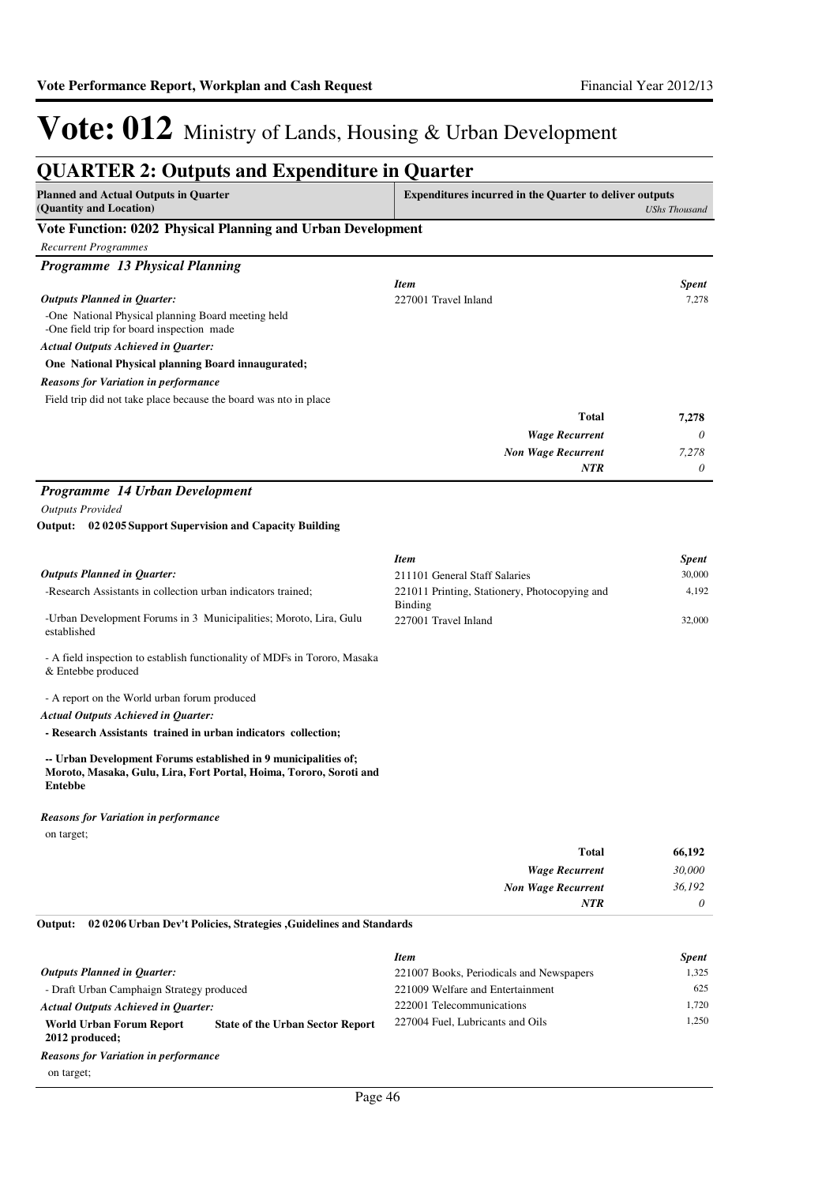# Vote: 012 Ministry of Lands, Housing & Urban Development

## QUARTER 2: Outputs and Expenditure in Quarter

| Planned and Actual Outputs in Quarter (Quantity and Location) | Expenditures incurred in the Quarter to deliver outputs *UShs Thousand* |
|---|---|

### Vote Function: 0202 Physical Planning and Urban Development

*Recurrent Programmes*

#### *Programme 13 Physical Planning*

***Outputs Planned in Quarter:***

-One National Physical planning Board meeting held
-One field trip for board inspection made

***Actual Outputs Achieved in Quarter:***

**One National Physical planning Board innaugurated;**

***Reasons for Variation in performance***

Field trip did not take place because the board was nto in place

| *Item* | *Spent* |
|---|---|
| 227001 Travel Inland | 7,278 |
| **Total** | **7,278** |
| *Wage Recurrent* | *0* |
| *Non Wage Recurrent* | *7,278* |
| *NTR* | *0* |

#### *Programme 14 Urban Development*

*Outputs Provided*

**Output: 02 02 05 Support Supervision and Capacity Building**

***Outputs Planned in Quarter:***

-Research Assistants in collection urban indicators trained;

-Urban Development Forums in 3 Municipalities; Moroto, Lira, Gulu established

- A field inspection to establish functionality of MDFs in Tororo, Masaka & Entebbe produced

- A report on the World urban forum produced

***Actual Outputs Achieved in Quarter:***

**- Research Assistants trained in urban indicators collection;**

**-- Urban Development Forums established in 9 municipalities of; Moroto, Masaka, Gulu, Lira, Fort Portal, Hoima, Tororo, Soroti and Entebbe**

***Reasons for Variation in performance***

on target;

| *Item* | *Spent* |
|---|---|
| 211101 General Staff Salaries | 30,000 |
| 221011 Printing, Stationery, Photocopying and Binding | 4,192 |
| 227001 Travel Inland | 32,000 |
| **Total** | **66,192** |
| *Wage Recurrent* | *30,000* |
| *Non Wage Recurrent* | *36,192* |
| *NTR* | *0* |

**Output: 02 02 06 Urban Dev't Policies, Strategies ,Guidelines and Standards**

***Outputs Planned in Quarter:***

- Draft Urban Camphaign Strategy produced

***Actual Outputs Achieved in Quarter:***

**World Urban Forum Report State of the Urban Sector Report 2012 produced;**

***Reasons for Variation in performance***

on target;

| *Item* | *Spent* |
|---|---|
| 221007 Books, Periodicals and Newspapers | 1,325 |
| 221009 Welfare and Entertainment | 625 |
| 222001 Telecommunications | 1,720 |
| 227004 Fuel, Lubricants and Oils | 1,250 |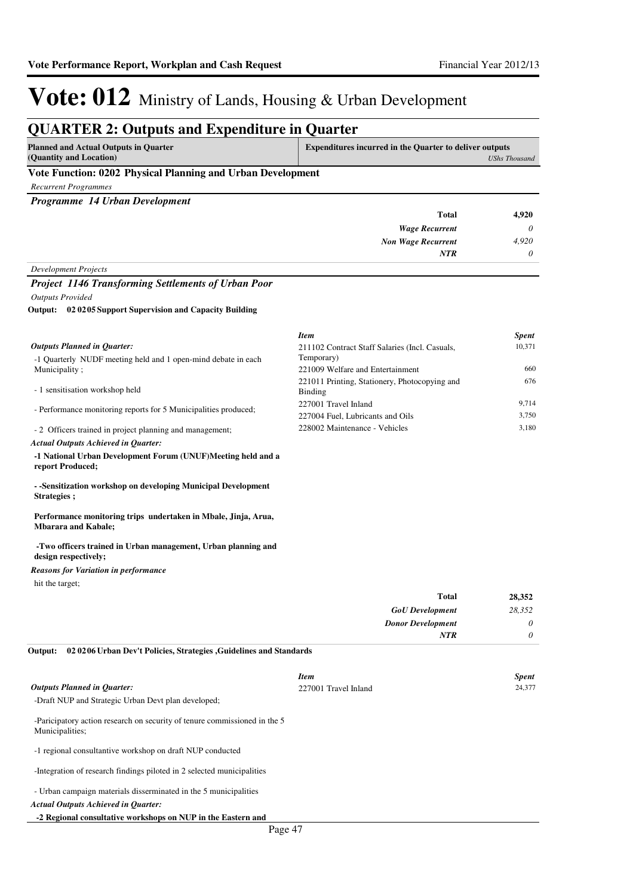# Vote: 012 Ministry of Lands, Housing & Urban Development

## QUARTER 2: Outputs and Expenditure in Quarter

| Planned and Actual Outputs in Quarter (Quantity and Location) | Expenditures incurred in the Quarter to deliver outputs | *UShs Thousand* |
|---|---|---|

### Vote Function: 0202 Physical Planning and Urban Development

*Recurrent Programmes*

#### *Programme 14 Urban Development*

| | |
|---|---|
| **Total** | **4,920** |
| *Wage Recurrent* | *0* |
| *Non Wage Recurrent* | *4,920* |
| *NTR* | *0* |

*Development Projects*

#### *Project 1146 Transforming Settlements of Urban Poor*

*Outputs Provided*

**Output: 02 0205 Support Supervision and Capacity Building**

*Outputs Planned in Quarter:*

-1 Quarterly NUDF meeting held and 1 open-mind debate in each Municipality ;

- 1 sensitisation workshop held

- Performance monitoring reports for 5 Municipalities produced;

- 2 Officers trained in project planning and management;

*Actual Outputs Achieved in Quarter:*

**-1 National Urban Development Forum (UNUF)Meeting held and a report Produced;**

**- -Sensitization workshop on developing Municipal Development Strategies ;**

**Performance monitoring trips undertaken in Mbale, Jinja, Arua, Mbarara and Kabale;**

**-Two officers trained in Urban management, Urban planning and design respectively;**

*Reasons for Variation in performance*

hit the target;

| *Item* | *Spent* |
|---|---|
| 211102 Contract Staff Salaries (Incl. Casuals, Temporary) | 10,371 |
| 221009 Welfare and Entertainment | 660 |
| 221011 Printing, Stationery, Photocopying and Binding | 676 |
| 227001 Travel Inland | 9,714 |
| 227004 Fuel, Lubricants and Oils | 3,750 |
| 228002 Maintenance - Vehicles | 3,180 |

| | |
|---|---|
| **Total** | **28,352** |
| *GoU Development* | *28,352* |
| *Donor Development* | *0* |
| *NTR* | *0* |

**Output: 02 0206 Urban Dev't Policies, Strategies ,Guidelines and Standards**

*Outputs Planned in Quarter:*

-Draft NUP and Strategic Urban Devt plan developed;

-Paricipatory action research on security of tenure commissioned in the 5 Municipalities;

-1 regional consultantive workshop on draft NUP conducted

-Integration of research findings piloted in 2 selected municipalities

- Urban campaign materials disserminated in the 5 municipalities

*Actual Outputs Achieved in Quarter:*

**-2 Regional consultative workshops on NUP in the Eastern and**

| *Item* | *Spent* |
|---|---|
| 227001 Travel Inland | 24,377 |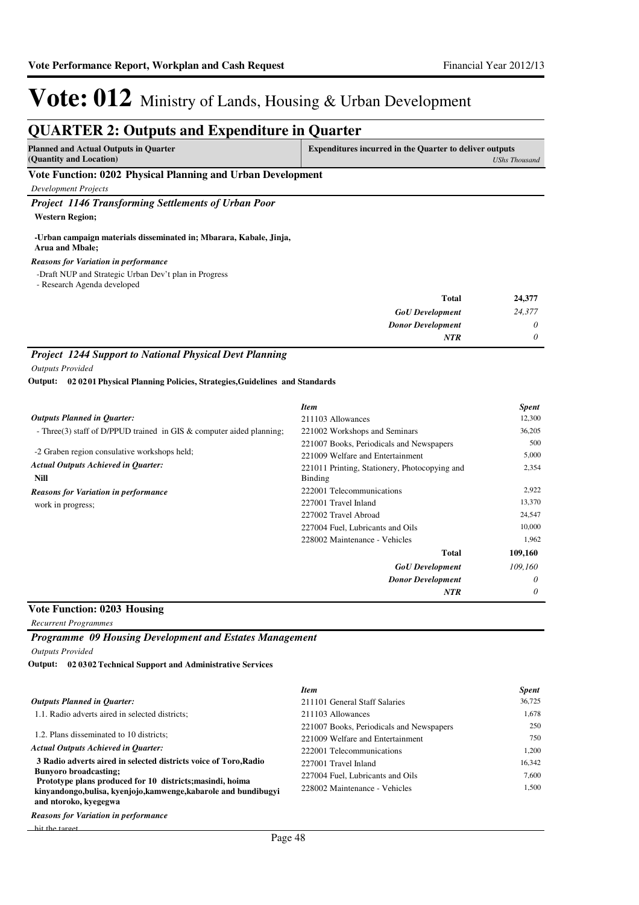# Vote: 012 Ministry of Lands, Housing & Urban Development

## QUARTER 2: Outputs and Expenditure in Quarter

**Planned and Actual Outputs in Quarter (Quantity and Location)** | **Expenditures incurred in the Quarter to deliver outputs** *UShs Thousand*

### Vote Function: 0202 Physical Planning and Urban Development

*Development Projects*

#### *Project 1146 Transforming Settlements of Urban Poor*

**Western Region;**

**-Urban campaign materials disseminated in; Mbarara, Kabale, Jinja, Arua and Mbale;**

***Reasons for Variation in performance***

-Draft NUP and Strategic Urban Dev't plan in Progress
- Research Agenda developed

| | |
|---|---|
| **Total** | **24,377** |
| ***GoU Development*** | *24,377* |
| ***Donor Development*** | *0* |
| ***NTR*** | *0* |

#### *Project 1244 Support to National Physical Devt Planning*

*Outputs Provided*

**Output: 02 02 01 Physical Planning Policies, Strategies,Guidelines and Standards**

***Outputs Planned in Quarter:***

- Three(3) staff of D/PPUD trained in GIS & computer aided planning;

-2 Graben region consulative workshops held;

***Actual Outputs Achieved in Quarter:***

**Nill**

***Reasons for Variation in performance***

work in progress;

| *Item* | *Spent* |
|---|---|
| 211103 Allowances | 12,300 |
| 221002 Workshops and Seminars | 36,205 |
| 221007 Books, Periodicals and Newspapers | 500 |
| 221009 Welfare and Entertainment | 5,000 |
| 221011 Printing, Stationery, Photocopying and Binding | 2,354 |
| 222001 Telecommunications | 2,922 |
| 227001 Travel Inland | 13,370 |
| 227002 Travel Abroad | 24,547 |
| 227004 Fuel, Lubricants and Oils | 10,000 |
| 228002 Maintenance - Vehicles | 1,962 |
| **Total** | **109,160** |
| ***GoU Development*** | *109,160* |
| ***Donor Development*** | *0* |
| ***NTR*** | *0* |

### Vote Function: 0203 Housing

*Recurrent Programmes*

#### *Programme 09 Housing Development and Estates Management*

*Outputs Provided*

**Output: 02 03 02 Technical Support and Administrative Services**

***Outputs Planned in Quarter:***

1.1. Radio adverts aired in selected districts;

1.2. Plans disseminated to 10 districts;

***Actual Outputs Achieved in Quarter:***

**3 Radio adverts aired in selected districts voice of Toro,Radio Bunyoro broadcasting;**
**Prototype plans produced for 10 districts;masindi, hoima kinyandongo,bulisa, kyenjojo,kamwenge,kabarole and bundibugyi and ntoroko, kyegegwa**

***Reasons for Variation in performance***

hit the target

| *Item* | *Spent* |
|---|---|
| 211101 General Staff Salaries | 36,725 |
| 211103 Allowances | 1,678 |
| 221007 Books, Periodicals and Newspapers | 250 |
| 221009 Welfare and Entertainment | 750 |
| 222001 Telecommunications | 1,200 |
| 227001 Travel Inland | 16,342 |
| 227004 Fuel, Lubricants and Oils | 7,600 |
| 228002 Maintenance - Vehicles | 1,500 |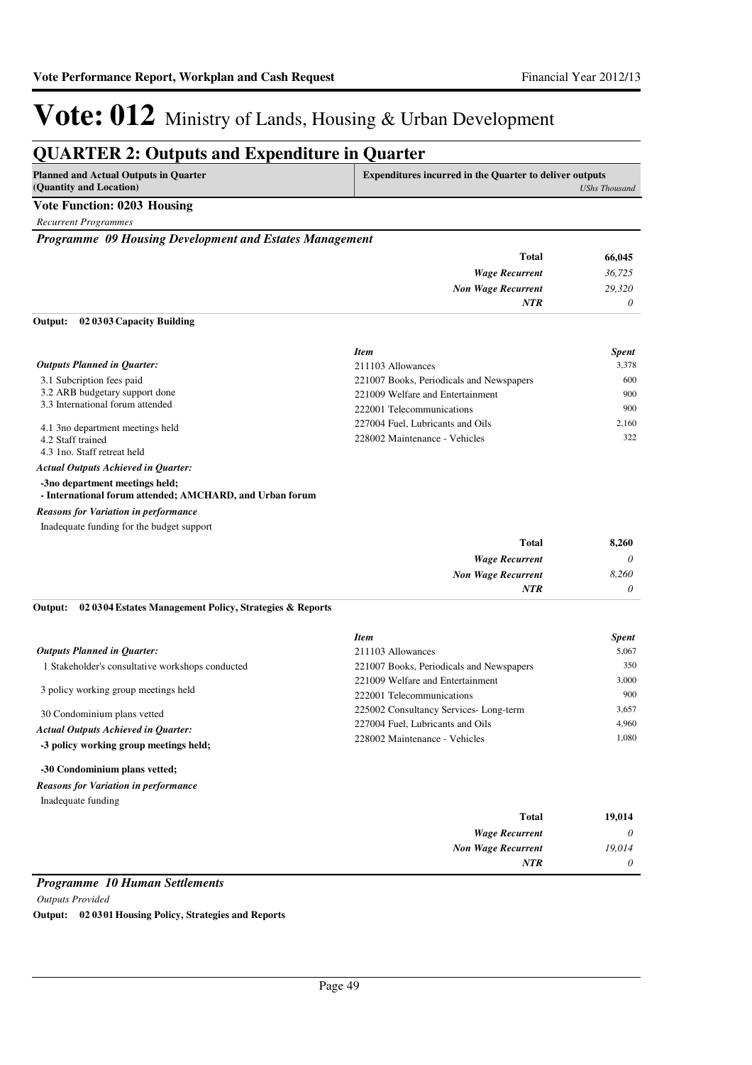# Vote: 012 Ministry of Lands, Housing & Urban Development

## QUARTER 2: Outputs and Expenditure in Quarter

| Planned and Actual Outputs in Quarter (Quantity and Location) | Expenditures incurred in the Quarter to deliver outputs | *UShs Thousand* |
|---|---|---|

**Vote Function: 0203 Housing**

*Recurrent Programmes*

***Programme 09 Housing Development and Estates Management***

| | |
|---|---|
| **Total** | **66,045** |
| *Wage Recurrent* | *36,725* |
| *Non Wage Recurrent* | *29,320* |
| *NTR* | *0* |

**Output: 02 0303 Capacity Building**

*Outputs Planned in Quarter:*

3.1 Subcription fees paid
3.2 ARB budgetary support done
3.3 International forum attended

4.1 3no department meetings held
4.2 Staff trained
4.3 1no. Staff retreat held

*Actual Outputs Achieved in Quarter:*

**-3no department meetings held;**
**- International forum attended; AMCHARD, and Urban forum**

*Reasons for Variation in performance*

Inadequate funding for the budget support

| *Item* | *Spent* |
|---|---|
| 211103 Allowances | 3,378 |
| 221007 Books, Periodicals and Newspapers | 600 |
| 221009 Welfare and Entertainment | 900 |
| 222001 Telecommunications | 900 |
| 227004 Fuel, Lubricants and Oils | 2,160 |
| 228002 Maintenance - Vehicles | 322 |

| | |
|---|---|
| **Total** | **8,260** |
| *Wage Recurrent* | *0* |
| *Non Wage Recurrent* | *8,260* |
| *NTR* | *0* |

**Output: 02 0304 Estates Management Policy, Strategies & Reports**

*Outputs Planned in Quarter:*

1 Stakeholder's consultative workshops conducted

3 policy working group meetings held

30 Condominium plans vetted

*Actual Outputs Achieved in Quarter:*

**-3 policy working group meetings held;**

**-30 Condominium plans vetted;**

*Reasons for Variation in performance*

Inadequate funding

| *Item* | *Spent* |
|---|---|
| 211103 Allowances | 5,067 |
| 221007 Books, Periodicals and Newspapers | 350 |
| 221009 Welfare and Entertainment | 3,000 |
| 222001 Telecommunications | 900 |
| 225002 Consultancy Services- Long-term | 3,657 |
| 227004 Fuel, Lubricants and Oils | 4,960 |
| 228002 Maintenance - Vehicles | 1,080 |

| | |
|---|---|
| **Total** | **19,014** |
| *Wage Recurrent* | *0* |
| *Non Wage Recurrent* | *19,014* |
| *NTR* | *0* |

***Programme 10 Human Settlements***

*Outputs Provided*

**Output: 02 0301 Housing Policy, Strategies and Reports**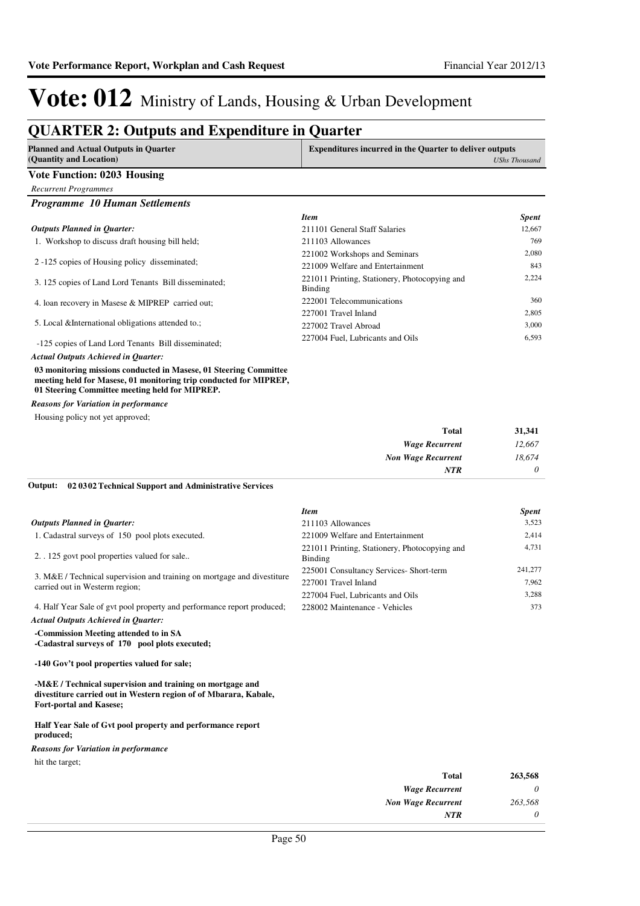# Vote: 012 Ministry of Lands, Housing & Urban Development

## QUARTER 2: Outputs and Expenditure in Quarter

| Planned and Actual Outputs in Quarter (Quantity and Location) | Expenditures incurred in the Quarter to deliver outputs *UShs Thousand* |
|---|---|

### Vote Function: 0203 Housing

*Recurrent Programmes*

#### *Programme 10 Human Settlements*

***Outputs Planned in Quarter:***

1. Workshop to discuss draft housing bill held;

2 -125 copies of Housing policy disseminated;

3. 125 copies of Land Lord Tenants Bill disseminated;

4. loan recovery in Masese & MIPREP carried out;

5. Local &International obligations attended to.;

-125 copies of Land Lord Tenants Bill disseminated;

***Actual Outputs Achieved in Quarter:***

**03 monitoring missions conducted in Masese, 01 Steering Committee meeting held for Masese, 01 monitoring trip conducted for MIPREP, 01 Steering Committee meeting held for MIPREP.**

***Reasons for Variation in performance***

Housing policy not yet approved;

| *Item* | *Spent* |
|---|---|
| 211101 General Staff Salaries | 12,667 |
| 211103 Allowances | 769 |
| 221002 Workshops and Seminars | 2,080 |
| 221009 Welfare and Entertainment | 843 |
| 221011 Printing, Stationery, Photocopying and Binding | 2,224 |
| 222001 Telecommunications | 360 |
| 227001 Travel Inland | 2,805 |
| 227002 Travel Abroad | 3,000 |
| 227004 Fuel, Lubricants and Oils | 6,593 |

| | |
|---|---|
| **Total** | **31,341** |
| ***Wage Recurrent*** | *12,667* |
| ***Non Wage Recurrent*** | *18,674* |
| ***NTR*** | *0* |

**Output: 02 0302 Technical Support and Administrative Services**

***Outputs Planned in Quarter:***

1. Cadastral surveys of 150 pool plots executed.

2. . 125 govt pool properties valued for sale..

3. M&E / Technical supervision and training on mortgage and divestiture carried out in Westerm region;

4. Half Year Sale of gvt pool property and performance report produced;

***Actual Outputs Achieved in Quarter:***

**-Commission Meeting attended to in SA**
**-Cadastral surveys of 170 pool plots executed;**

**-140 Gov't pool properties valued for sale;**

**-M&E / Technical supervision and training on mortgage and divestiture carried out in Western region of of Mbarara, Kabale, Fort-portal and Kasese;**

**Half Year Sale of Gvt pool property and performance report produced;**

***Reasons for Variation in performance***

hit the target;

| *Item* | *Spent* |
|---|---|
| 211103 Allowances | 3,523 |
| 221009 Welfare and Entertainment | 2,414 |
| 221011 Printing, Stationery, Photocopying and Binding | 4,731 |
| 225001 Consultancy Services- Short-term | 241,277 |
| 227001 Travel Inland | 7,962 |
| 227004 Fuel, Lubricants and Oils | 3,288 |
| 228002 Maintenance - Vehicles | 373 |

| | |
|---|---|
| **Total** | **263,568** |
| ***Wage Recurrent*** | *0* |
| ***Non Wage Recurrent*** | *263,568* |
| ***NTR*** | *0* |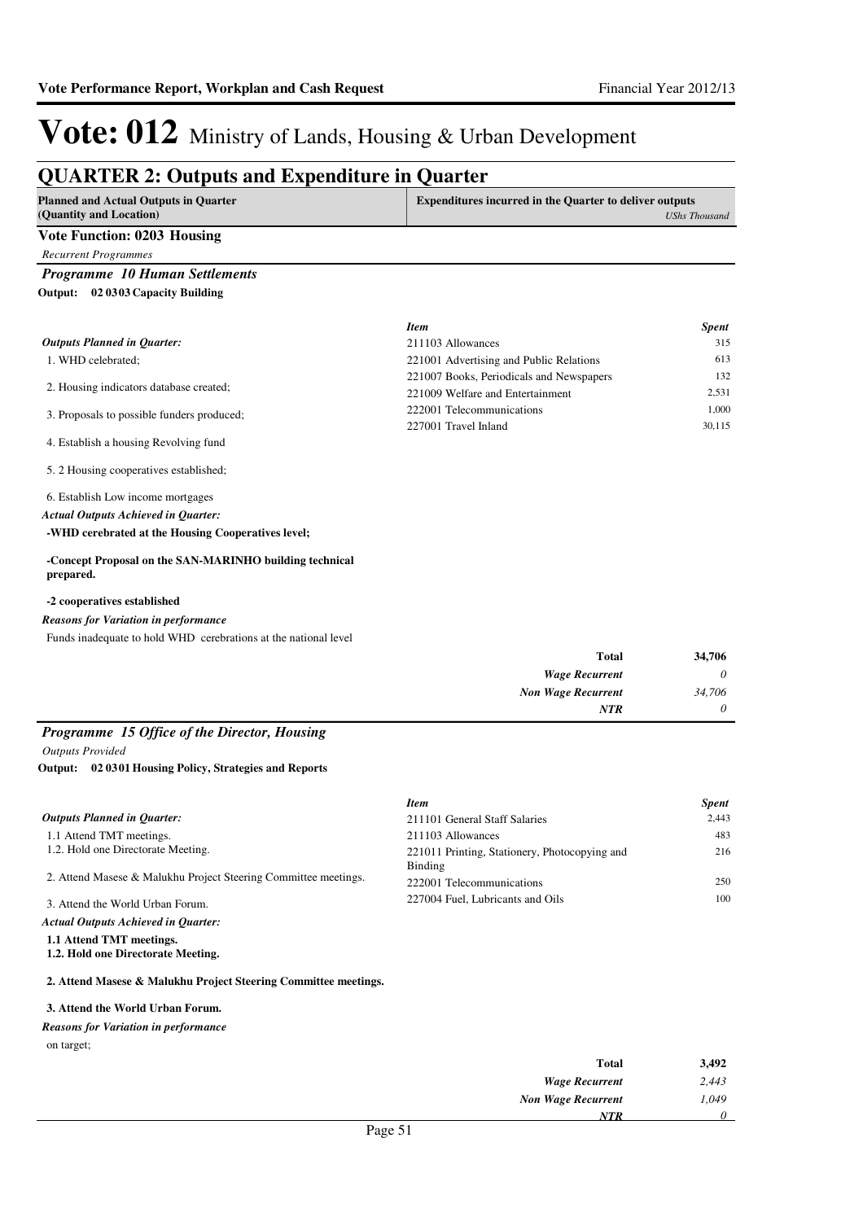# Vote: 012 Ministry of Lands, Housing & Urban Development

## QUARTER 2: Outputs and Expenditure in Quarter

| Planned and Actual Outputs in Quarter (Quantity and Location) | Expenditures incurred in the Quarter to deliver outputs *UShs Thousand* |
|---|---|

### Vote Function: 0203 Housing

*Recurrent Programmes*

#### *Programme 10 Human Settlements*

**Output: 02 0303 Capacity Building**

*Outputs Planned in Quarter:*

1. WHD celebrated;

2. Housing indicators database created;

3. Proposals to possible funders produced;

4. Establish a housing Revolving fund

5. 2 Housing cooperatives established;

6. Establish Low income mortgages

*Actual Outputs Achieved in Quarter:*

**-WHD cerebrated at the Housing Cooperatives level;**

**-Concept Proposal on the SAN-MARINHO building technical prepared.**

**-2 cooperatives established**

*Reasons for Variation in performance*

Funds inadequate to hold WHD cerebrations at the national level

| *Item* | *Spent* |
|---|---|
| 211103 Allowances | 315 |
| 221001 Advertising and Public Relations | 613 |
| 221007 Books, Periodicals and Newspapers | 132 |
| 221009 Welfare and Entertainment | 2,531 |
| 222001 Telecommunications | 1,000 |
| 227001 Travel Inland | 30,115 |

| | |
|---|---|
| **Total** | **34,706** |
| ***Wage Recurrent*** | *0* |
| ***Non Wage Recurrent*** | *34,706* |
| ***NTR*** | *0* |

#### *Programme 15 Office of the Director, Housing*

*Outputs Provided*

**Output: 02 0301 Housing Policy, Strategies and Reports**

*Outputs Planned in Quarter:*

1.1 Attend TMT meetings.
1.2. Hold one Directorate Meeting.

2. Attend Masese & Malukhu Project Steering Committee meetings.

3. Attend the World Urban Forum.

*Actual Outputs Achieved in Quarter:*

**1.1 Attend TMT meetings.**
**1.2. Hold one Directorate Meeting.**

**2. Attend Masese & Malukhu Project Steering Committee meetings.**

**3. Attend the World Urban Forum.**

*Reasons for Variation in performance*

on target;

| *Item* | *Spent* |
|---|---|
| 211101 General Staff Salaries | 2,443 |
| 211103 Allowances | 483 |
| 221011 Printing, Stationery, Photocopying and Binding | 216 |
| 222001 Telecommunications | 250 |
| 227004 Fuel, Lubricants and Oils | 100 |

| | |
|---|---|
| **Total** | **3,492** |
| ***Wage Recurrent*** | *2,443* |
| ***Non Wage Recurrent*** | *1,049* |
| ***NTR*** | *0* |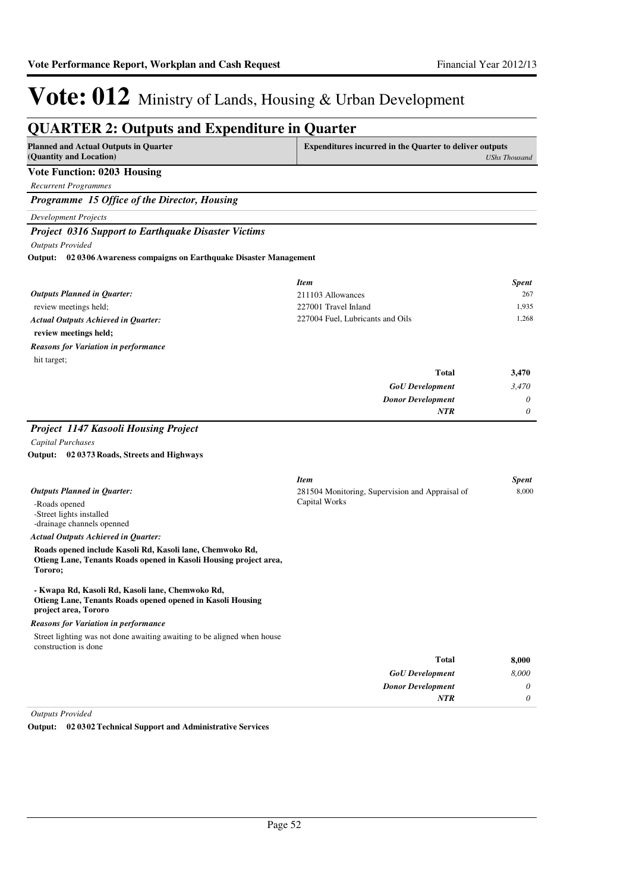# Vote: 012 Ministry of Lands, Housing & Urban Development

## QUARTER 2: Outputs and Expenditure in Quarter

| Planned and Actual Outputs in Quarter (Quantity and Location) | Expenditures incurred in the Quarter to deliver outputs *UShs Thousand* |
|---|---|

**Vote Function: 0203 Housing**

*Recurrent Programmes*

### *Programme 15 Office of the Director, Housing*

*Development Projects*

### *Project 0316 Support to Earthquake Disaster Victims*

*Outputs Provided*

**Output: 02 0306 Awareness compaigns on Earthquake Disaster Management**

*Outputs Planned in Quarter:*

review meetings held;

*Actual Outputs Achieved in Quarter:*

**review meetings held;**

*Reasons for Variation in performance*

hit target;

| *Item* | *Spent* |
|---|---|
| 211103 Allowances | 267 |
| 227001 Travel Inland | 1,935 |
| 227004 Fuel, Lubricants and Oils | 1,268 |
| **Total** | **3,470** |
| ***GoU Development*** | *3,470* |
| ***Donor Development*** | *0* |
| ***NTR*** | *0* |

### *Project 1147 Kasooli Housing Project*

*Capital Purchases*

**Output: 02 0373 Roads, Streets and Highways**

*Outputs Planned in Quarter:*

-Roads opened
-Street lights installed
-drainage channels openned

*Actual Outputs Achieved in Quarter:*

**Roads opened include Kasoli Rd, Kasoli lane, Chemwoko Rd, Otieng Lane, Tenants Roads opened in Kasoli Housing project area, Tororo;**

**- Kwapa Rd, Kasoli Rd, Kasoli lane, Chemwoko Rd, Otieng Lane, Tenants Roads opened opened in Kasoli Housing project area, Tororo**

*Reasons for Variation in performance*

Street lighting was not done awaiting awaiting to be aligned when house construction is done

| *Item* | *Spent* |
|---|---|
| 281504 Monitoring, Supervision and Appraisal of Capital Works | 8,000 |
| **Total** | **8,000** |
| ***GoU Development*** | *8,000* |
| ***Donor Development*** | *0* |
| ***NTR*** | *0* |

*Outputs Provided*

**Output: 02 0302 Technical Support and Administrative Services**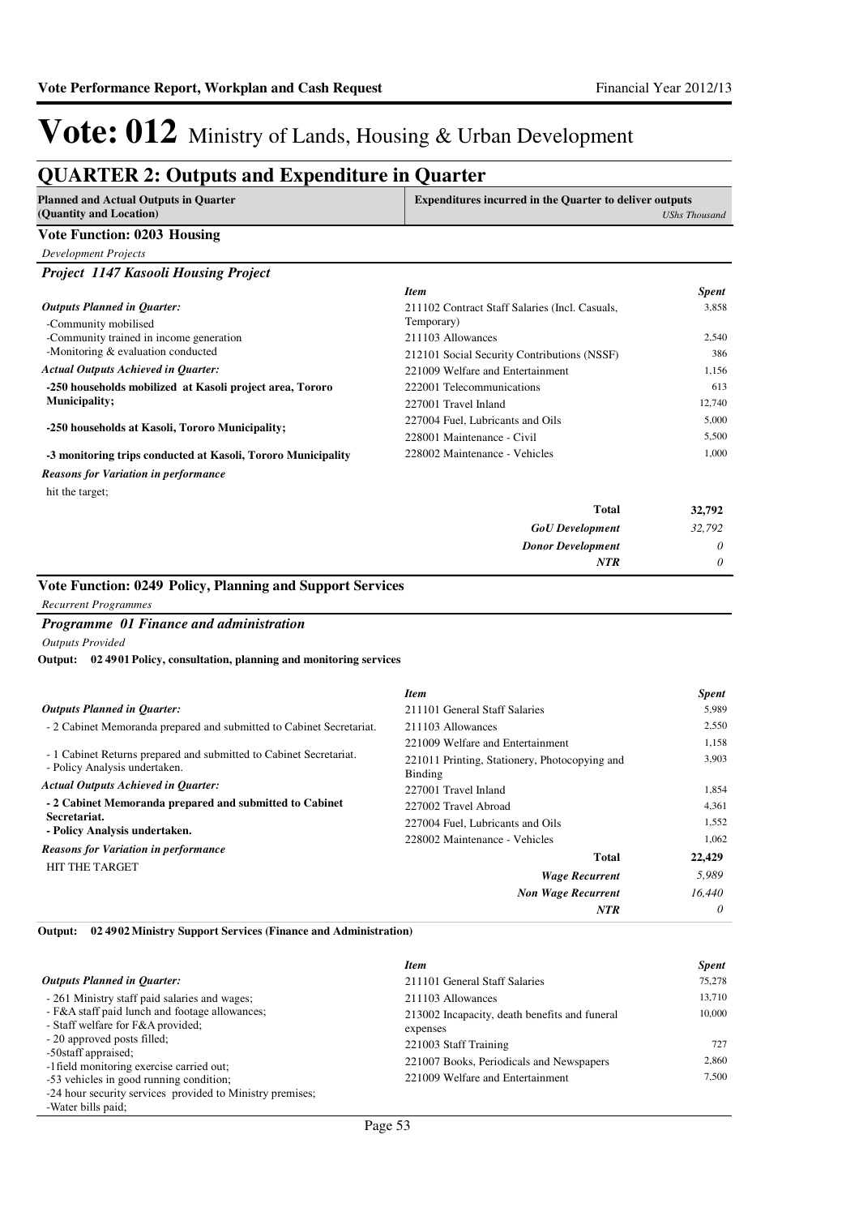# Vote: 012 Ministry of Lands, Housing & Urban Development

## QUARTER 2: Outputs and Expenditure in Quarter

| Planned and Actual Outputs in Quarter (Quantity and Location) | Expenditures incurred in the Quarter to deliver outputs *UShs Thousand* |
|---|---|

### Vote Function: 0203 Housing

*Development Projects*

#### *Project 1147 Kasooli Housing Project*

*Outputs Planned in Quarter:*

-Community mobilised
-Community trained in income generation
-Monitoring & evaluation conducted

*Actual Outputs Achieved in Quarter:*

**-250 households mobilized at Kasoli project area, Tororo Municipality;**

**-250 households at Kasoli, Tororo Municipality;**

**-3 monitoring trips conducted at Kasoli, Tororo Municipality**

*Reasons for Variation in performance*

hit the target;

| *Item* | *Spent* |
|---|---|
| 211102 Contract Staff Salaries (Incl. Casuals, Temporary) | 3,858 |
| 211103 Allowances | 2,540 |
| 212101 Social Security Contributions (NSSF) | 386 |
| 221009 Welfare and Entertainment | 1,156 |
| 222001 Telecommunications | 613 |
| 227001 Travel Inland | 12,740 |
| 227004 Fuel, Lubricants and Oils | 5,000 |
| 228001 Maintenance - Civil | 5,500 |
| 228002 Maintenance - Vehicles | 1,000 |
| **Total** | **32,792** |
| *GoU Development* | *32,792* |
| *Donor Development* | *0* |
| *NTR* | *0* |

### Vote Function: 0249 Policy, Planning and Support Services

*Recurrent Programmes*

#### *Programme 01 Finance and administration*

*Outputs Provided*

**Output: 02 4901 Policy, consultation, planning and monitoring services**

*Outputs Planned in Quarter:*

- 2 Cabinet Memoranda prepared and submitted to Cabinet Secretariat.

- 1 Cabinet Returns prepared and submitted to Cabinet Secretariat.
- Policy Analysis undertaken.

*Actual Outputs Achieved in Quarter:*

**- 2 Cabinet Memoranda prepared and submitted to Cabinet Secretariat.**
**- Policy Analysis undertaken.**

*Reasons for Variation in performance*

HIT THE TARGET

| *Item* | *Spent* |
|---|---|
| 211101 General Staff Salaries | 5,989 |
| 211103 Allowances | 2,550 |
| 221009 Welfare and Entertainment | 1,158 |
| 221011 Printing, Stationery, Photocopying and Binding | 3,903 |
| 227001 Travel Inland | 1,854 |
| 227002 Travel Abroad | 4,361 |
| 227004 Fuel, Lubricants and Oils | 1,552 |
| 228002 Maintenance - Vehicles | 1,062 |
| **Total** | **22,429** |
| *Wage Recurrent* | *5,989* |
| *Non Wage Recurrent* | *16,440* |
| *NTR* | *0* |

**Output: 02 4902 Ministry Support Services (Finance and Administration)**

*Outputs Planned in Quarter:*

- 261 Ministry staff paid salaries and wages;
- F&A staff paid lunch and footage allowances;
- Staff welfare for F&A provided;
- 20 approved posts filled;
-50staff appraised;
-1field monitoring exercise carried out;
-53 vehicles in good running condition;
-24 hour security services provided to Ministry premises;
-Water bills paid;

| *Item* | *Spent* |
|---|---|
| 211101 General Staff Salaries | 75,278 |
| 211103 Allowances | 13,710 |
| 213002 Incapacity, death benefits and funeral expenses | 10,000 |
| 221003 Staff Training | 727 |
| 221007 Books, Periodicals and Newspapers | 2,860 |
| 221009 Welfare and Entertainment | 7,500 |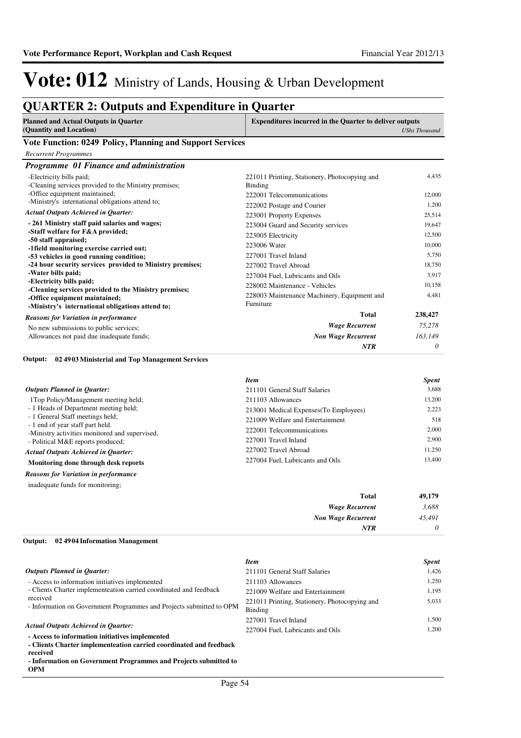# Vote: 012 Ministry of Lands, Housing & Urban Development

## QUARTER 2: Outputs and Expenditure in Quarter

| Planned and Actual Outputs in Quarter (Quantity and Location) | Expenditures incurred in the Quarter to deliver outputs | *UShs Thousand* |
|---|---|---|

### Vote Function: 0249 Policy, Planning and Support Services

*Recurrent Programmes*

### *Programme 01 Finance and administration*

| Outputs | Item | Spent |
|---|---|---|
| -Electricity bills paid;<br>-Cleaning services provided to the Ministry premises;<br>-Office equipment maintained;<br>-Ministry's international obligations attend to; | 221011 Printing, Stationery, Photocopying and Binding | 4,435 |
| | 222001 Telecommunications | 12,000 |
| | 222002 Postage and Courier | 1,200 |
| ***Actual Outputs Achieved in Quarter:*** | 223001 Property Expenses | 25,514 |
| **- 261 Ministry staff paid salaries and wages;**<br>**-Staff welfare for F&A provided;**<br>**-50 staff appraised;**<br>**-1field monitoring exercise carried out;**<br>**-53 vehicles in good running condition;**<br>**-24 hour security services provided to Ministry premises;**<br>**-Water bills paid;**<br>**-Electricity bills paid;**<br>**-Cleaning services provided to the Ministry premises;**<br>**-Office equipment maintained;**<br>**-Ministry's international obligations attend to;** | 223004 Guard and Security services | 19,647 |
| | 223005 Electricity | 12,500 |
| | 223006 Water | 10,000 |
| | 227001 Travel Inland | 5,750 |
| | 227002 Travel Abroad | 18,750 |
| | 227004 Fuel, Lubricants and Oils | 3,917 |
| | 228002 Maintenance - Vehicles | 10,158 |
| | 228003 Maintenance Machinery, Equipment and Furniture | 4,481 |
| ***Reasons for Variation in performance*** | **Total** | **238,427** |
| No new submissions to public services;<br>Allowances not paid due inadequate funds; | ***Wage Recurrent*** | *75,278* |
| | ***Non Wage Recurrent*** | *163,149* |
| | ***NTR*** | *0* |

**Output: 02 4903 Ministerial and Top Management Services**

| Outputs | *Item* | *Spent* |
|---|---|---|
| ***Outputs Planned in Quarter:*** | 211101 General Staff Salaries | 3,688 |
| 1Top Policy/Management meeting held;<br>- 1 Heads of Department meeting held;<br>- 1 General Staff meetings held;<br>- 1 end of year staff part held.<br>-Ministry activities monitored and supervised.<br>- Political M&E reports produced; | 211103 Allowances | 13,200 |
| | 213001 Medical Expenses(To Employees) | 2,223 |
| | 221009 Welfare and Entertainment | 518 |
| | 222001 Telecommunications | 2,000 |
| | 227001 Travel Inland | 2,900 |
| ***Actual Outputs Achieved in Quarter:*** | 227002 Travel Abroad | 11,250 |
| **Monitoring done through desk reports** | 227004 Fuel, Lubricants and Oils | 13,400 |
| ***Reasons for Variation in performance*** | | |
| inadequate funds for monitoring; | | |
| | **Total** | **49,179** |
| | ***Wage Recurrent*** | *3,688* |
| | ***Non Wage Recurrent*** | *45,491* |
| | ***NTR*** | *0* |

**Output: 02 4904 Information Management**

| Outputs | *Item* | *Spent* |
|---|---|---|
| ***Outputs Planned in Quarter:*** | 211101 General Staff Salaries | 1,426 |
| - Access to information initiatives implemented<br>- Clients Charter implementeation carried coordinated and feedback received<br>- Information on Government Programmes and Projects submitted to OPM | 211103 Allowances | 1,250 |
| | 221009 Welfare and Entertainment | 1,195 |
| | 221011 Printing, Stationery, Photocopying and Binding | 5,033 |
| ***Actual Outputs Achieved in Quarter:*** | 227001 Travel Inland | 1,500 |
| **- Access to information initiatives implemented**<br>**- Clients Charter implementeation carried coordinated and feedback received**<br>**- Information on Government Programmes and Projects submitted to OPM** | 227004 Fuel, Lubricants and Oils | 1,200 |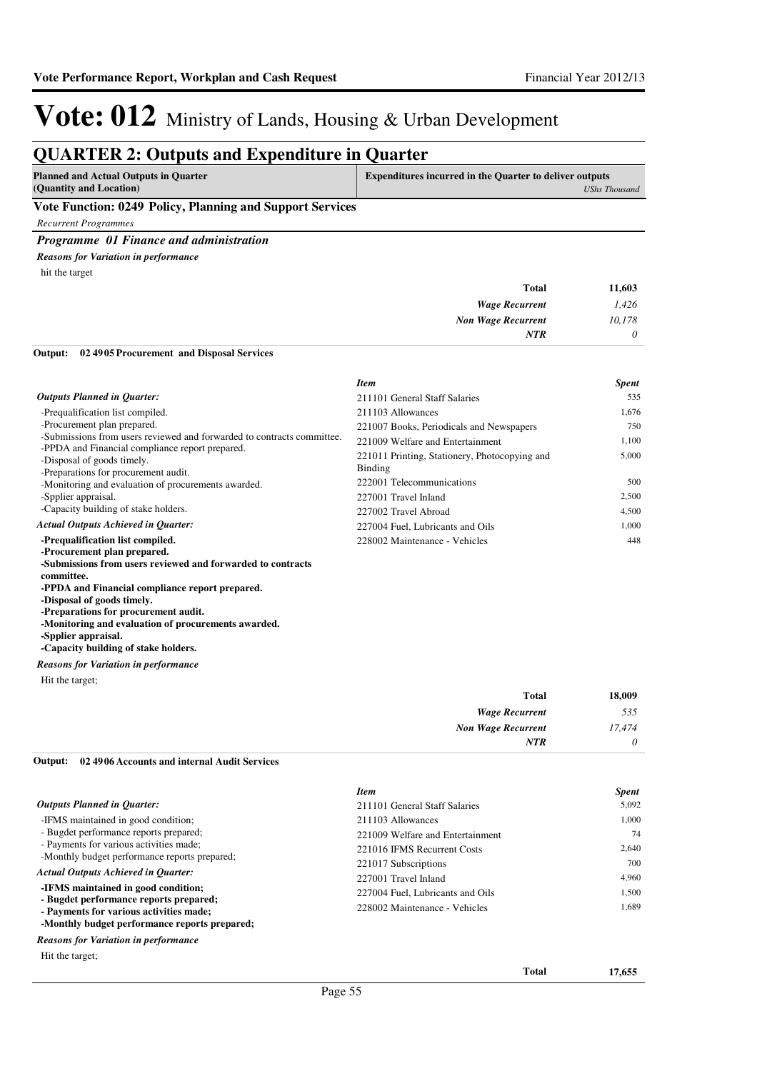# Vote: 012 Ministry of Lands, Housing & Urban Development

## QUARTER 2: Outputs and Expenditure in Quarter

| Planned and Actual Outputs in Quarter (Quantity and Location) | Expenditures incurred in the Quarter to deliver outputs *UShs Thousand* |
|---|---|

### Vote Function: 0249 Policy, Planning and Support Services

*Recurrent Programmes*

#### *Programme 01 Finance and administration*

***Reasons for Variation in performance***

hit the target

| | |
|---|---|
| **Total** | **11,603** |
| ***Wage Recurrent*** | *1,426* |
| ***Non Wage Recurrent*** | *10,178* |
| ***NTR*** | *0* |

**Output: 02 4905 Procurement and Disposal Services**

***Outputs Planned in Quarter:***

-Prequalification list compiled.
-Procurement plan prepared.
-Submissions from users reviewed and forwarded to contracts committee.
-PPDA and Financial compliance report prepared.
-Disposal of goods timely.
-Preparations for procurement audit.
-Monitoring and evaluation of procurements awarded.
-Spplier appraisal.
-Capacity building of stake holders.

***Actual Outputs Achieved in Quarter:***

**-Prequalification list compiled.**
**-Procurement plan prepared.**
**-Submissions from users reviewed and forwarded to contracts committee.**
**-PPDA and Financial compliance report prepared.**
**-Disposal of goods timely.**
**-Preparations for procurement audit.**
**-Monitoring and evaluation of procurements awarded.**
**-Spplier appraisal.**
**-Capacity building of stake holders.**

| *Item* | *Spent* |
|---|---|
| 211101 General Staff Salaries | 535 |
| 211103 Allowances | 1,676 |
| 221007 Books, Periodicals and Newspapers | 750 |
| 221009 Welfare and Entertainment | 1,100 |
| 221011 Printing, Stationery, Photocopying and Binding | 5,000 |
| 222001 Telecommunications | 500 |
| 227001 Travel Inland | 2,500 |
| 227002 Travel Abroad | 4,500 |
| 227004 Fuel, Lubricants and Oils | 1,000 |
| 228002 Maintenance - Vehicles | 448 |

***Reasons for Variation in performance***

Hit the target;

| | |
|---|---|
| **Total** | **18,009** |
| ***Wage Recurrent*** | *535* |
| ***Non Wage Recurrent*** | *17,474* |
| ***NTR*** | *0* |

**Output: 02 4906 Accounts and internal Audit Services**

***Outputs Planned in Quarter:***

-IFMS maintained in good condition;
- Bugdet performance reports prepared;
- Payments for various activities made;
-Monthly budget performance reports prepared;

***Actual Outputs Achieved in Quarter:***

**-IFMS maintained in good condition;**
**- Bugdet performance reports prepared;**
**- Payments for various activities made;**
**-Monthly budget performance reports prepared;**

| *Item* | *Spent* |
|---|---|
| 211101 General Staff Salaries | 5,092 |
| 211103 Allowances | 1,000 |
| 221009 Welfare and Entertainment | 74 |
| 221016 IFMS Recurrent Costs | 2,640 |
| 221017 Subscriptions | 700 |
| 227001 Travel Inland | 4,960 |
| 227004 Fuel, Lubricants and Oils | 1,500 |
| 228002 Maintenance - Vehicles | 1,689 |

***Reasons for Variation in performance***

Hit the target;

| | |
|---|---|
| **Total** | **17,655** |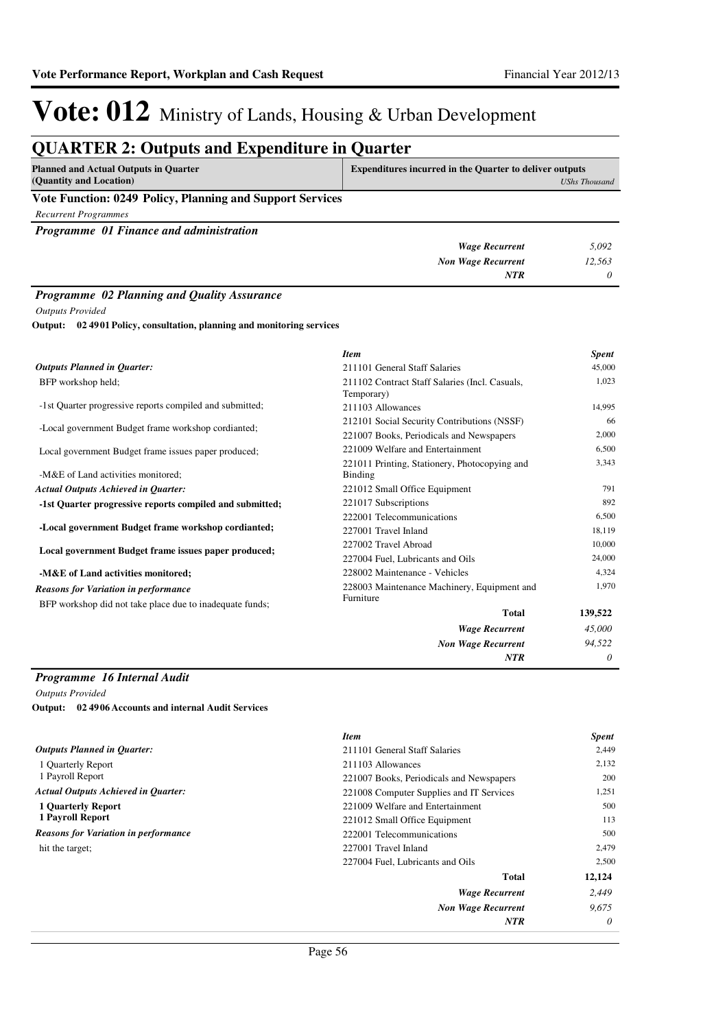# Vote: 012 Ministry of Lands, Housing & Urban Development

## QUARTER 2: Outputs and Expenditure in Quarter

| Planned and Actual Outputs in Quarter (Quantity and Location) | Expenditures incurred in the Quarter to deliver outputs *UShs Thousand* |
|---|---|

### Vote Function: 0249 Policy, Planning and Support Services

*Recurrent Programmes*

***Programme 01 Finance and administration***

| | |
|---|---|
| *Wage Recurrent* | *5,092* |
| *Non Wage Recurrent* | *12,563* |
| *NTR* | *0* |

***Programme 02 Planning and Quality Assurance***

*Outputs Provided*

**Output: 02 4901 Policy, consultation, planning and monitoring services**

***Outputs Planned in Quarter:***

BFP workshop held;

-1st Quarter progressive reports compiled and submitted;

-Local government Budget frame workshop cordianted;

Local government Budget frame issues paper produced;

-M&E of Land activities monitored;

***Actual Outputs Achieved in Quarter:***

**-1st Quarter progressive reports compiled and submitted;**

**-Local government Budget frame workshop cordianted;**

**Local government Budget frame issues paper produced;**

**-M&E of Land activities monitored;**

***Reasons for Variation in performance***

BFP workshop did not take place due to inadequate funds;

| *Item* | *Spent* |
|---|---|
| 211101 General Staff Salaries | 45,000 |
| 211102 Contract Staff Salaries (Incl. Casuals, Temporary) | 1,023 |
| 211103 Allowances | 14,995 |
| 212101 Social Security Contributions (NSSF) | 66 |
| 221007 Books, Periodicals and Newspapers | 2,000 |
| 221009 Welfare and Entertainment | 6,500 |
| 221011 Printing, Stationery, Photocopying and Binding | 3,343 |
| 221012 Small Office Equipment | 791 |
| 221017 Subscriptions | 892 |
| 222001 Telecommunications | 6,500 |
| 227001 Travel Inland | 18,119 |
| 227002 Travel Abroad | 10,000 |
| 227004 Fuel, Lubricants and Oils | 24,000 |
| 228002 Maintenance - Vehicles | 4,324 |
| 228003 Maintenance Machinery, Equipment and Furniture | 1,970 |
| **Total** | **139,522** |
| *Wage Recurrent* | *45,000* |
| *Non Wage Recurrent* | *94,522* |
| *NTR* | *0* |

***Programme 16 Internal Audit***

*Outputs Provided*

**Output: 02 4906 Accounts and internal Audit Services**

***Outputs Planned in Quarter:***

1 Quarterly Report
1 Payroll Report

***Actual Outputs Achieved in Quarter:***

**1 Quarterly Report**
**1 Payroll Report**

***Reasons for Variation in performance***

hit the target;

| *Item* | *Spent* |
|---|---|
| 211101 General Staff Salaries | 2,449 |
| 211103 Allowances | 2,132 |
| 221007 Books, Periodicals and Newspapers | 200 |
| 221008 Computer Supplies and IT Services | 1,251 |
| 221009 Welfare and Entertainment | 500 |
| 221012 Small Office Equipment | 113 |
| 222001 Telecommunications | 500 |
| 227001 Travel Inland | 2,479 |
| 227004 Fuel, Lubricants and Oils | 2,500 |
| **Total** | **12,124** |
| *Wage Recurrent* | *2,449* |
| *Non Wage Recurrent* | *9,675* |
| *NTR* | *0* |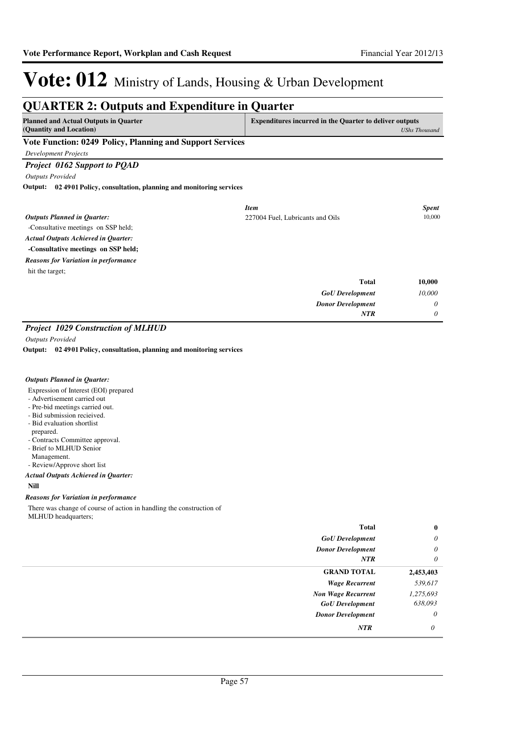# Vote: 012 Ministry of Lands, Housing & Urban Development

## QUARTER 2: Outputs and Expenditure in Quarter

| Planned and Actual Outputs in Quarter (Quantity and Location) | Expenditures incurred in the Quarter to deliver outputs *UShs Thousand* |
|---|---|

### Vote Function: 0249 Policy, Planning and Support Services

*Development Projects*

#### *Project 0162 Support to PQAD*

*Outputs Provided*

**Output: 02 4901 Policy, consultation, planning and monitoring services**

*Outputs Planned in Quarter:*

-Consultative meetings on SSP held;

*Actual Outputs Achieved in Quarter:*

**-Consultative meetings on SSP held;**

*Reasons for Variation in performance*

hit the target;

| *Item* | *Spent* |
|---|---|
| 227004 Fuel, Lubricants and Oils | 10,000 |
| **Total** | **10,000** |
| *GoU Development* | *10,000* |
| *Donor Development* | *0* |
| *NTR* | *0* |

#### *Project 1029 Construction of MLHUD*

*Outputs Provided*

**Output: 02 4901 Policy, consultation, planning and monitoring services**

*Outputs Planned in Quarter:*

Expression of Interest (EOI) prepared
- Advertisement carried out
- Pre-bid meetings carried out.
- Bid submission recieived.
- Bid evaluation shortlist prepared.
- Contracts Committee approval.
- Brief to MLHUD Senior Management.
- Review/Approve short list

*Actual Outputs Achieved in Quarter:*

**Nill**

*Reasons for Variation in performance*

There was change of course of action in handling the construction of MLHUD headquarters;

| | |
|---|---|
| **Total** | **0** |
| *GoU Development* | *0* |
| *Donor Development* | *0* |
| *NTR* | *0* |

| | |
|---|---|
| **GRAND TOTAL** | **2,453,403** |
| *Wage Recurrent* | *539,617* |
| *Non Wage Recurrent* | *1,275,693* |
| *GoU Development* | *638,093* |
| *Donor Development* | *0* |
| *NTR* | *0* |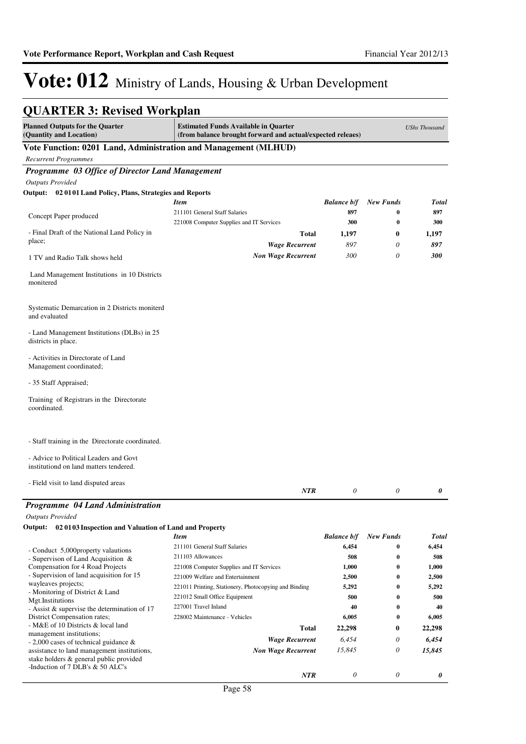# Vote: 012 Ministry of Lands, Housing & Urban Development

## QUARTER 3: Revised Workplan

| Planned Outputs for the Quarter (Quantity and Location) | Estimated Funds Available in Quarter (from balance brought forward and actual/expected releaes) | | | USh's Thousand |
|---|---|---|---|---|

### Vote Function: 0201 Land, Administration and Management (MLHUD)

*Recurrent Programmes*

#### *Programme 03 Office of Director Land Management*

*Outputs Provided*

**Output: 02 01 01 Land Policy, Plans, Strategies and Reports**

| Planned Outputs | Item | Balance b/f | New Funds | Total |
|---|---|---|---|---|
| Concept Paper produced | 211101 General Staff Salaries | 897 | 0 | 897 |
| | 221008 Computer Supplies and IT Services | 300 | 0 | 300 |
| - Final Draft of the National Land Policy in place; | **Total** | **1,197** | **0** | **1,197** |
| | *Wage Recurrent* | *897* | *0* | ***897*** |
| 1 TV and Radio Talk shows held | *Non Wage Recurrent* | *300* | *0* | ***300*** |
| Land Management Institutions in 10 Districts monitered | | | | |
| Systematic Demarcation in 2 Districts moniterd and evaluated | | | | |
| - Land Management Institutions (DLBs) in 25 districts in place. | | | | |
| - Activities in Directorate of Land Management coordinated; | | | | |
| - 35 Staff Appraised; | | | | |
| Training of Registrars in the Directorate coordinated. | | | | |
| - Staff training in the Directorate coordinated. | | | | |
| - Advice to Political Leaders and Govt institutiond on land matters tendered. | | | | |
| - Field visit to land disputed areas | *NTR* | *0* | *0* | ***0*** |

#### *Programme 04 Land Administration*

*Outputs Provided*

**Output: 02 01 03 Inspection and Valuation of Land and Property**

| Planned Outputs | Item | Balance b/f | New Funds | Total |
|---|---|---|---|---|
| - Conduct 5,000property valautions<br>- Supervison of Land Acquisition & Compensation for 4 Road Projects<br>- Supervision of land acquisition for 15 wayleaves projects;<br>- Monitoring of District & Land Mgt.Institutions<br>- Assist & supervise the determination of 17 District Compensation rates;<br>- M&E of 10 Districts & local land management institutions;<br>- 2,000 cases of technical guidance & assistance to land management institutions, stake holders & general public provided<br>-Induction of 7 DLB's & 50 ALC's | 211101 General Staff Salaries | 6,454 | 0 | 6,454 |
| | 211103 Allowances | 508 | 0 | 508 |
| | 221008 Computer Supplies and IT Services | 1,000 | 0 | 1,000 |
| | 221009 Welfare and Entertainment | 2,500 | 0 | 2,500 |
| | 221011 Printing, Stationery, Photocopying and Binding | 5,292 | 0 | 5,292 |
| | 221012 Small Office Equipment | 500 | 0 | 500 |
| | 227001 Travel Inland | 40 | 0 | 40 |
| | 228002 Maintenance - Vehicles | 6,005 | 0 | 6,005 |
| | **Total** | **22,298** | **0** | **22,298** |
| | *Wage Recurrent* | *6,454* | *0* | ***6,454*** |
| | *Non Wage Recurrent* | *15,845* | *0* | ***15,845*** |
| | *NTR* | *0* | *0* | ***0*** |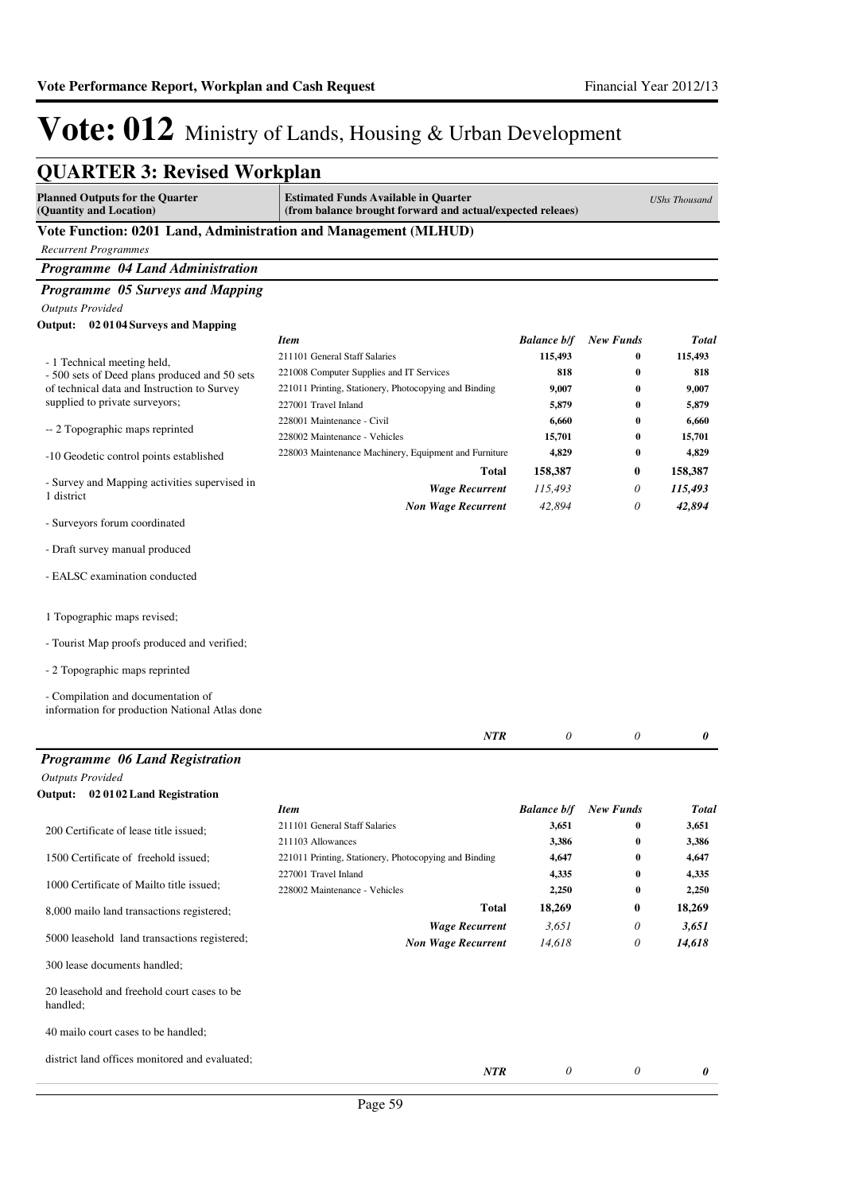# Vote: 012 Ministry of Lands, Housing & Urban Development

## QUARTER 3: Revised Workplan

| Planned Outputs for the Quarter (Quantity and Location) | Estimated Funds Available in Quarter (from balance brought forward and actual/expected releaes) | | | *UShs Thousand* |
|---|---|---|---|---|

### Vote Function: 0201 Land, Administration and Management (MLHUD)

*Recurrent Programmes*

#### *Programme 04 Land Administration*

#### *Programme 05 Surveys and Mapping*

*Outputs Provided*

**Output: 02 01 04 Surveys and Mapping**

- 1 Technical meeting held,
- 500 sets of Deed plans produced and 50 sets of technical data and Instruction to Survey supplied to private surveyors;

-- 2 Topographic maps reprinted

-10 Geodetic control points established

- Survey and Mapping activities supervised in 1 district

- Surveyors forum coordinated

- Draft survey manual produced

- EALSC examination conducted

1 Topographic maps revised;

- Tourist Map proofs produced and verified;

- 2 Topographic maps reprinted

- Compilation and documentation of information for production National Atlas done

| *Item* | *Balance b/f* | *New Funds* | *Total* |
|---|---|---|---|
| 211101 General Staff Salaries | **115,493** | **0** | **115,493** |
| 221008 Computer Supplies and IT Services | **818** | **0** | **818** |
| 221011 Printing, Stationery, Photocopying and Binding | **9,007** | **0** | **9,007** |
| 227001 Travel Inland | **5,879** | **0** | **5,879** |
| 228001 Maintenance - Civil | **6,660** | **0** | **6,660** |
| 228002 Maintenance - Vehicles | **15,701** | **0** | **15,701** |
| 228003 Maintenance Machinery, Equipment and Furniture | **4,829** | **0** | **4,829** |
| **Total** | **158,387** | **0** | **158,387** |
| ***Wage Recurrent*** | *115,493* | *0* | ***115,493*** |
| ***Non Wage Recurrent*** | *42,894* | *0* | ***42,894*** |
| ***NTR*** | *0* | *0* | ***0*** |

#### *Programme 06 Land Registration*

*Outputs Provided*

**Output: 02 01 02 Land Registration**

200 Certificate of lease title issued;

1500 Certificate of freehold issued;

1000 Certificate of Mailto title issued;

8,000 mailo land transactions registered;

5000 leasehold land transactions registered;

300 lease documents handled;

20 leasehold and freehold court cases to be handled;

40 mailo court cases to be handled;

district land offices monitored and evaluated;

| *Item* | *Balance b/f* | *New Funds* | *Total* |
|---|---|---|---|
| 211101 General Staff Salaries | **3,651** | **0** | **3,651** |
| 211103 Allowances | **3,386** | **0** | **3,386** |
| 221011 Printing, Stationery, Photocopying and Binding | **4,647** | **0** | **4,647** |
| 227001 Travel Inland | **4,335** | **0** | **4,335** |
| 228002 Maintenance - Vehicles | **2,250** | **0** | **2,250** |
| **Total** | **18,269** | **0** | **18,269** |
| ***Wage Recurrent*** | *3,651* | *0* | ***3,651*** |
| ***Non Wage Recurrent*** | *14,618* | *0* | ***14,618*** |
| ***NTR*** | *0* | *0* | ***0*** |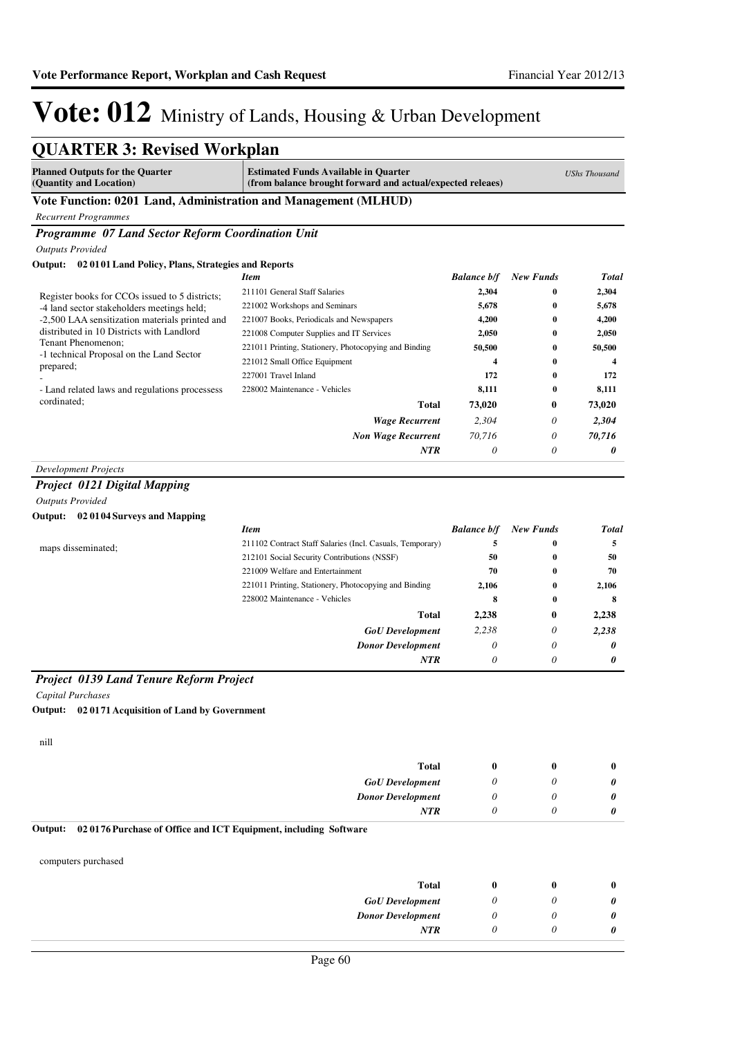# Vote: 012 Ministry of Lands, Housing & Urban Development

## QUARTER 3: Revised Workplan

| Planned Outputs for the Quarter (Quantity and Location) | Estimated Funds Available in Quarter (from balance brought forward and actual/expected releaes) | | | UShs Thousand |
|---|---|---|---|---|

**Vote Function: 0201 Land, Administration and Management (MLHUD)**

*Recurrent Programmes*

### *Programme 07 Land Sector Reform Coordination Unit*

*Outputs Provided*

**Output: 02 01 01 Land Policy, Plans, Strategies and Reports**

| Planned Outputs | Item | Balance b/f | New Funds | Total |
|---|---|---|---|---|
| Register books for CCOs issued to 5 districts;<br>-4 land sector stakeholders meetings held;<br>-2,500 LAA sensitization materials printed and distributed in 10 Districts with Landlord Tenant Phenomenon;<br>-1 technical Proposal on the Land Sector prepared;<br>-<br>- Land related laws and regulations processess cordinated; | 211101 General Staff Salaries | 2,304 | 0 | 2,304 |
| | 221002 Workshops and Seminars | 5,678 | 0 | 5,678 |
| | 221007 Books, Periodicals and Newspapers | 4,200 | 0 | 4,200 |
| | 221008 Computer Supplies and IT Services | 2,050 | 0 | 2,050 |
| | 221011 Printing, Stationery, Photocopying and Binding | 50,500 | 0 | 50,500 |
| | 221012 Small Office Equipment | 4 | 0 | 4 |
| | 227001 Travel Inland | 172 | 0 | 172 |
| | 228002 Maintenance - Vehicles | 8,111 | 0 | 8,111 |
| | **Total** | **73,020** | **0** | **73,020** |
| | ***Wage Recurrent*** | *2,304* | *0* | ***2,304*** |
| | ***Non Wage Recurrent*** | *70,716* | *0* | ***70,716*** |
| | ***NTR*** | *0* | *0* | ***0*** |

*Development Projects*

### *Project 0121 Digital Mapping*

*Outputs Provided*

**Output: 02 01 04 Surveys and Mapping**

| Planned Outputs | Item | Balance b/f | New Funds | Total |
|---|---|---|---|---|
| maps disseminated; | 211102 Contract Staff Salaries (Incl. Casuals, Temporary) | 5 | 0 | 5 |
| | 212101 Social Security Contributions (NSSF) | 50 | 0 | 50 |
| | 221009 Welfare and Entertainment | 70 | 0 | 70 |
| | 221011 Printing, Stationery, Photocopying and Binding | 2,106 | 0 | 2,106 |
| | 228002 Maintenance - Vehicles | 8 | 0 | 8 |
| | **Total** | **2,238** | **0** | **2,238** |
| | ***GoU Development*** | *2,238* | *0* | ***2,238*** |
| | ***Donor Development*** | *0* | *0* | ***0*** |
| | ***NTR*** | *0* | *0* | ***0*** |

### *Project 0139 Land Tenure Reform Project*

*Capital Purchases*

**Output: 02 01 71 Acquisition of Land by Government**

nill

| | | Balance b/f | New Funds | Total |
|---|---|---|---|---|
| | **Total** | **0** | **0** | **0** |
| | ***GoU Development*** | *0* | *0* | ***0*** |
| | ***Donor Development*** | *0* | *0* | ***0*** |
| | ***NTR*** | *0* | *0* | ***0*** |

**Output: 02 01 76 Purchase of Office and ICT Equipment, including Software**

computers purchased

| | | Balance b/f | New Funds | Total |
|---|---|---|---|---|
| | **Total** | **0** | **0** | **0** |
| | ***GoU Development*** | *0* | *0* | ***0*** |
| | ***Donor Development*** | *0* | *0* | ***0*** |
| | ***NTR*** | *0* | *0* | ***0*** |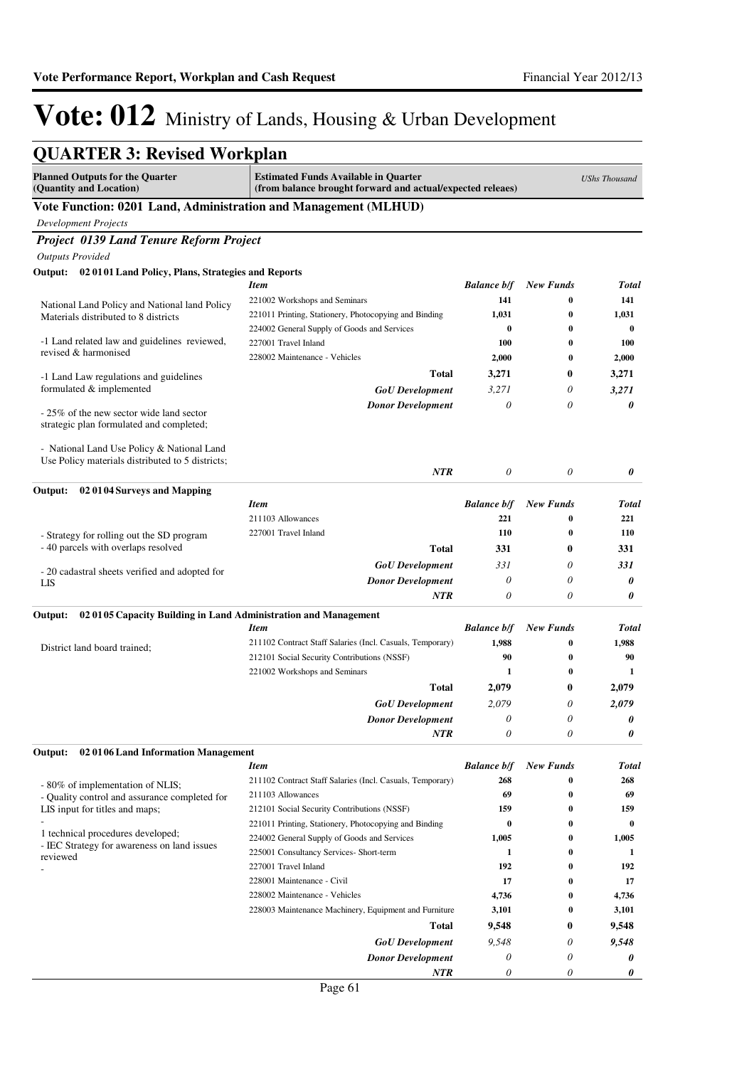# Vote: 012 Ministry of Lands, Housing & Urban Development

## QUARTER 3: Revised Workplan

| Planned Outputs for the Quarter (Quantity and Location) | Estimated Funds Available in Quarter (from balance brought forward and actual/expected releaes) | | | UShs Thousand |
|---|---|---|---|---|

### Vote Function: 0201 Land, Administration and Management (MLHUD)

*Development Projects*

### *Project 0139 Land Tenure Reform Project*

*Outputs Provided*

**Output: 02 01 01 Land Policy, Plans, Strategies and Reports**

| Planned Outputs | Item | Balance b/f | New Funds | Total |
|---|---|---|---|---|
| National Land Policy and National land Policy Materials distributed to 8 districts<br><br>-1 Land related law and guidelines reviewed, revised & harmonised<br><br>-1 Land Law regulations and guidelines formulated & implemented<br><br>- 25% of the new sector wide land sector strategic plan formulated and completed;<br><br>- National Land Use Policy & National Land Use Policy materials distributed to 5 districts; | 221002 Workshops and Seminars | 141 | 0 | 141 |
| | 221011 Printing, Stationery, Photocopying and Binding | 1,031 | 0 | 1,031 |
| | 224002 General Supply of Goods and Services | 0 | 0 | 0 |
| | 227001 Travel Inland | 100 | 0 | 100 |
| | 228002 Maintenance - Vehicles | 2,000 | 0 | 2,000 |
| | **Total** | **3,271** | **0** | **3,271** |
| | *GoU Development* | *3,271* | *0* | ***3,271*** |
| | *Donor Development* | *0* | *0* | ***0*** |
| | *NTR* | *0* | *0* | ***0*** |

**Output: 02 01 04 Surveys and Mapping**

| Planned Outputs | Item | Balance b/f | New Funds | Total |
|---|---|---|---|---|
| - Strategy for rolling out the SD program<br>- 40 parcels with overlaps resolved<br><br>- 20 cadastral sheets verified and adopted for LIS | 211103 Allowances | 221 | 0 | 221 |
| | 227001 Travel Inland | 110 | 0 | 110 |
| | **Total** | **331** | **0** | **331** |
| | *GoU Development* | *331* | *0* | ***331*** |
| | *Donor Development* | *0* | *0* | ***0*** |
| | *NTR* | *0* | *0* | ***0*** |

**Output: 02 01 05 Capacity Building in Land Administration and Management**

| Planned Outputs | Item | Balance b/f | New Funds | Total |
|---|---|---|---|---|
| District land board trained; | 211102 Contract Staff Salaries (Incl. Casuals, Temporary) | 1,988 | 0 | 1,988 |
| | 212101 Social Security Contributions (NSSF) | 90 | 0 | 90 |
| | 221002 Workshops and Seminars | 1 | 0 | 1 |
| | **Total** | **2,079** | **0** | **2,079** |
| | *GoU Development* | *2,079* | *0* | ***2,079*** |
| | *Donor Development* | *0* | *0* | ***0*** |
| | *NTR* | *0* | *0* | ***0*** |

**Output: 02 01 06 Land Information Management**

| Planned Outputs | Item | Balance b/f | New Funds | Total |
|---|---|---|---|---|
| - 80% of implementation of NLIS;<br>- Quality control and assurance completed for LIS input for titles and maps;<br>-<br>1 technical procedures developed;<br>- IEC Strategy for awareness on land issues reviewed<br>- | 211102 Contract Staff Salaries (Incl. Casuals, Temporary) | 268 | 0 | 268 |
| | 211103 Allowances | 69 | 0 | 69 |
| | 212101 Social Security Contributions (NSSF) | 159 | 0 | 159 |
| | 221011 Printing, Stationery, Photocopying and Binding | 0 | 0 | 0 |
| | 224002 General Supply of Goods and Services | 1,005 | 0 | 1,005 |
| | 225001 Consultancy Services- Short-term | 1 | 0 | 1 |
| | 227001 Travel Inland | 192 | 0 | 192 |
| | 228001 Maintenance - Civil | 17 | 0 | 17 |
| | 228002 Maintenance - Vehicles | 4,736 | 0 | 4,736 |
| | 228003 Maintenance Machinery, Equipment and Furniture | 3,101 | 0 | 3,101 |
| | **Total** | **9,548** | **0** | **9,548** |
| | *GoU Development* | *9,548* | *0* | ***9,548*** |
| | *Donor Development* | *0* | *0* | ***0*** |
| | *NTR* | *0* | *0* | ***0*** |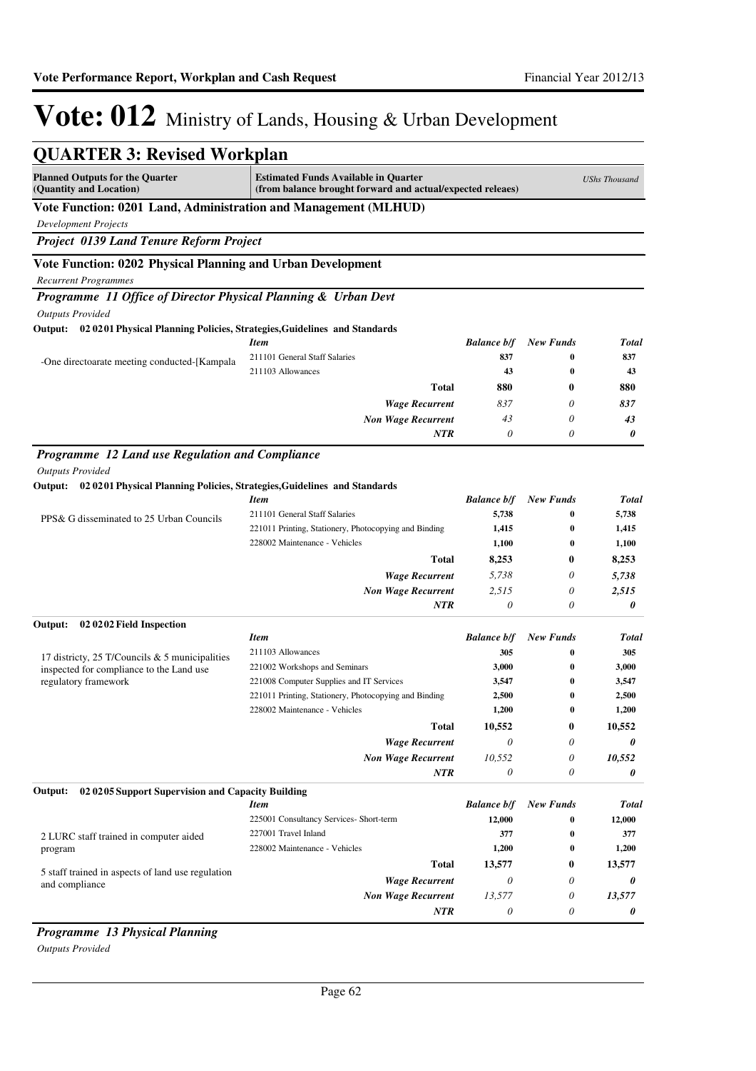# Vote: 012 Ministry of Lands, Housing & Urban Development

## QUARTER 3: Revised Workplan

| Planned Outputs for the Quarter (Quantity and Location) | Estimated Funds Available in Quarter (from balance brought forward and actual/expected releaes) | | | UShs Thousand |
|---|---|---|---|---|

### Vote Function: 0201 Land, Administration and Management (MLHUD)

*Development Projects*

***Project 0139 Land Tenure Reform Project***

### Vote Function: 0202 Physical Planning and Urban Development

*Recurrent Programmes*

***Programme 11 Office of Director Physical Planning & Urban Devt***

*Outputs Provided*

**Output: 02 02 01 Physical Planning Policies, Strategies,Guidelines and Standards**

| | *Item* | *Balance b/f* | *New Funds* | *Total* |
|---|---|---|---|---|
| -One directoarate meeting conducted-[Kampala | 211101 General Staff Salaries | 837 | 0 | 837 |
| | 211103 Allowances | 43 | 0 | 43 |
| | **Total** | **880** | **0** | **880** |
| | ***Wage Recurrent*** | *837* | *0* | ***837*** |
| | ***Non Wage Recurrent*** | *43* | *0* | ***43*** |
| | ***NTR*** | *0* | *0* | ***0*** |

***Programme 12 Land use Regulation and Compliance***

*Outputs Provided*

**Output: 02 02 01 Physical Planning Policies, Strategies,Guidelines and Standards**

| | *Item* | *Balance b/f* | *New Funds* | *Total* |
|---|---|---|---|---|
| PPS& G disseminated to 25 Urban Councils | 211101 General Staff Salaries | 5,738 | 0 | 5,738 |
| | 221011 Printing, Stationery, Photocopying and Binding | 1,415 | 0 | 1,415 |
| | 228002 Maintenance - Vehicles | 1,100 | 0 | 1,100 |
| | **Total** | **8,253** | **0** | **8,253** |
| | ***Wage Recurrent*** | *5,738* | *0* | ***5,738*** |
| | ***Non Wage Recurrent*** | *2,515* | *0* | ***2,515*** |
| | ***NTR*** | *0* | *0* | ***0*** |

**Output: 02 02 02 Field Inspection**

| | *Item* | *Balance b/f* | *New Funds* | *Total* |
|---|---|---|---|---|
| 17 districty, 25 T/Councils & 5 municipalities inspected for compliance to the Land use regulatory framework | 211103 Allowances | 305 | 0 | 305 |
| | 221002 Workshops and Seminars | 3,000 | 0 | 3,000 |
| | 221008 Computer Supplies and IT Services | 3,547 | 0 | 3,547 |
| | 221011 Printing, Stationery, Photocopying and Binding | 2,500 | 0 | 2,500 |
| | 228002 Maintenance - Vehicles | 1,200 | 0 | 1,200 |
| | **Total** | **10,552** | **0** | **10,552** |
| | ***Wage Recurrent*** | *0* | *0* | ***0*** |
| | ***Non Wage Recurrent*** | *10,552* | *0* | ***10,552*** |
| | ***NTR*** | *0* | *0* | ***0*** |

**Output: 02 02 05 Support Supervision and Capacity Building**

| | *Item* | *Balance b/f* | *New Funds* | *Total* |
|---|---|---|---|---|
| 2 LURC staff trained in computer aided program | 225001 Consultancy Services- Short-term | 12,000 | 0 | 12,000 |
| 5 staff trained in aspects of land use regulation and compliance | 227001 Travel Inland | 377 | 0 | 377 |
| | 228002 Maintenance - Vehicles | 1,200 | 0 | 1,200 |
| | **Total** | **13,577** | **0** | **13,577** |
| | ***Wage Recurrent*** | *0* | *0* | ***0*** |
| | ***Non Wage Recurrent*** | *13,577* | *0* | ***13,577*** |
| | ***NTR*** | *0* | *0* | ***0*** |

***Programme 13 Physical Planning***

*Outputs Provided*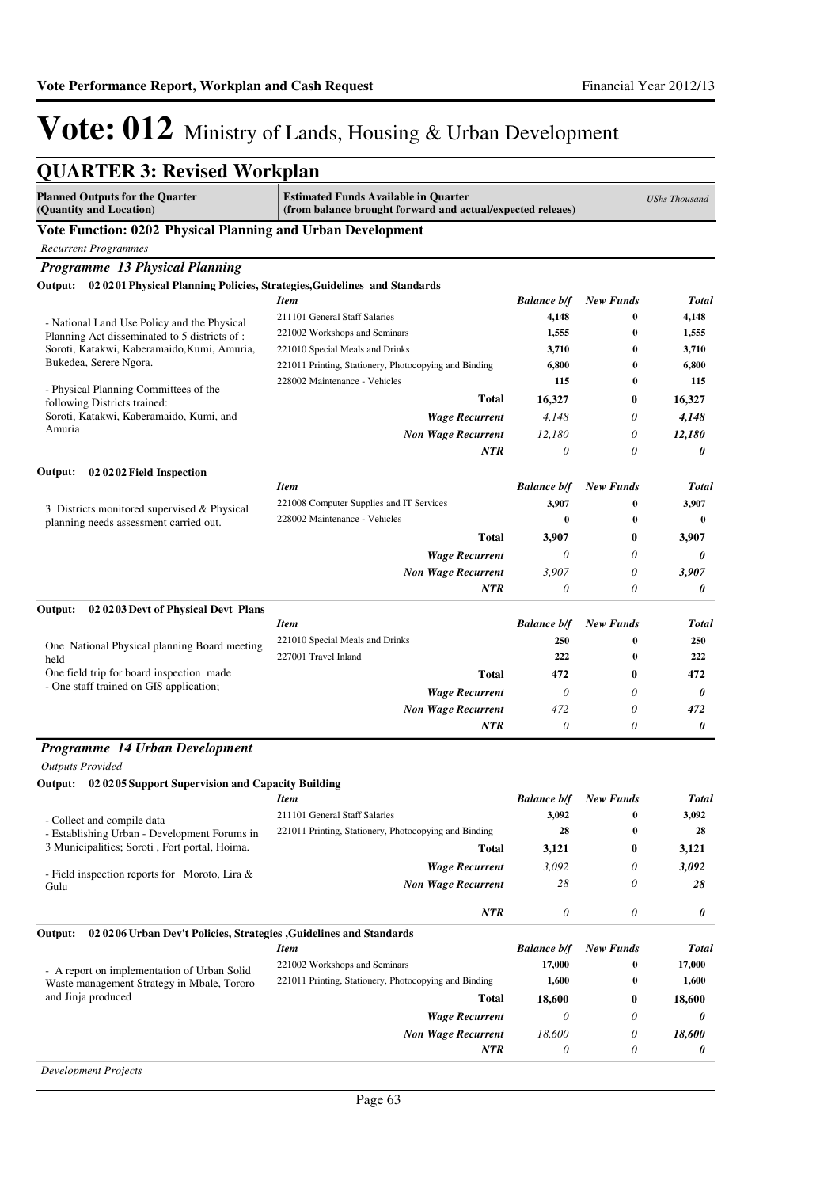# Vote: 012 Ministry of Lands, Housing & Urban Development

## QUARTER 3: Revised Workplan

| Planned Outputs for the Quarter (Quantity and Location) | Estimated Funds Available in Quarter (from balance brought forward and actual/expected releaes) | | | USh Thousand |
|---|---|---|---|---|

### Vote Function: 0202 Physical Planning and Urban Development

*Recurrent Programmes*

### *Programme 13 Physical Planning*

**Output: 02 02 01 Physical Planning Policies, Strategies,Guidelines and Standards**

| Planned Outputs | Item | Balance b/f | New Funds | Total |
|---|---|---|---|---|
| - National Land Use Policy and the Physical Planning Act disseminated to 5 districts of : Soroti, Katakwi, Kaberamaido,Kumi, Amuria, Bukedea, Serere Ngora. | 211101 General Staff Salaries | 4,148 | 0 | 4,148 |
| - Physical Planning Committees of the following Districts trained: Soroti, Katakwi, Kaberamaido, Kumi, and Amuria | 221002 Workshops and Seminars | 1,555 | 0 | 1,555 |
| | 221010 Special Meals and Drinks | 3,710 | 0 | 3,710 |
| | 221011 Printing, Stationery, Photocopying and Binding | 6,800 | 0 | 6,800 |
| | 228002 Maintenance - Vehicles | 115 | 0 | 115 |
| | **Total** | **16,327** | **0** | **16,327** |
| | *Wage Recurrent* | *4,148* | *0* | ***4,148*** |
| | *Non Wage Recurrent* | *12,180* | *0* | ***12,180*** |
| | *NTR* | *0* | *0* | ***0*** |

**Output: 02 02 02 Field Inspection**

| Planned Outputs | Item | Balance b/f | New Funds | Total |
|---|---|---|---|---|
| 3 Districts monitored supervised & Physical planning needs assessment carried out. | 221008 Computer Supplies and IT Services | 3,907 | 0 | 3,907 |
| | 228002 Maintenance - Vehicles | 0 | 0 | 0 |
| | **Total** | **3,907** | **0** | **3,907** |
| | *Wage Recurrent* | *0* | *0* | ***0*** |
| | *Non Wage Recurrent* | *3,907* | *0* | ***3,907*** |
| | *NTR* | *0* | *0* | ***0*** |

**Output: 02 02 03 Devt of Physical Devt Plans**

| Planned Outputs | Item | Balance b/f | New Funds | Total |
|---|---|---|---|---|
| One National Physical planning Board meeting held | 221010 Special Meals and Drinks | 250 | 0 | 250 |
| One field trip for board inspection made | 227001 Travel Inland | 222 | 0 | 222 |
| - One staff trained on GIS application; | **Total** | **472** | **0** | **472** |
| | *Wage Recurrent* | *0* | *0* | ***0*** |
| | *Non Wage Recurrent* | *472* | *0* | ***472*** |
| | *NTR* | *0* | *0* | ***0*** |

### *Programme 14 Urban Development*

*Outputs Provided*

**Output: 02 02 05 Support Supervision and Capacity Building**

| Planned Outputs | Item | Balance b/f | New Funds | Total |
|---|---|---|---|---|
| - Collect and compile data | 211101 General Staff Salaries | 3,092 | 0 | 3,092 |
| - Establishing Urban - Development Forums in 3 Municipalities; Soroti , Fort portal, Hoima. | 221011 Printing, Stationery, Photocopying and Binding | 28 | 0 | 28 |
| - Field inspection reports for Moroto, Lira & Gulu | **Total** | **3,121** | **0** | **3,121** |
| | *Wage Recurrent* | *3,092* | *0* | ***3,092*** |
| | *Non Wage Recurrent* | *28* | *0* | ***28*** |
| | *NTR* | *0* | *0* | ***0*** |

**Output: 02 02 06 Urban Dev't Policies, Strategies ,Guidelines and Standards**

| Planned Outputs | Item | Balance b/f | New Funds | Total |
|---|---|---|---|---|
| - A report on implementation of Urban Solid Waste management Strategy in Mbale, Tororo and Jinja produced | 221002 Workshops and Seminars | 17,000 | 0 | 17,000 |
| | 221011 Printing, Stationery, Photocopying and Binding | 1,600 | 0 | 1,600 |
| | **Total** | **18,600** | **0** | **18,600** |
| | *Wage Recurrent* | *0* | *0* | ***0*** |
| | *Non Wage Recurrent* | *18,600* | *0* | ***18,600*** |
| | *NTR* | *0* | *0* | ***0*** |

*Development Projects*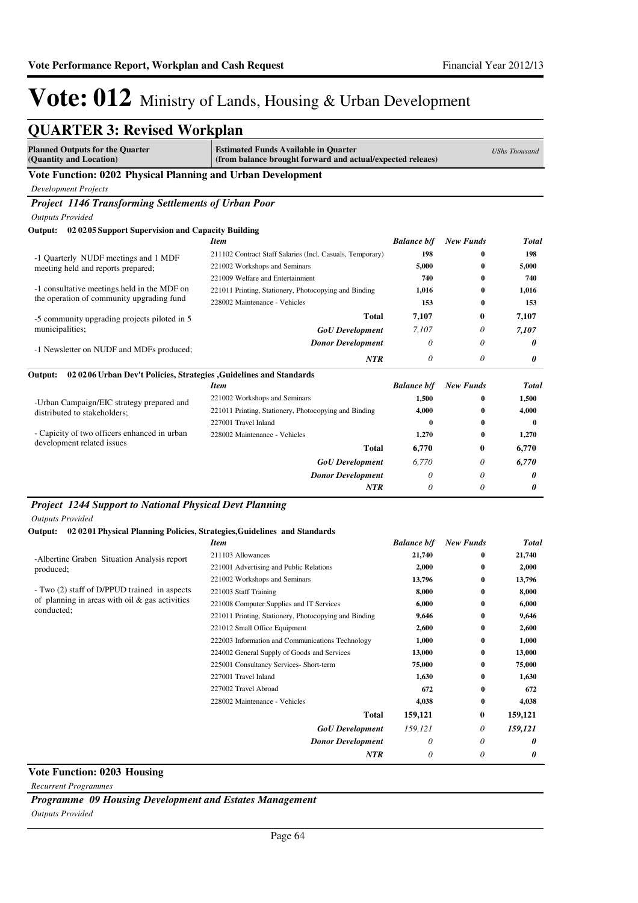# Vote: 012 Ministry of Lands, Housing & Urban Development

## QUARTER 3: Revised Workplan

| **Planned Outputs for the Quarter (Quantity and Location)** | **Estimated Funds Available in Quarter (from balance brought forward and actual/expected releaes)** | | | *UShs Thousand* |
|---|---|---|---|---|

### Vote Function: 0202 Physical Planning and Urban Development

*Development Projects*

#### *Project 1146 Transforming Settlements of Urban Poor*

*Outputs Provided*

**Output: 02 02 05 Support Supervision and Capacity Building**

| | *Item* | *Balance b/f* | *New Funds* | *Total* |
|---|---|---|---|---|
| -1 Quarterly NUDF meetings and 1 MDF meeting held and reports prepared; | 211102 Contract Staff Salaries (Incl. Casuals, Temporary) | 198 | 0 | 198 |
| | 221002 Workshops and Seminars | 5,000 | 0 | 5,000 |
| -1 consultative meetings held in the MDF on the operation of community upgrading fund | 221009 Welfare and Entertainment | 740 | 0 | 740 |
| | 221011 Printing, Stationery, Photocopying and Binding | 1,016 | 0 | 1,016 |
| -5 community upgrading projects piloted in 5 municipalities; | 228002 Maintenance - Vehicles | 153 | 0 | 153 |
| | **Total** | **7,107** | **0** | **7,107** |
| -1 Newsletter on NUDF and MDFs produced; | ***GoU Development*** | *7,107* | *0* | ***7,107*** |
| | ***Donor Development*** | *0* | *0* | ***0*** |
| | ***NTR*** | *0* | *0* | ***0*** |

**Output: 02 02 06 Urban Dev't Policies, Strategies ,Guidelines and Standards**

| | *Item* | *Balance b/f* | *New Funds* | *Total* |
|---|---|---|---|---|
| -Urban Campaign/EIC strategy prepared and distributed to stakeholders; | 221002 Workshops and Seminars | 1,500 | 0 | 1,500 |
| | 221011 Printing, Stationery, Photocopying and Binding | 4,000 | 0 | 4,000 |
| - Capicity of two officers enhanced in urban development related issues | 227001 Travel Inland | 0 | 0 | 0 |
| | 228002 Maintenance - Vehicles | 1,270 | 0 | 1,270 |
| | **Total** | **6,770** | **0** | **6,770** |
| | ***GoU Development*** | *6,770* | *0* | ***6,770*** |
| | ***Donor Development*** | *0* | *0* | ***0*** |
| | ***NTR*** | *0* | *0* | ***0*** |

#### *Project 1244 Support to National Physical Devt Planning*

*Outputs Provided*

**Output: 02 02 01 Physical Planning Policies, Strategies,Guidelines and Standards**

| | *Item* | *Balance b/f* | *New Funds* | *Total* |
|---|---|---|---|---|
| -Albertine Graben Situation Analysis report produced; | 211103 Allowances | 21,740 | 0 | 21,740 |
| | 221001 Advertising and Public Relations | 2,000 | 0 | 2,000 |
| - Two (2) staff of D/PPUD trained in aspects of planning in areas with oil & gas activities conducted; | 221002 Workshops and Seminars | 13,796 | 0 | 13,796 |
| | 221003 Staff Training | 8,000 | 0 | 8,000 |
| | 221008 Computer Supplies and IT Services | 6,000 | 0 | 6,000 |
| | 221011 Printing, Stationery, Photocopying and Binding | 9,646 | 0 | 9,646 |
| | 221012 Small Office Equipment | 2,600 | 0 | 2,600 |
| | 222003 Information and Communications Technology | 1,000 | 0 | 1,000 |
| | 224002 General Supply of Goods and Services | 13,000 | 0 | 13,000 |
| | 225001 Consultancy Services- Short-term | 75,000 | 0 | 75,000 |
| | 227001 Travel Inland | 1,630 | 0 | 1,630 |
| | 227002 Travel Abroad | 672 | 0 | 672 |
| | 228002 Maintenance - Vehicles | 4,038 | 0 | 4,038 |
| | **Total** | **159,121** | **0** | **159,121** |
| | ***GoU Development*** | *159,121* | *0* | ***159,121*** |
| | ***Donor Development*** | *0* | *0* | ***0*** |
| | ***NTR*** | *0* | *0* | ***0*** |

### Vote Function: 0203 Housing

*Recurrent Programmes*

#### *Programme 09 Housing Development and Estates Management*

*Outputs Provided*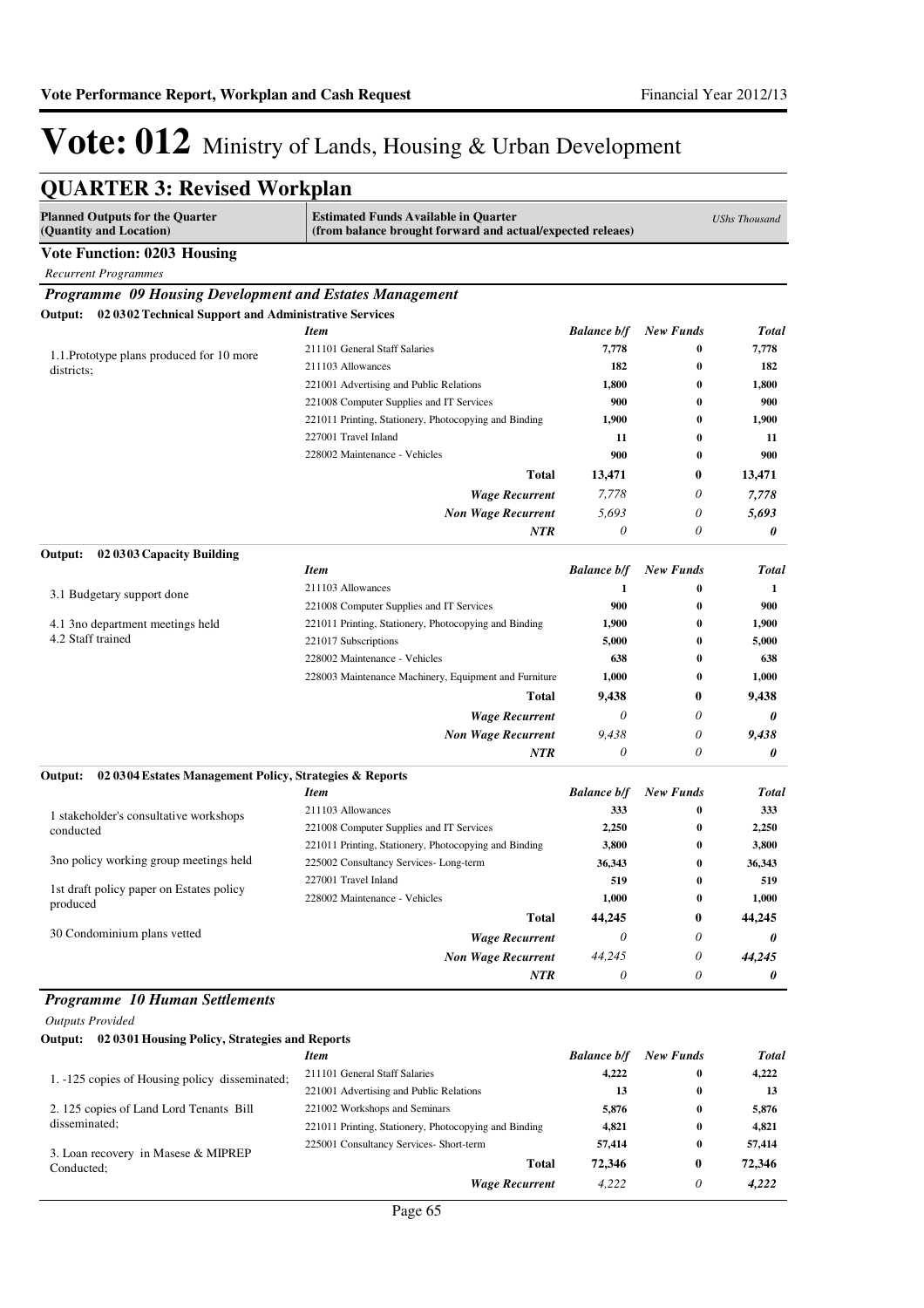# Vote: 012 Ministry of Lands, Housing & Urban Development

## QUARTER 3: Revised Workplan

| Planned Outputs for the Quarter (Quantity and Location) | Estimated Funds Available in Quarter (from balance brought forward and actual/expected releaes) | | | UShs Thousand |
|---|---|---|---|---|

### Vote Function: 0203 Housing

*Recurrent Programmes*

#### *Programme 09 Housing Development and Estates Management*

**Output: 02 0302 Technical Support and Administrative Services**

| | *Item* | *Balance b/f* | *New Funds* | *Total* |
|---|---|---|---|---|
| 1.1.Prototype plans produced for 10 more districts; | 211101 General Staff Salaries | 7,778 | 0 | 7,778 |
| | 211103 Allowances | 182 | 0 | 182 |
| | 221001 Advertising and Public Relations | 1,800 | 0 | 1,800 |
| | 221008 Computer Supplies and IT Services | 900 | 0 | 900 |
| | 221011 Printing, Stationery, Photocopying and Binding | 1,900 | 0 | 1,900 |
| | 227001 Travel Inland | 11 | 0 | 11 |
| | 228002 Maintenance - Vehicles | 900 | 0 | 900 |
| | **Total** | **13,471** | **0** | **13,471** |
| | ***Wage Recurrent*** | *7,778* | *0* | ***7,778*** |
| | ***Non Wage Recurrent*** | *5,693* | *0* | ***5,693*** |
| | ***NTR*** | *0* | *0* | ***0*** |

**Output: 02 0303 Capacity Building**

| | *Item* | *Balance b/f* | *New Funds* | *Total* |
|---|---|---|---|---|
| 3.1 Budgetary support done | 211103 Allowances | 1 | 0 | 1 |
| | 221008 Computer Supplies and IT Services | 900 | 0 | 900 |
| 4.1 3no department meetings held | 221011 Printing, Stationery, Photocopying and Binding | 1,900 | 0 | 1,900 |
| 4.2 Staff trained | 221017 Subscriptions | 5,000 | 0 | 5,000 |
| | 228002 Maintenance - Vehicles | 638 | 0 | 638 |
| | 228003 Maintenance Machinery, Equipment and Furniture | 1,000 | 0 | 1,000 |
| | **Total** | **9,438** | **0** | **9,438** |
| | ***Wage Recurrent*** | *0* | *0* | ***0*** |
| | ***Non Wage Recurrent*** | *9,438* | *0* | ***9,438*** |
| | ***NTR*** | *0* | *0* | ***0*** |

**Output: 02 0304 Estates Management Policy, Strategies & Reports**

| | *Item* | *Balance b/f* | *New Funds* | *Total* |
|---|---|---|---|---|
| 1 stakeholder's consultative workshops conducted | 211103 Allowances | 333 | 0 | 333 |
| | 221008 Computer Supplies and IT Services | 2,250 | 0 | 2,250 |
| | 221011 Printing, Stationery, Photocopying and Binding | 3,800 | 0 | 3,800 |
| 3no policy working group meetings held | 225002 Consultancy Services- Long-term | 36,343 | 0 | 36,343 |
| | 227001 Travel Inland | 519 | 0 | 519 |
| 1st draft policy paper on Estates policy produced | 228002 Maintenance - Vehicles | 1,000 | 0 | 1,000 |
| | **Total** | **44,245** | **0** | **44,245** |
| 30 Condominium plans vetted | ***Wage Recurrent*** | *0* | *0* | ***0*** |
| | ***Non Wage Recurrent*** | *44,245* | *0* | ***44,245*** |
| | ***NTR*** | *0* | *0* | ***0*** |

#### *Programme 10 Human Settlements*

*Outputs Provided*

**Output: 02 0301 Housing Policy, Strategies and Reports**

| | *Item* | *Balance b/f* | *New Funds* | *Total* |
|---|---|---|---|---|
| 1. -125 copies of Housing policy disseminated; | 211101 General Staff Salaries | 4,222 | 0 | 4,222 |
| | 221001 Advertising and Public Relations | 13 | 0 | 13 |
| 2. 125 copies of Land Lord Tenants Bill disseminated; | 221002 Workshops and Seminars | 5,876 | 0 | 5,876 |
| | 221011 Printing, Stationery, Photocopying and Binding | 4,821 | 0 | 4,821 |
| 3. Loan recovery in Masese & MIPREP Conducted; | 225001 Consultancy Services- Short-term | 57,414 | 0 | 57,414 |
| | **Total** | **72,346** | **0** | **72,346** |
| | ***Wage Recurrent*** | *4,222* | *0* | ***4,222*** |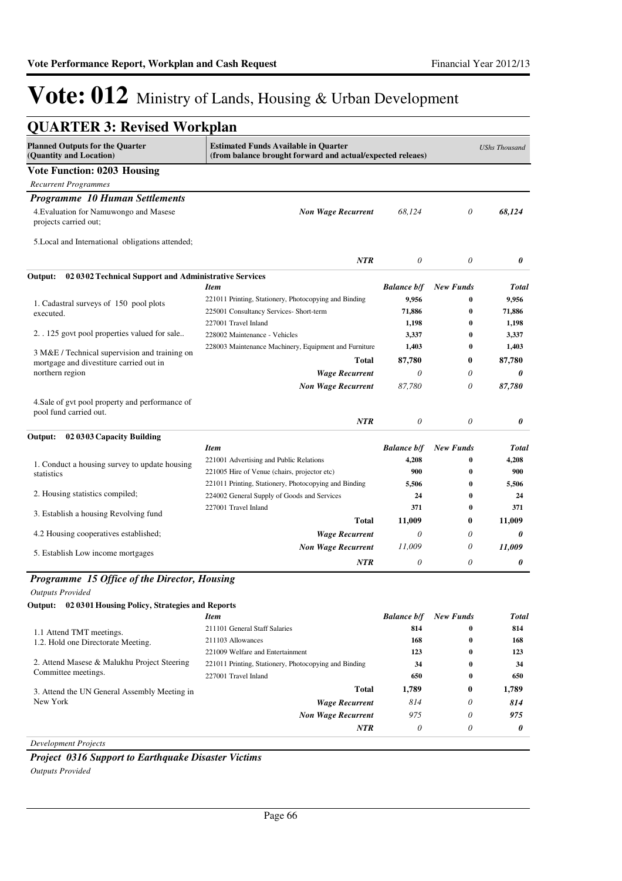# Vote: 012 Ministry of Lands, Housing & Urban Development

## QUARTER 3: Revised Workplan

| Planned Outputs for the Quarter (Quantity and Location) | Estimated Funds Available in Quarter (from balance brought forward and actual/expected releaes) | | | UShs Thousand |
|---|---|---|---|---|

### Vote Function: 0203 Housing

*Recurrent Programmes*

#### *Programme 10 Human Settlements*

| Planned Outputs | | Balance b/f | New Funds | Total |
|---|---|---|---|---|
| 4.Evaluation for Namuwongo and Masese projects carried out;<br><br>5.Local and International obligations attended; | ***Non Wage Recurrent*** | *68,124* | *0* | ***68,124*** |
| | ***NTR*** | *0* | *0* | ***0*** |

**Output: 02 0302 Technical Support and Administrative Services**

| Planned Outputs | *Item* | *Balance b/f* | *New Funds* | *Total* |
|---|---|---|---|---|
| 1. Cadastral surveys of 150 pool plots executed.<br><br>2. . 125 govt pool properties valued for sale..<br><br>3 M&E / Technical supervision and training on mortgage and divestiture carried out in northern region<br><br>4.Sale of gvt pool property and performance of pool fund carried out. | 221011 Printing, Stationery, Photocopying and Binding | **9,956** | **0** | **9,956** |
| | 225001 Consultancy Services- Short-term | **71,886** | **0** | **71,886** |
| | 227001 Travel Inland | **1,198** | **0** | **1,198** |
| | 228002 Maintenance - Vehicles | **3,337** | **0** | **3,337** |
| | 228003 Maintenance Machinery, Equipment and Furniture | **1,403** | **0** | **1,403** |
| | **Total** | **87,780** | **0** | **87,780** |
| | ***Wage Recurrent*** | *0* | *0* | ***0*** |
| | ***Non Wage Recurrent*** | *87,780* | *0* | ***87,780*** |
| | ***NTR*** | *0* | *0* | ***0*** |

**Output: 02 0303 Capacity Building**

| Planned Outputs | *Item* | *Balance b/f* | *New Funds* | *Total* |
|---|---|---|---|---|
| 1. Conduct a housing survey to update housing statistics<br><br>2. Housing statistics compiled;<br><br>3. Establish a housing Revolving fund<br><br>4.2 Housing cooperatives established;<br><br>5. Establish Low income mortgages | 221001 Advertising and Public Relations | **4,208** | **0** | **4,208** |
| | 221005 Hire of Venue (chairs, projector etc) | **900** | **0** | **900** |
| | 221011 Printing, Stationery, Photocopying and Binding | **5,506** | **0** | **5,506** |
| | 224002 General Supply of Goods and Services | **24** | **0** | **24** |
| | 227001 Travel Inland | **371** | **0** | **371** |
| | **Total** | **11,009** | **0** | **11,009** |
| | ***Wage Recurrent*** | *0* | *0* | ***0*** |
| | ***Non Wage Recurrent*** | *11,009* | *0* | ***11,009*** |
| | ***NTR*** | *0* | *0* | ***0*** |

#### *Programme 15 Office of the Director, Housing*

*Outputs Provided*

**Output: 02 0301 Housing Policy, Strategies and Reports**

| Planned Outputs | *Item* | *Balance b/f* | *New Funds* | *Total* |
|---|---|---|---|---|
| 1.1 Attend TMT meetings.<br>1.2. Hold one Directorate Meeting.<br><br>2. Attend Masese & Malukhu Project Steering Committee meetings.<br><br>3. Attend the UN General Assembly Meeting in New York | 211101 General Staff Salaries | **814** | **0** | **814** |
| | 211103 Allowances | **168** | **0** | **168** |
| | 221009 Welfare and Entertainment | **123** | **0** | **123** |
| | 221011 Printing, Stationery, Photocopying and Binding | **34** | **0** | **34** |
| | 227001 Travel Inland | **650** | **0** | **650** |
| | **Total** | **1,789** | **0** | **1,789** |
| | ***Wage Recurrent*** | *814* | *0* | ***814*** |
| | ***Non Wage Recurrent*** | *975* | *0* | ***975*** |
| | ***NTR*** | *0* | *0* | ***0*** |

*Development Projects*

#### *Project 0316 Support to Earthquake Disaster Victims*

*Outputs Provided*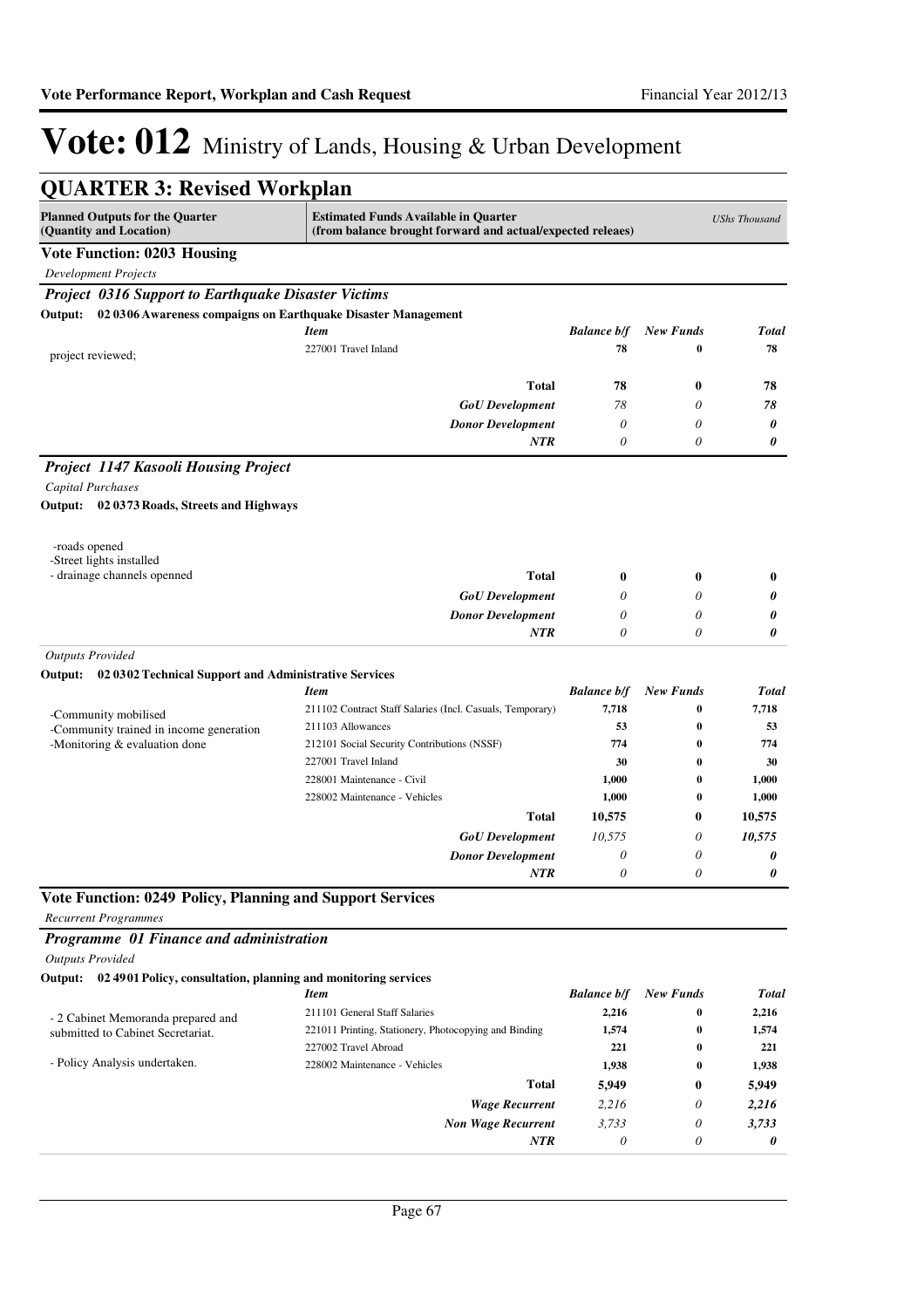# Vote: 012 Ministry of Lands, Housing & Urban Development

## QUARTER 3: Revised Workplan

| Planned Outputs for the Quarter (Quantity and Location) | Estimated Funds Available in Quarter (from balance brought forward and actual/expected releaes) | | | UShs Thousand |
|---|---|---|---|---|

### Vote Function: 0203 Housing

*Development Projects*

#### *Project 0316 Support to Earthquake Disaster Victims*

**Output: 02 0306 Awareness compaigns on Earthquake Disaster Management**

| | Item | Balance b/f | New Funds | Total |
|---|---|---|---|---|
| project reviewed; | 227001 Travel Inland | 78 | 0 | 78 |
| | **Total** | **78** | **0** | **78** |
| | *GoU Development* | *78* | *0* | ***78*** |
| | *Donor Development* | *0* | *0* | ***0*** |
| | *NTR* | *0* | *0* | ***0*** |

#### *Project 1147 Kasooli Housing Project*

*Capital Purchases*

**Output: 02 0373 Roads, Streets and Highways**

| | | Balance b/f | New Funds | Total |
|---|---|---|---|---|
| -roads opened<br>-Street lights installed<br>- drainage channels openned | **Total** | **0** | **0** | **0** |
| | *GoU Development* | *0* | *0* | ***0*** |
| | *Donor Development* | *0* | *0* | ***0*** |
| | *NTR* | *0* | *0* | ***0*** |

*Outputs Provided*

**Output: 02 0302 Technical Support and Administrative Services**

| | Item | Balance b/f | New Funds | Total |
|---|---|---|---|---|
| -Community mobilised<br>-Community trained in income generation<br>-Monitoring & evaluation done | 211102 Contract Staff Salaries (Incl. Casuals, Temporary) | 7,718 | 0 | 7,718 |
| | 211103 Allowances | 53 | 0 | 53 |
| | 212101 Social Security Contributions (NSSF) | 774 | 0 | 774 |
| | 227001 Travel Inland | 30 | 0 | 30 |
| | 228001 Maintenance - Civil | 1,000 | 0 | 1,000 |
| | 228002 Maintenance - Vehicles | 1,000 | 0 | 1,000 |
| | **Total** | **10,575** | **0** | **10,575** |
| | *GoU Development* | *10,575* | *0* | ***10,575*** |
| | *Donor Development* | *0* | *0* | ***0*** |
| | *NTR* | *0* | *0* | ***0*** |

### Vote Function: 0249 Policy, Planning and Support Services

*Recurrent Programmes*

#### *Programme 01 Finance and administration*

*Outputs Provided*

**Output: 02 4901 Policy, consultation, planning and monitoring services**

| | Item | Balance b/f | New Funds | Total |
|---|---|---|---|---|
| - 2 Cabinet Memoranda prepared and submitted to Cabinet Secretariat.<br><br>- Policy Analysis undertaken. | 211101 General Staff Salaries | 2,216 | 0 | 2,216 |
| | 221011 Printing, Stationery, Photocopying and Binding | 1,574 | 0 | 1,574 |
| | 227002 Travel Abroad | 221 | 0 | 221 |
| | 228002 Maintenance - Vehicles | 1,938 | 0 | 1,938 |
| | **Total** | **5,949** | **0** | **5,949** |
| | *Wage Recurrent* | *2,216* | *0* | ***2,216*** |
| | *Non Wage Recurrent* | *3,733* | *0* | ***3,733*** |
| | *NTR* | *0* | *0* | ***0*** |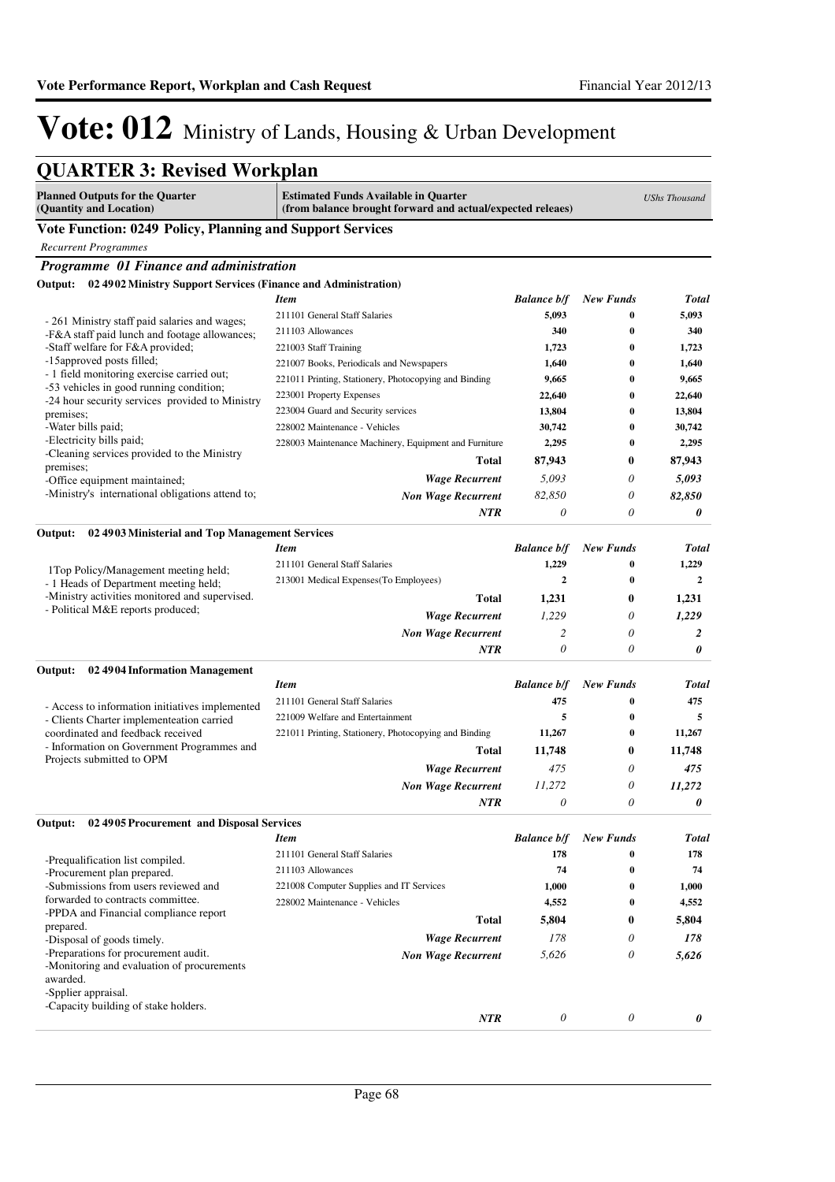# Vote: 012 Ministry of Lands, Housing & Urban Development

## QUARTER 3: Revised Workplan

| Planned Outputs for the Quarter (Quantity and Location) | Estimated Funds Available in Quarter (from balance brought forward and actual/expected releaes) | | | UShs Thousand |
|---|---|---|---|---|

### Vote Function: 0249 Policy, Planning and Support Services

*Recurrent Programmes*

#### *Programme 01 Finance and administration*

**Output: 02 4902 Ministry Support Services (Finance and Administration)**

| Planned Outputs | *Item* | *Balance b/f* | *New Funds* | *Total* |
|---|---|---|---|---|
| - 261 Ministry staff paid salaries and wages;<br>-F&A staff paid lunch and footage allowances;<br>-Staff welfare for F&A provided;<br>-15approved posts filled;<br>- 1 field monitoring exercise carried out;<br>-53 vehicles in good running condition;<br>-24 hour security services provided to Ministry premises;<br>-Water bills paid;<br>-Electricity bills paid;<br>-Cleaning services provided to the Ministry premises;<br>-Office equipment maintained;<br>-Ministry's international obligations attend to; | 211101 General Staff Salaries | 5,093 | 0 | 5,093 |
| | 211103 Allowances | 340 | 0 | 340 |
| | 221003 Staff Training | 1,723 | 0 | 1,723 |
| | 221007 Books, Periodicals and Newspapers | 1,640 | 0 | 1,640 |
| | 221011 Printing, Stationery, Photocopying and Binding | 9,665 | 0 | 9,665 |
| | 223001 Property Expenses | 22,640 | 0 | 22,640 |
| | 223004 Guard and Security services | 13,804 | 0 | 13,804 |
| | 228002 Maintenance - Vehicles | 30,742 | 0 | 30,742 |
| | 228003 Maintenance Machinery, Equipment and Furniture | 2,295 | 0 | 2,295 |
| | **Total** | **87,943** | **0** | **87,943** |
| | ***Wage Recurrent*** | *5,093* | *0* | ***5,093*** |
| | ***Non Wage Recurrent*** | *82,850* | *0* | ***82,850*** |
| | ***NTR*** | *0* | *0* | ***0*** |

**Output: 02 4903 Ministerial and Top Management Services**

| Planned Outputs | *Item* | *Balance b/f* | *New Funds* | *Total* |
|---|---|---|---|---|
| 1Top Policy/Management meeting held;<br>- 1 Heads of Department meeting held;<br>-Ministry activities monitored and supervised.<br>- Political M&E reports produced; | 211101 General Staff Salaries | 1,229 | 0 | 1,229 |
| | 213001 Medical Expenses(To Employees) | 2 | 0 | 2 |
| | **Total** | **1,231** | **0** | **1,231** |
| | ***Wage Recurrent*** | *1,229* | *0* | ***1,229*** |
| | ***Non Wage Recurrent*** | *2* | *0* | ***2*** |
| | ***NTR*** | *0* | *0* | ***0*** |

**Output: 02 4904 Information Management**

| Planned Outputs | *Item* | *Balance b/f* | *New Funds* | *Total* |
|---|---|---|---|---|
| - Access to information initiatives implemented<br>- Clients Charter implementeation carried coordinated and feedback received<br>- Information on Government Programmes and Projects submitted to OPM | 211101 General Staff Salaries | 475 | 0 | 475 |
| | 221009 Welfare and Entertainment | 5 | 0 | 5 |
| | 221011 Printing, Stationery, Photocopying and Binding | 11,267 | 0 | 11,267 |
| | **Total** | **11,748** | **0** | **11,748** |
| | ***Wage Recurrent*** | *475* | *0* | ***475*** |
| | ***Non Wage Recurrent*** | *11,272* | *0* | ***11,272*** |
| | ***NTR*** | *0* | *0* | ***0*** |

**Output: 02 4905 Procurement and Disposal Services**

| Planned Outputs | *Item* | *Balance b/f* | *New Funds* | *Total* |
|---|---|---|---|---|
| -Prequalification list compiled.<br>-Procurement plan prepared.<br>-Submissions from users reviewed and forwarded to contracts committee.<br>-PPDA and Financial compliance report prepared.<br>-Disposal of goods timely.<br>-Preparations for procurement audit.<br>-Monitoring and evaluation of procurements awarded.<br>-Spplier appraisal.<br>-Capacity building of stake holders. | 211101 General Staff Salaries | 178 | 0 | 178 |
| | 211103 Allowances | 74 | 0 | 74 |
| | 221008 Computer Supplies and IT Services | 1,000 | 0 | 1,000 |
| | 228002 Maintenance - Vehicles | 4,552 | 0 | 4,552 |
| | **Total** | **5,804** | **0** | **5,804** |
| | ***Wage Recurrent*** | *178* | *0* | ***178*** |
| | ***Non Wage Recurrent*** | *5,626* | *0* | ***5,626*** |
| | ***NTR*** | *0* | *0* | ***0*** |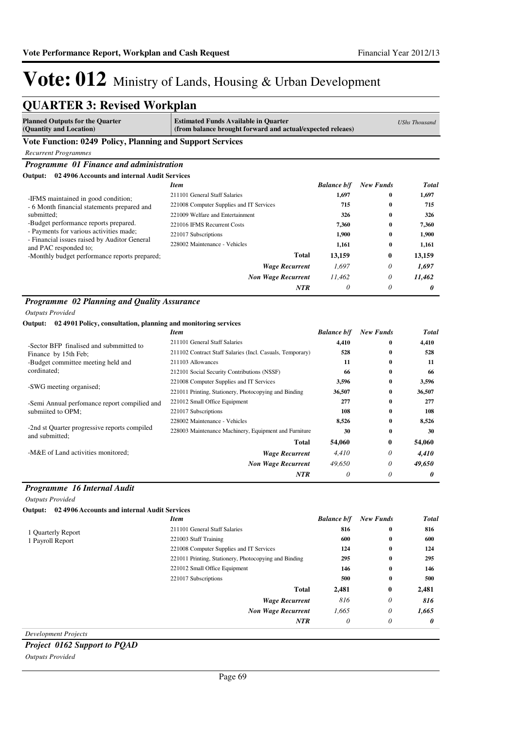# Vote: 012 Ministry of Lands, Housing & Urban Development

## QUARTER 3: Revised Workplan

| Planned Outputs for the Quarter (Quantity and Location) | Estimated Funds Available in Quarter (from balance brought forward and actual/expected releaes) | | | UShs Thousand |
|---|---|---|---|---|

### Vote Function: 0249 Policy, Planning and Support Services

*Recurrent Programmes*

#### *Programme 01 Finance and administration*

**Output: 02 4906 Accounts and internal Audit Services**

| Planned Outputs | Item | Balance b/f | New Funds | Total |
|---|---|---|---|---|
| -IFMS maintained in good condition;<br>- 6 Month financial statements prepared and submitted;<br>-Budget performance reports prepared.<br>- Payments for various activities made;<br>- Financial issues raised by Auditor General and PAC responded to;<br>-Monthly budget performance reports prepared; | 211101 General Staff Salaries | 1,697 | 0 | 1,697 |
| | 221008 Computer Supplies and IT Services | 715 | 0 | 715 |
| | 221009 Welfare and Entertainment | 326 | 0 | 326 |
| | 221016 IFMS Recurrent Costs | 7,360 | 0 | 7,360 |
| | 221017 Subscriptions | 1,900 | 0 | 1,900 |
| | 228002 Maintenance - Vehicles | 1,161 | 0 | 1,161 |
| | **Total** | **13,159** | **0** | **13,159** |
| | *Wage Recurrent* | *1,697* | *0* | *1,697* |
| | *Non Wage Recurrent* | *11,462* | *0* | *11,462* |
| | *NTR* | *0* | *0* | *0* |

#### *Programme 02 Planning and Quality Assurance*

*Outputs Provided*

**Output: 02 4901 Policy, consultation, planning and monitoring services**

| Planned Outputs | Item | Balance b/f | New Funds | Total |
|---|---|---|---|---|
| -Sector BFP finalised and submmitted to Finance by 15th Feb;<br>-Budget committee meeting held and cordinated;<br>-SWG meeting organised;<br>-Semi Annual perfomance report compiled and submiited to OPM;<br>-2nd st Quarter progressive reports compiled and submitted;<br>-M&E of Land activities monitored; | 211101 General Staff Salaries | 4,410 | 0 | 4,410 |
| | 211102 Contract Staff Salaries (Incl. Casuals, Temporary) | 528 | 0 | 528 |
| | 211103 Allowances | 11 | 0 | 11 |
| | 212101 Social Security Contributions (NSSF) | 66 | 0 | 66 |
| | 221008 Computer Supplies and IT Services | 3,596 | 0 | 3,596 |
| | 221011 Printing, Stationery, Photocopying and Binding | 36,507 | 0 | 36,507 |
| | 221012 Small Office Equipment | 277 | 0 | 277 |
| | 221017 Subscriptions | 108 | 0 | 108 |
| | 228002 Maintenance - Vehicles | 8,526 | 0 | 8,526 |
| | 228003 Maintenance Machinery, Equipment and Furniture | 30 | 0 | 30 |
| | **Total** | **54,060** | **0** | **54,060** |
| | *Wage Recurrent* | *4,410* | *0* | *4,410* |
| | *Non Wage Recurrent* | *49,650* | *0* | *49,650* |
| | *NTR* | *0* | *0* | *0* |

#### *Programme 16 Internal Audit*

*Outputs Provided*

**Output: 02 4906 Accounts and internal Audit Services**

| Planned Outputs | Item | Balance b/f | New Funds | Total |
|---|---|---|---|---|
| 1 Quarterly Report<br>1 Payroll Report | 211101 General Staff Salaries | 816 | 0 | 816 |
| | 221003 Staff Training | 600 | 0 | 600 |
| | 221008 Computer Supplies and IT Services | 124 | 0 | 124 |
| | 221011 Printing, Stationery, Photocopying and Binding | 295 | 0 | 295 |
| | 221012 Small Office Equipment | 146 | 0 | 146 |
| | 221017 Subscriptions | 500 | 0 | 500 |
| | **Total** | **2,481** | **0** | **2,481** |
| | *Wage Recurrent* | *816* | *0* | *816* |
| | *Non Wage Recurrent* | *1,665* | *0* | *1,665* |
| | *NTR* | *0* | *0* | *0* |

*Development Projects*

#### *Project 0162 Support to PQAD*

*Outputs Provided*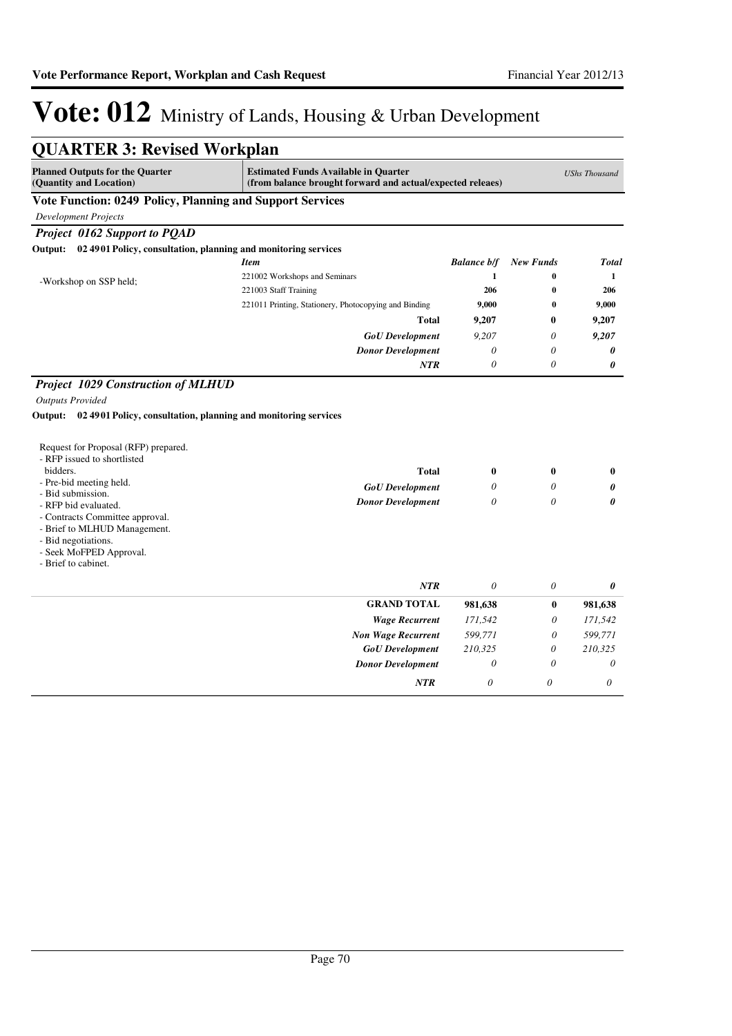# Vote: 012 Ministry of Lands, Housing & Urban Development

## QUARTER 3: Revised Workplan

| Planned Outputs for the Quarter (Quantity and Location) | Estimated Funds Available in Quarter (from balance brought forward and actual/expected releaes) | | | *UShs Thousand* |
|---|---|---|---|---|

### Vote Function: 0249 Policy, Planning and Support Services

*Development Projects*

#### *Project 0162 Support to PQAD*

**Output: 02 4901 Policy, consultation, planning and monitoring services**

| | *Item* | *Balance b/f* | *New Funds* | *Total* |
|---|---|---|---|---|
| -Workshop on SSP held; | 221002 Workshops and Seminars | 1 | 0 | 1 |
| | 221003 Staff Training | 206 | 0 | 206 |
| | 221011 Printing, Stationery, Photocopying and Binding | 9,000 | 0 | 9,000 |
| | **Total** | **9,207** | **0** | **9,207** |
| | *GoU Development* | *9,207* | *0* | ***9,207*** |
| | *Donor Development* | *0* | *0* | ***0*** |
| | *NTR* | *0* | *0* | ***0*** |

#### *Project 1029 Construction of MLHUD*

*Outputs Provided*

**Output: 02 4901 Policy, consultation, planning and monitoring services**

| | | | | |
|---|---|---|---|---|
| Request for Proposal (RFP) prepared.<br>- RFP issued to shortlisted bidders.<br>- Pre-bid meeting held.<br>- Bid submission.<br>- RFP bid evaluated.<br>- Contracts Committee approval.<br>- Brief to MLHUD Management.<br>- Bid negotiations.<br>- Seek MoFPED Approval.<br>- Brief to cabinet. | **Total** | **0** | **0** | **0** |
| | *GoU Development* | *0* | *0* | ***0*** |
| | *Donor Development* | *0* | *0* | ***0*** |
| | *NTR* | *0* | *0* | ***0*** |

| | Balance b/f | New Funds | Total |
|---|---|---|---|
| **GRAND TOTAL** | **981,638** | **0** | **981,638** |
| *Wage Recurrent* | *171,542* | *0* | *171,542* |
| *Non Wage Recurrent* | *599,771* | *0* | *599,771* |
| *GoU Development* | *210,325* | *0* | *210,325* |
| *Donor Development* | *0* | *0* | *0* |
| *NTR* | *0* | *0* | *0* |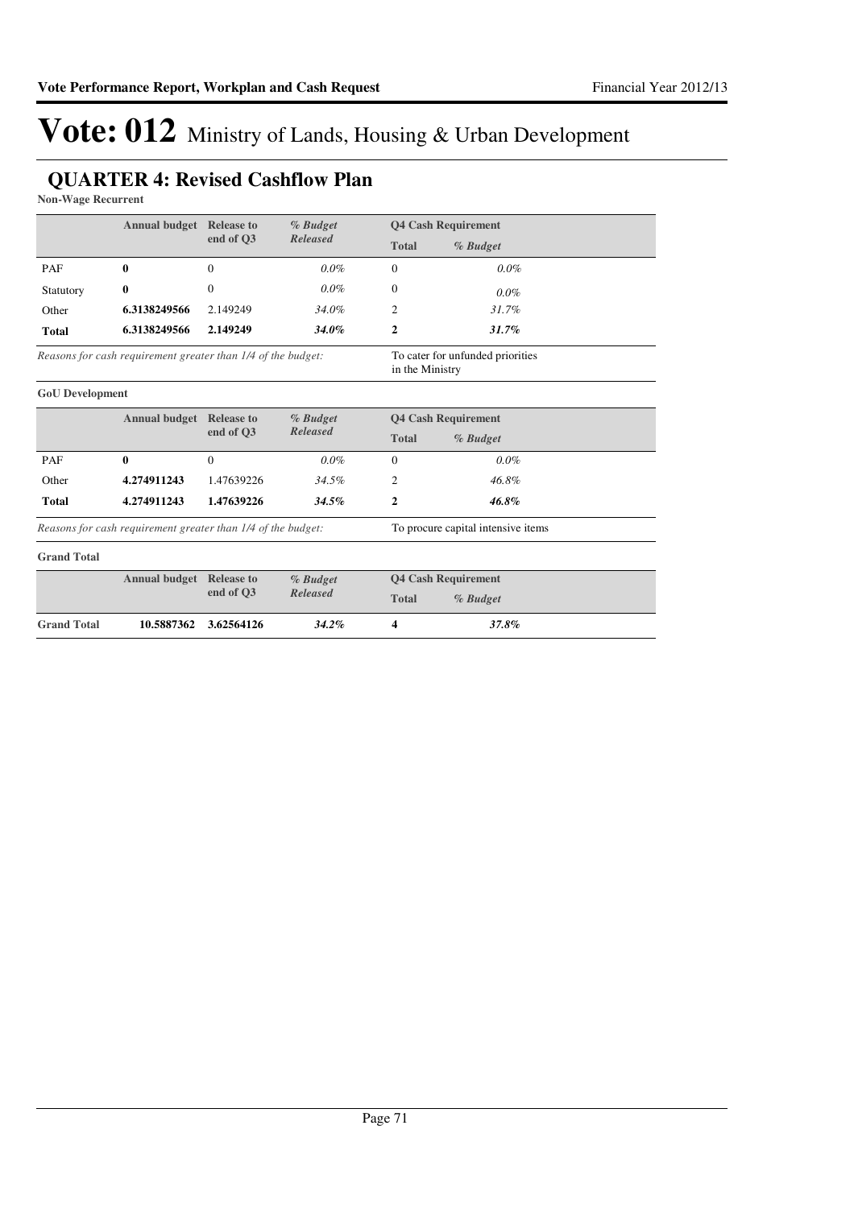# Vote: 012 Ministry of Lands, Housing & Urban Development

## QUARTER 4: Revised Cashflow Plan

**Non-Wage Recurrent**

| | Annual budget | Release to end of Q3 | *% Budget Released* | Q4 Cash Requirement | |
|---|---|---|---|---|---|
| | | | | **Total** | ***% Budget*** |
| PAF | **0** | 0 | *0.0%* | 0 | *0.0%* |
| Statutory | **0** | 0 | *0.0%* | 0 | *0.0%* |
| Other | **6.3138249566** | 2.149249 | *34.0%* | 2 | *31.7%* |
| **Total** | **6.3138249566** | **2.149249** | ***34.0%*** | **2** | ***31.7%*** |
| *Reasons for cash requirement greater than 1/4 of the budget:* | | | | To cater for unfunded priorities in the Ministry | |

**GoU Development**

| | Annual budget | Release to end of Q3 | *% Budget Released* | Q4 Cash Requirement | |
|---|---|---|---|---|---|
| | | | | **Total** | ***% Budget*** |
| PAF | **0** | 0 | *0.0%* | 0 | *0.0%* |
| Other | **4.274911243** | 1.47639226 | *34.5%* | 2 | *46.8%* |
| **Total** | **4.274911243** | **1.47639226** | ***34.5%*** | **2** | ***46.8%*** |
| *Reasons for cash requirement greater than 1/4 of the budget:* | | | | To procure capital intensive items | |

**Grand Total**

| | Annual budget | Release to end of Q3 | *% Budget Released* | Q4 Cash Requirement | |
|---|---|---|---|---|---|
| | | | | **Total** | ***% Budget*** |
| **Grand Total** | **10.5887362** | **3.62564126** | ***34.2%*** | **4** | ***37.8%*** |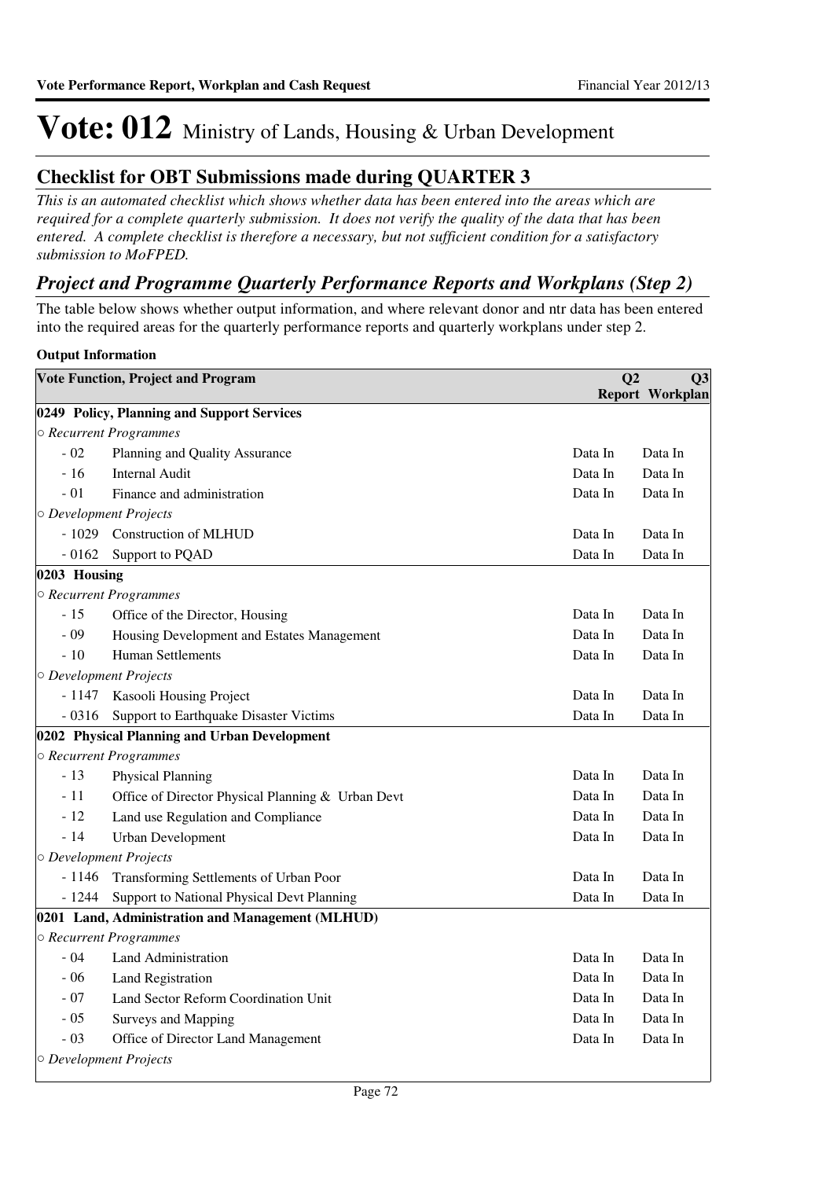# Vote: 012 Ministry of Lands, Housing & Urban Development

## Checklist for OBT Submissions made during QUARTER 3

*This is an automated checklist which shows whether data has been entered into the areas which are required for a complete quarterly submission. It does not verify the quality of the data that has been entered. A complete checklist is therefore a necessary, but not sufficient condition for a satisfactory submission to MoFPED.*

## *Project and Programme Quarterly Performance Reports and Workplans (Step 2)*

The table below shows whether output information, and where relevant donor and ntr data has been entered into the required areas for the quarterly performance reports and quarterly workplans under step 2.

**Output Information**

| Vote Function, Project and Program | | Q2 Report | Q3 Workplan |
|---|---|---|---|
| **0249 Policy, Planning and Support Services** | | | |
| *○ Recurrent Programmes* | | | |
| - 02 | Planning and Quality Assurance | Data In | Data In |
| - 16 | Internal Audit | Data In | Data In |
| - 01 | Finance and administration | Data In | Data In |
| *○ Development Projects* | | | |
| - 1029 | Construction of MLHUD | Data In | Data In |
| - 0162 | Support to PQAD | Data In | Data In |
| **0203 Housing** | | | |
| *○ Recurrent Programmes* | | | |
| - 15 | Office of the Director, Housing | Data In | Data In |
| - 09 | Housing Development and Estates Management | Data In | Data In |
| - 10 | Human Settlements | Data In | Data In |
| *○ Development Projects* | | | |
| - 1147 | Kasooli Housing Project | Data In | Data In |
| - 0316 | Support to Earthquake Disaster Victims | Data In | Data In |
| **0202 Physical Planning and Urban Development** | | | |
| *○ Recurrent Programmes* | | | |
| - 13 | Physical Planning | Data In | Data In |
| - 11 | Office of Director Physical Planning & Urban Devt | Data In | Data In |
| - 12 | Land use Regulation and Compliance | Data In | Data In |
| - 14 | Urban Development | Data In | Data In |
| *○ Development Projects* | | | |
| - 1146 | Transforming Settlements of Urban Poor | Data In | Data In |
| - 1244 | Support to National Physical Devt Planning | Data In | Data In |
| **0201 Land, Administration and Management (MLHUD)** | | | |
| *○ Recurrent Programmes* | | | |
| - 04 | Land Administration | Data In | Data In |
| - 06 | Land Registration | Data In | Data In |
| - 07 | Land Sector Reform Coordination Unit | Data In | Data In |
| - 05 | Surveys and Mapping | Data In | Data In |
| - 03 | Office of Director Land Management | Data In | Data In |
| *○ Development Projects* | | | |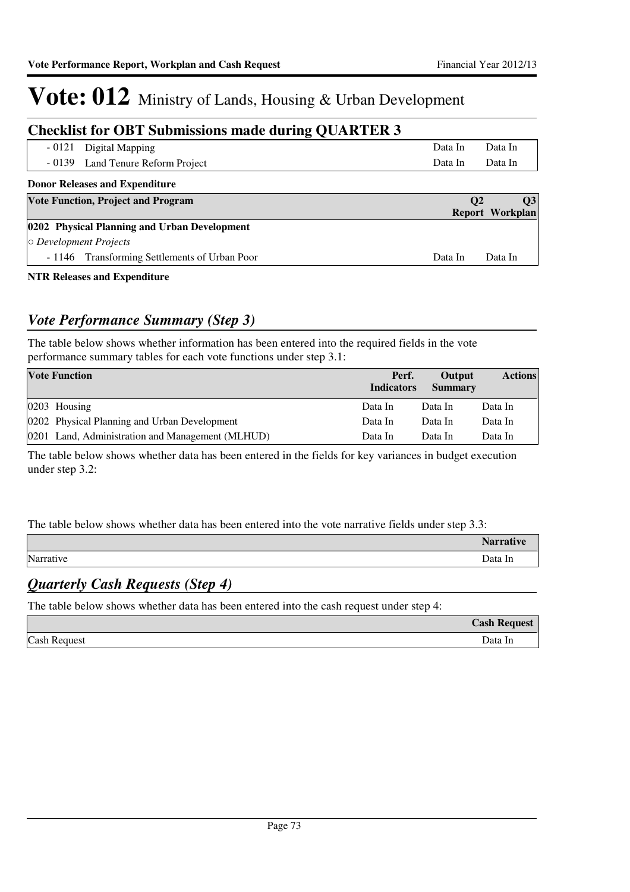# Vote: 012 Ministry of Lands, Housing & Urban Development

## Checklist for OBT Submissions made during QUARTER 3

| | | |
|---|---|---|
| - 0121 Digital Mapping | Data In | Data In |
| - 0139 Land Tenure Reform Project | Data In | Data In |

**Donor Releases and Expenditure**

| Vote Function, Project and Program | Q2 Report | Q3 Workplan |
|---|---|---|
| **0202 Physical Planning and Urban Development** | | |
| ○ *Development Projects* | | |
| - 1146 Transforming Settlements of Urban Poor | Data In | Data In |

**NTR Releases and Expenditure**

## *Vote Performance Summary (Step 3)*

The table below shows whether information has been entered into the required fields in the vote performance summary tables for each vote functions under step 3.1:

| Vote Function | Perf. Indicators | Output Summary | Actions |
|---|---|---|---|
| 0203 Housing | Data In | Data In | Data In |
| 0202 Physical Planning and Urban Development | Data In | Data In | Data In |
| 0201 Land, Administration and Management (MLHUD) | Data In | Data In | Data In |

The table below shows whether data has been entered in the fields for key variances in budget execution under step 3.2:

The table below shows whether data has been entered into the vote narrative fields under step 3.3:

| | Narrative |
|---|---|
| Narrative | Data In |

## *Quarterly Cash Requests (Step 4)*

The table below shows whether data has been entered into the cash request under step 4:

| | Cash Request |
|---|---|
| Cash Request | Data In |